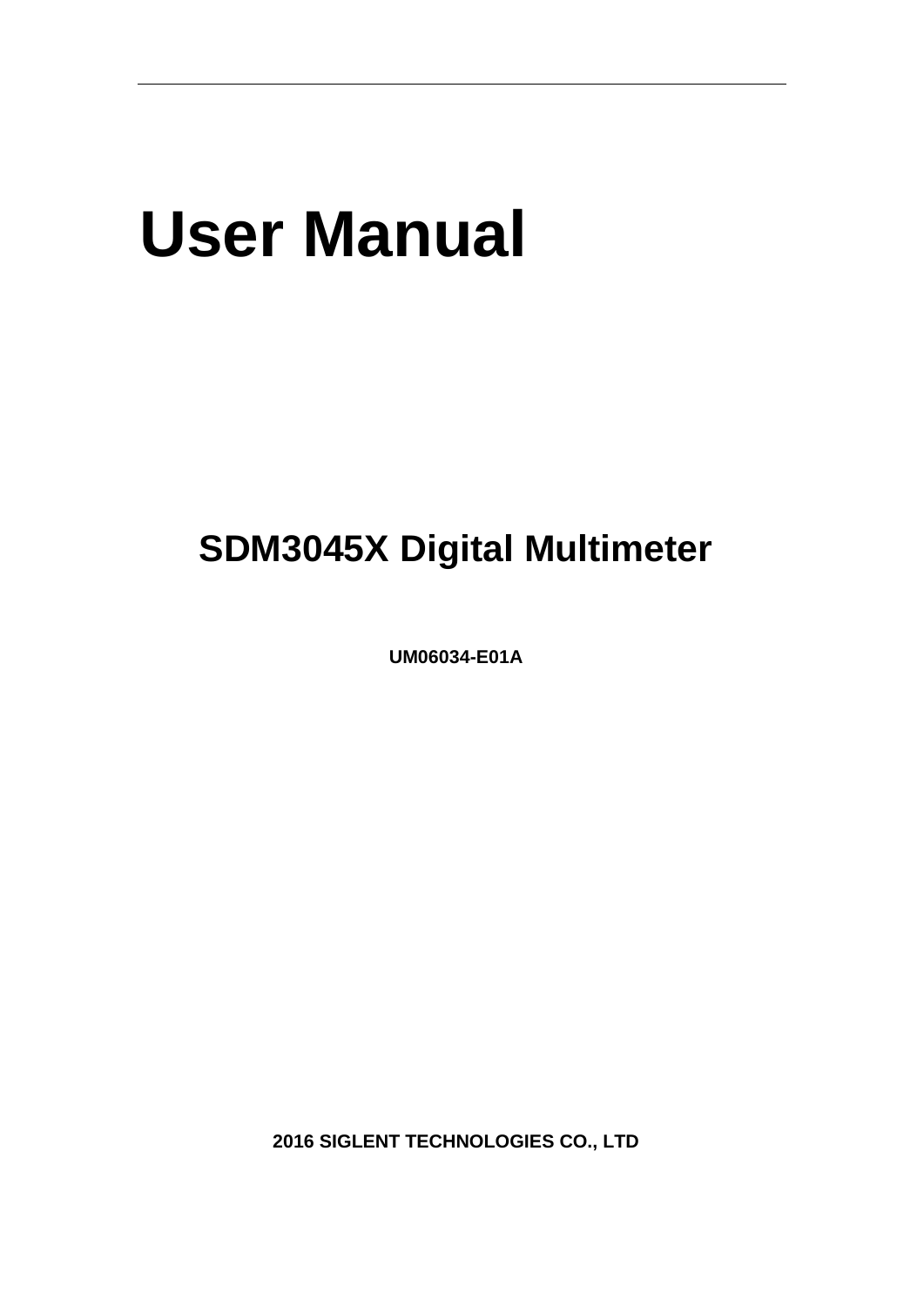# User Manual

## SDM3045X Digital Multimeter

**UM06034-E01A**

**2016 SIGLENT TECHNOLOGIES CO., LTD**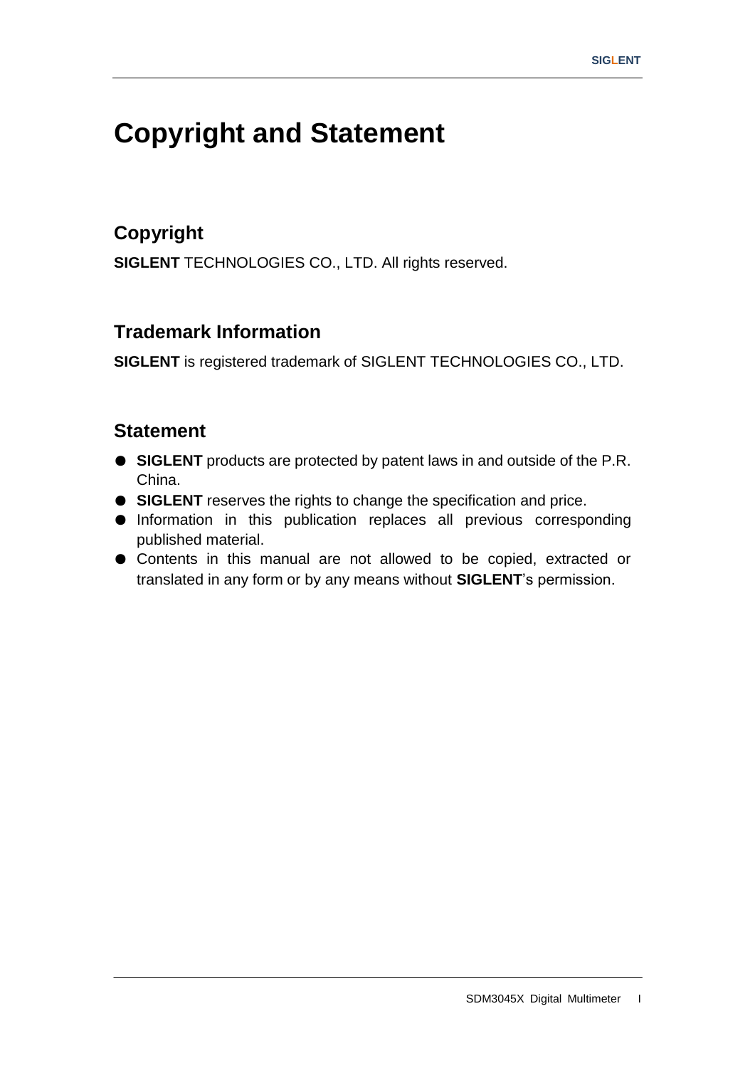# Copyright and Statement

## Copyright

**SIGLENT** TECHNOLOGIES CO., LTD. All rights reserved.

## Trademark Information

**SIGLENT** is registered trademark of SIGLENT TECHNOLOGIES CO., LTD.

## Statement

- **SIGLENT** products are protected by patent laws in and outside of the P.R. China.
- **SIGLENT** reserves the rights to change the specification and price.
- Information in this publication replaces all previous corresponding published material.
- Contents in this manual are not allowed to be copied, extracted or translated in any form or by any means without **SIGLENT**'s permission.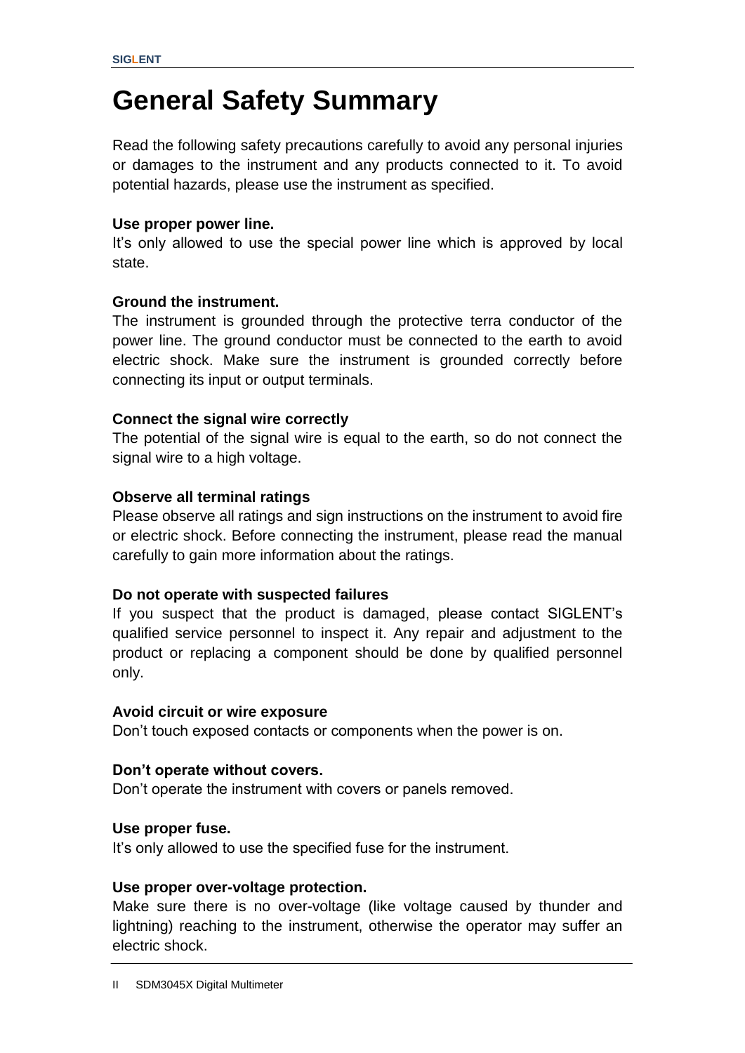# General Safety Summary

Read the following safety precautions carefully to avoid any personal injuries or damages to the instrument and any products connected to it. To avoid potential hazards, please use the instrument as specified.

**Use proper power line.**
It's only allowed to use the special power line which is approved by local state.

**Ground the instrument.**
The instrument is grounded through the protective terra conductor of the power line. The ground conductor must be connected to the earth to avoid electric shock. Make sure the instrument is grounded correctly before connecting its input or output terminals.

**Connect the signal wire correctly**
The potential of the signal wire is equal to the earth, so do not connect the signal wire to a high voltage.

**Observe all terminal ratings**
Please observe all ratings and sign instructions on the instrument to avoid fire or electric shock. Before connecting the instrument, please read the manual carefully to gain more information about the ratings.

**Do not operate with suspected failures**
If you suspect that the product is damaged, please contact SIGLENT's qualified service personnel to inspect it. Any repair and adjustment to the product or replacing a component should be done by qualified personnel only.

**Avoid circuit or wire exposure**
Don't touch exposed contacts or components when the power is on.

**Don't operate without covers.**
Don't operate the instrument with covers or panels removed.

**Use proper fuse.**
It's only allowed to use the specified fuse for the instrument.

**Use proper over-voltage protection.**
Make sure there is no over-voltage (like voltage caused by thunder and lightning) reaching to the instrument, otherwise the operator may suffer an electric shock.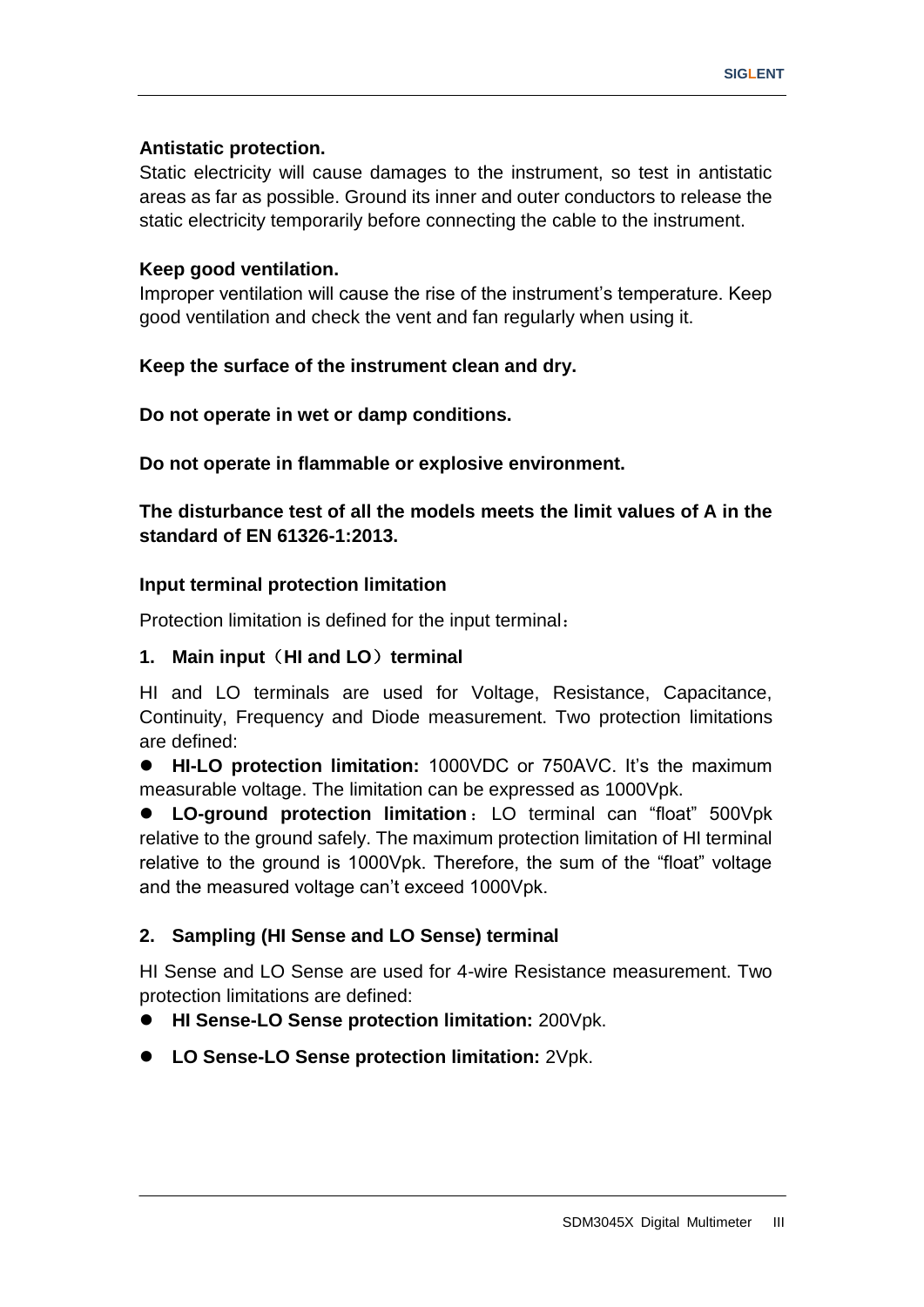**Antistatic protection.**

Static electricity will cause damages to the instrument, so test in antistatic areas as far as possible. Ground its inner and outer conductors to release the static electricity temporarily before connecting the cable to the instrument.

**Keep good ventilation.**

Improper ventilation will cause the rise of the instrument's temperature. Keep good ventilation and check the vent and fan regularly when using it.

**Keep the surface of the instrument clean and dry.**

**Do not operate in wet or damp conditions.**

**Do not operate in flammable or explosive environment.**

**The disturbance test of all the models meets the limit values of A in the standard of EN 61326-1:2013.**

**Input terminal protection limitation**

Protection limitation is defined for the input terminal：

**1. Main input（HI and LO）terminal**

HI and LO terminals are used for Voltage, Resistance, Capacitance, Continuity, Frequency and Diode measurement. Two protection limitations are defined:

- **HI-LO protection limitation:** 1000VDC or 750AVC. It's the maximum measurable voltage. The limitation can be expressed as 1000Vpk.
- **LO-ground protection limitation：** LO terminal can "float" 500Vpk relative to the ground safely. The maximum protection limitation of HI terminal relative to the ground is 1000Vpk. Therefore, the sum of the "float" voltage and the measured voltage can't exceed 1000Vpk.

**2. Sampling (HI Sense and LO Sense) terminal**

HI Sense and LO Sense are used for 4-wire Resistance measurement. Two protection limitations are defined:

- **HI Sense-LO Sense protection limitation:** 200Vpk.
- **LO Sense-LO Sense protection limitation:** 2Vpk.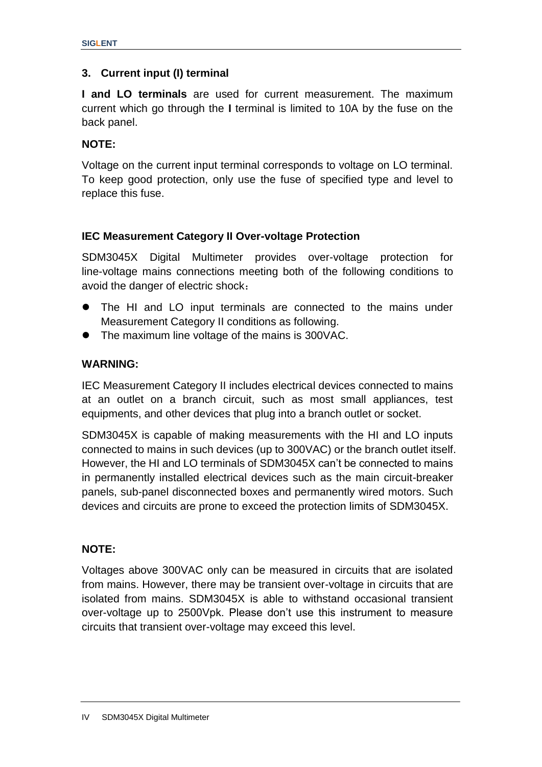### 3. Current input (I) terminal

**I and LO terminals** are used for current measurement. The maximum current which go through the **I** terminal is limited to 10A by the fuse on the back panel.

**NOTE:**

Voltage on the current input terminal corresponds to voltage on LO terminal. To keep good protection, only use the fuse of specified type and level to replace this fuse.

**IEC Measurement Category II Over-voltage Protection**

SDM3045X Digital Multimeter provides over-voltage protection for line-voltage mains connections meeting both of the following conditions to avoid the danger of electric shock：

- The HI and LO input terminals are connected to the mains under Measurement Category II conditions as following.
- The maximum line voltage of the mains is 300VAC.

**WARNING:**

IEC Measurement Category II includes electrical devices connected to mains at an outlet on a branch circuit, such as most small appliances, test equipments, and other devices that plug into a branch outlet or socket.

SDM3045X is capable of making measurements with the HI and LO inputs connected to mains in such devices (up to 300VAC) or the branch outlet itself. However, the HI and LO terminals of SDM3045X can't be connected to mains in permanently installed electrical devices such as the main circuit-breaker panels, sub-panel disconnected boxes and permanently wired motors. Such devices and circuits are prone to exceed the protection limits of SDM3045X.

**NOTE:**

Voltages above 300VAC only can be measured in circuits that are isolated from mains. However, there may be transient over-voltage in circuits that are isolated from mains. SDM3045X is able to withstand occasional transient over-voltage up to 2500Vpk. Please don't use this instrument to measure circuits that transient over-voltage may exceed this level.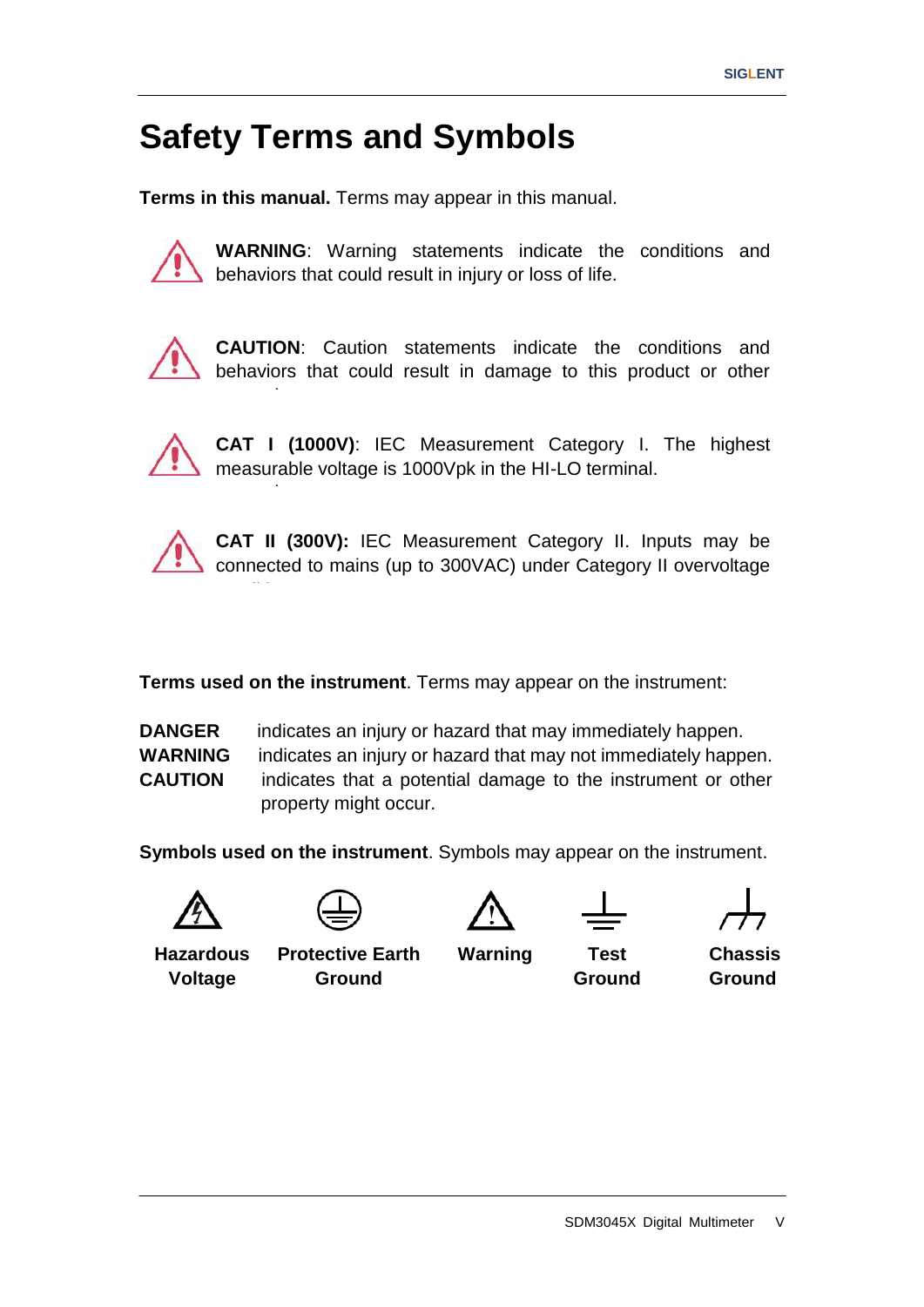# Safety Terms and Symbols

**Terms in this manual.** Terms may appear in this manual.

**WARNING**: Warning statements indicate the conditions and behaviors that could result in injury or loss of life.

**CAUTION**: Caution statements indicate the conditions and behaviors that could result in damage to this product or other

**CAT I (1000V)**: IEC Measurement Category I. The highest measurable voltage is 1000Vpk in the HI-LO terminal.

**CAT II (300V):** IEC Measurement Category II. Inputs may be connected to mains (up to 300VAC) under Category II overvoltage

**Terms used on the instrument**. Terms may appear on the instrument:

**DANGER** indicates an injury or hazard that may immediately happen.
**WARNING** indicates an injury or hazard that may not immediately happen.
**CAUTION** indicates that a potential damage to the instrument or other property might occur.

**Symbols used on the instrument**. Symbols may appear on the instrument.

| Hazardous Voltage | Protective Earth Ground | Warning | Test Ground | Chassis Ground |
|---|---|---|---|---|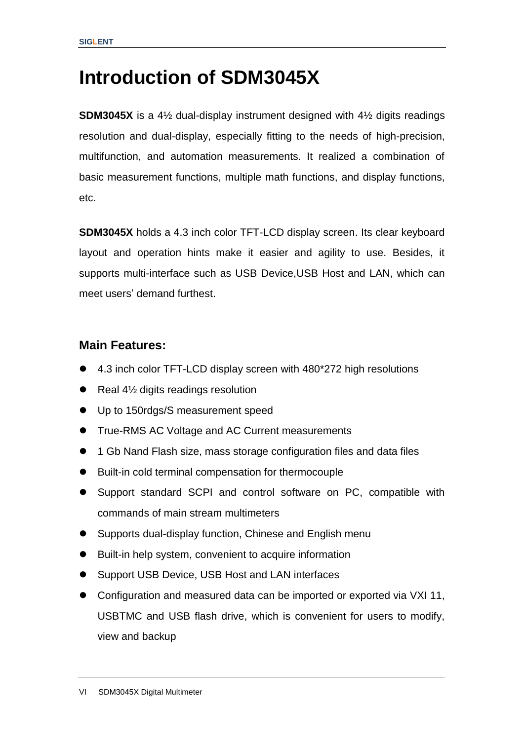# Introduction of SDM3045X

**SDM3045X** is a 4½ dual-display instrument designed with 4½ digits readings resolution and dual-display, especially fitting to the needs of high-precision, multifunction, and automation measurements. It realized a combination of basic measurement functions, multiple math functions, and display functions, etc.

**SDM3045X** holds a 4.3 inch color TFT-LCD display screen. Its clear keyboard layout and operation hints make it easier and agility to use. Besides, it supports multi-interface such as USB Device,USB Host and LAN, which can meet users' demand furthest.

## Main Features:

- 4.3 inch color TFT-LCD display screen with 480*272 high resolutions
- Real 4½ digits readings resolution
- Up to 150rdgs/S measurement speed
- True-RMS AC Voltage and AC Current measurements
- 1 Gb Nand Flash size, mass storage configuration files and data files
- Built-in cold terminal compensation for thermocouple
- Support standard SCPI and control software on PC, compatible with commands of main stream multimeters
- Supports dual-display function, Chinese and English menu
- Built-in help system, convenient to acquire information
- Support USB Device, USB Host and LAN interfaces
- Configuration and measured data can be imported or exported via VXI 11, USBTMC and USB flash drive, which is convenient for users to modify, view and backup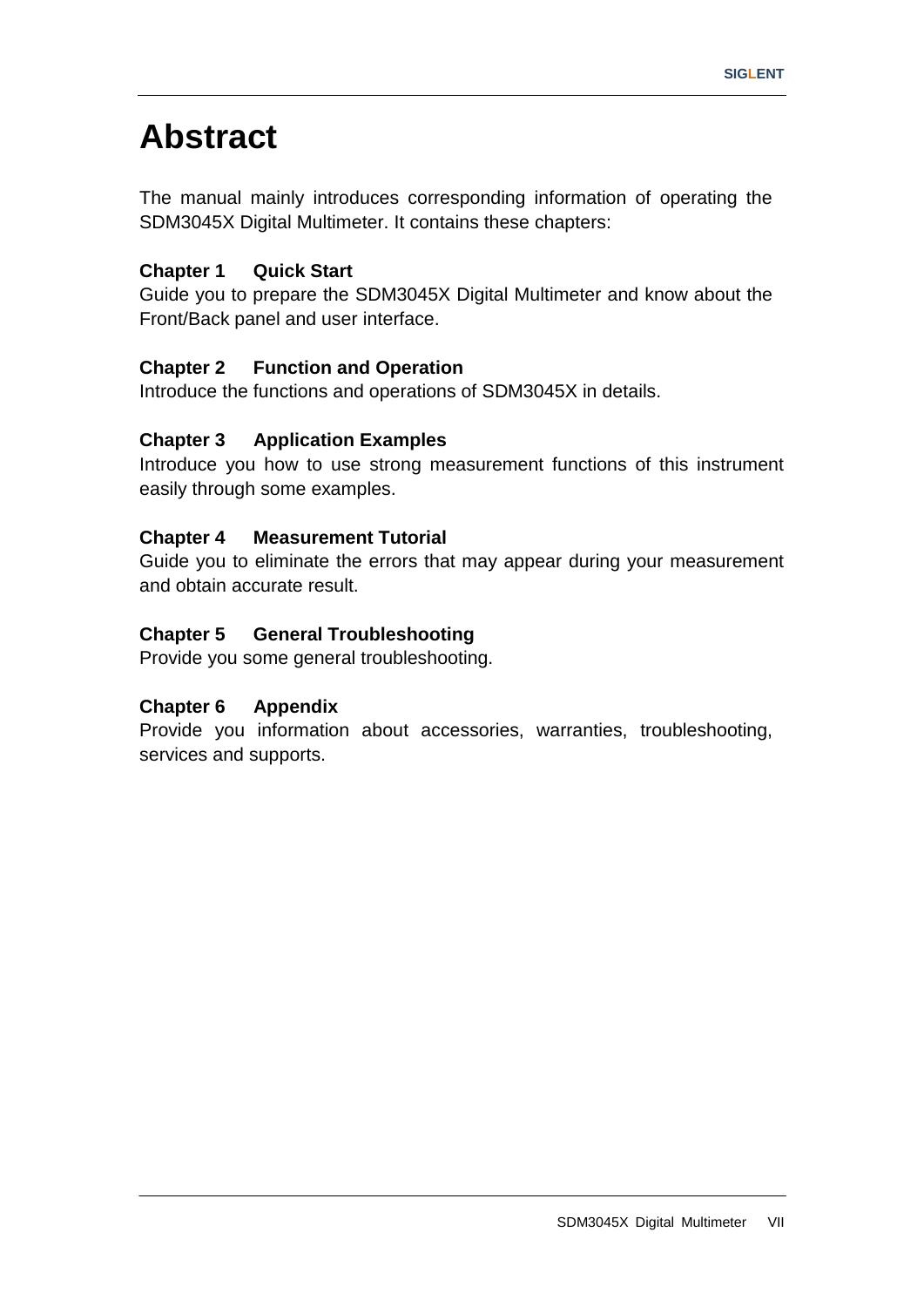# Abstract

The manual mainly introduces corresponding information of operating the SDM3045X Digital Multimeter. It contains these chapters:

**Chapter 1 Quick Start**
Guide you to prepare the SDM3045X Digital Multimeter and know about the Front/Back panel and user interface.

**Chapter 2 Function and Operation**
Introduce the functions and operations of SDM3045X in details.

**Chapter 3 Application Examples**
Introduce you how to use strong measurement functions of this instrument easily through some examples.

**Chapter 4 Measurement Tutorial**
Guide you to eliminate the errors that may appear during your measurement and obtain accurate result.

**Chapter 5 General Troubleshooting**
Provide you some general troubleshooting.

**Chapter 6 Appendix**
Provide you information about accessories, warranties, troubleshooting, services and supports.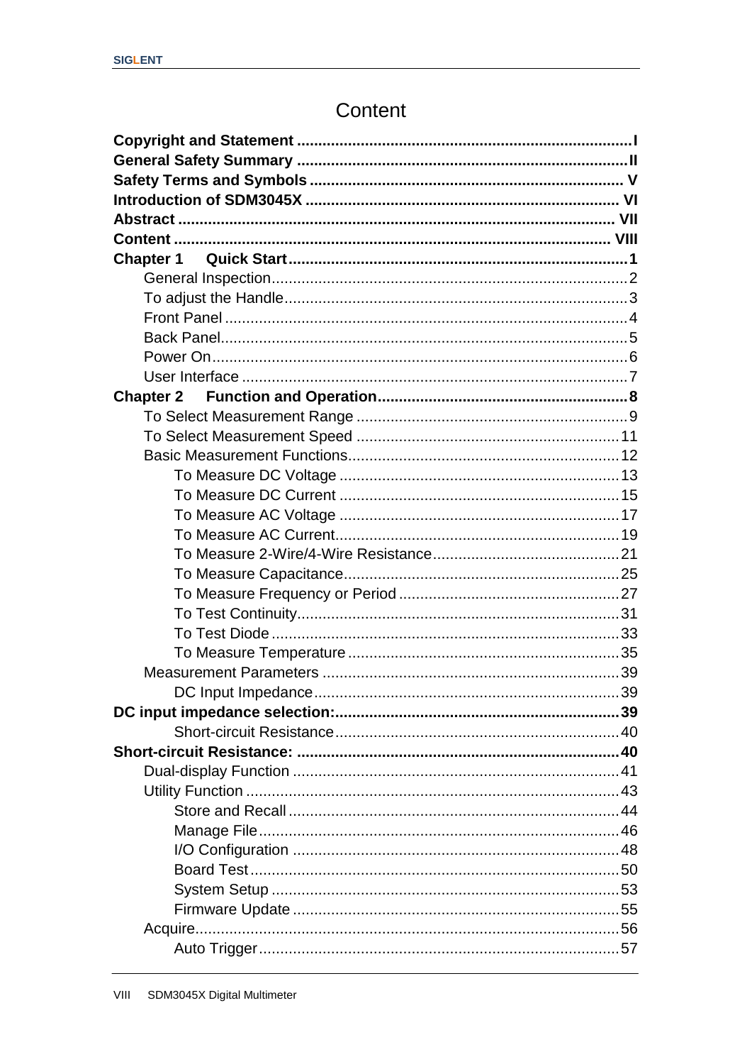# Content

**Copyright and Statement** ........................................................................ **I**
**General Safety Summary** ....................................................................... **II**
**Safety Terms and Symbols** ...................................................................... **V**
**Introduction of SDM3045X** ..................................................................... **VI**
**Abstract** ................................................................................................ **VII**
**Content** ................................................................................................ **VIII**
**Chapter 1 Quick Start** ............................................................................ **1**

- General Inspection ................................................................................ 2
- To adjust the Handle .............................................................................. 3
- Front Panel ............................................................................................ 4
- Back Panel ............................................................................................. 5
- Power On ............................................................................................... 6
- User Interface ........................................................................................ 7

**Chapter 2 Function and Operation** ........................................................ **8**

- To Select Measurement Range .............................................................. 9
- To Select Measurement Speed ............................................................. 11
- Basic Measurement Functions .............................................................. 12
  - To Measure DC Voltage ................................................................. 13
  - To Measure DC Current ................................................................. 15
  - To Measure AC Voltage ................................................................. 17
  - To Measure AC Current .................................................................. 19
  - To Measure 2-Wire/4-Wire Resistance ........................................... 21
  - To Measure Capacitance ................................................................ 25
  - To Measure Frequency or Period ................................................... 27
  - To Test Continuity .......................................................................... 31
  - To Test Diode ................................................................................. 33
  - To Measure Temperature ............................................................... 35
- Measurement Parameters .................................................................... 39
  - DC Input Impedance ....................................................................... 39

**DC input impedance selection:** .............................................................. **39**

  - Short-circuit Resistance .................................................................. 40

**Short-circuit Resistance:** ........................................................................ **40**

- Dual-display Function ........................................................................... 41
- Utility Function ..................................................................................... 43
  - Store and Recall ............................................................................. 44
  - Manage File .................................................................................... 46
  - I/O Configuration ............................................................................ 48
  - Board Test ...................................................................................... 50
  - System Setup ................................................................................. 53
  - Firmware Update ............................................................................ 55
- Acquire ................................................................................................. 56
  - Auto Trigger .................................................................................... 57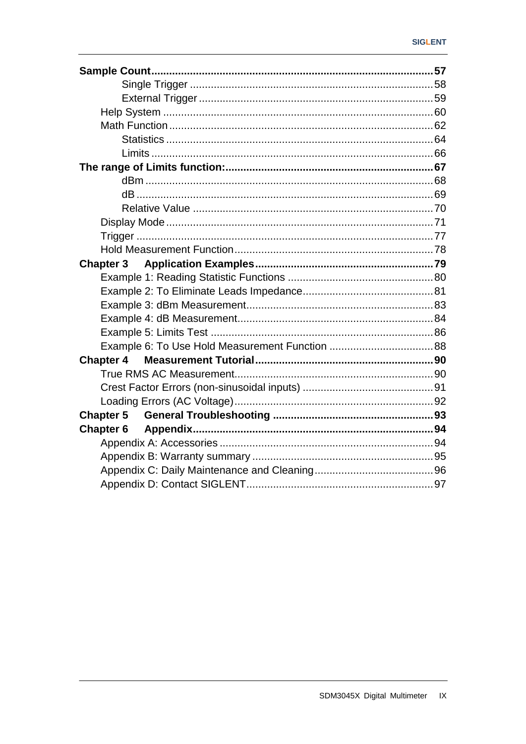**Sample Count** .......... **57**

- Single Trigger .......... 58
- External Trigger .......... 59

Help System .......... 60

Math Function .......... 62

- Statistics .......... 64
- Limits .......... 66

**The range of Limits function:** .......... **67**

- dBm .......... 68
- dB .......... 69
- Relative Value .......... 70

Display Mode .......... 71

Trigger .......... 77

Hold Measurement Function .......... 78

**Chapter 3 Application Examples** .......... **79**

Example 1: Reading Statistic Functions .......... 80

Example 2: To Eliminate Leads Impedance .......... 81

Example 3: dBm Measurement .......... 83

Example 4: dB Measurement .......... 84

Example 5: Limits Test .......... 86

Example 6: To Use Hold Measurement Function .......... 88

**Chapter 4 Measurement Tutorial** .......... **90**

True RMS AC Measurement .......... 90

Crest Factor Errors (non-sinusoidal inputs) .......... 91

Loading Errors (AC Voltage) .......... 92

**Chapter 5 General Troubleshooting** .......... **93**

**Chapter 6 Appendix** .......... **94**

Appendix A: Accessories .......... 94

Appendix B: Warranty summary .......... 95

Appendix C: Daily Maintenance and Cleaning .......... 96

Appendix D: Contact SIGLENT .......... 97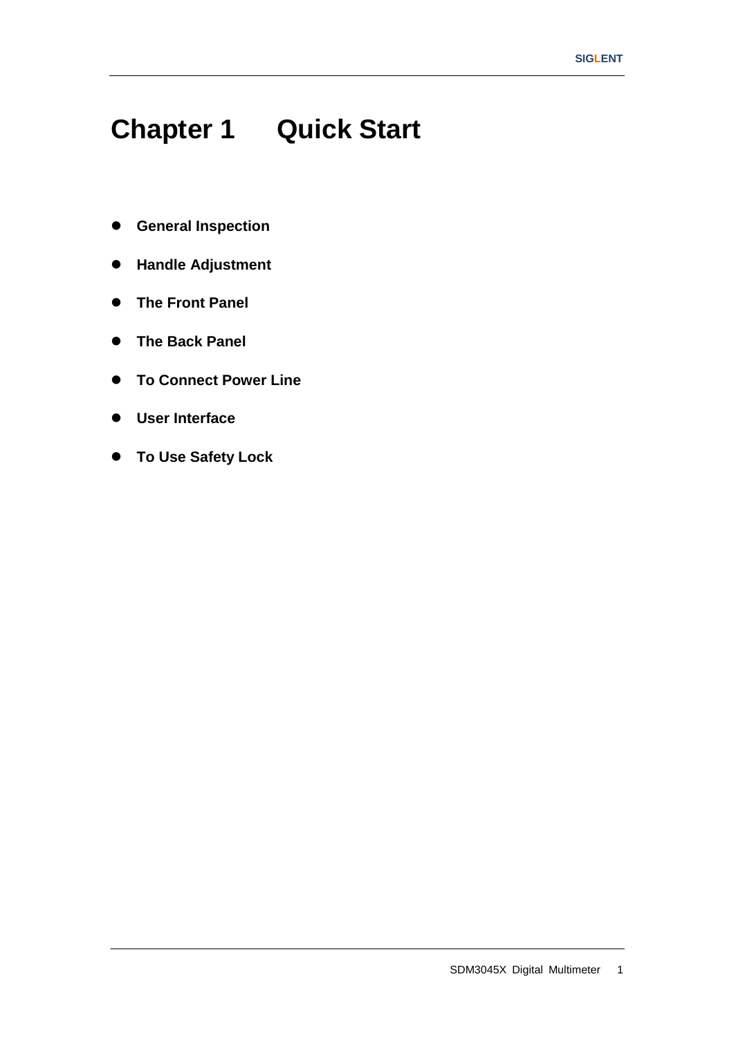# Chapter 1 Quick Start

- **General Inspection**
- **Handle Adjustment**
- **The Front Panel**
- **The Back Panel**
- **To Connect Power Line**
- **User Interface**
- **To Use Safety Lock**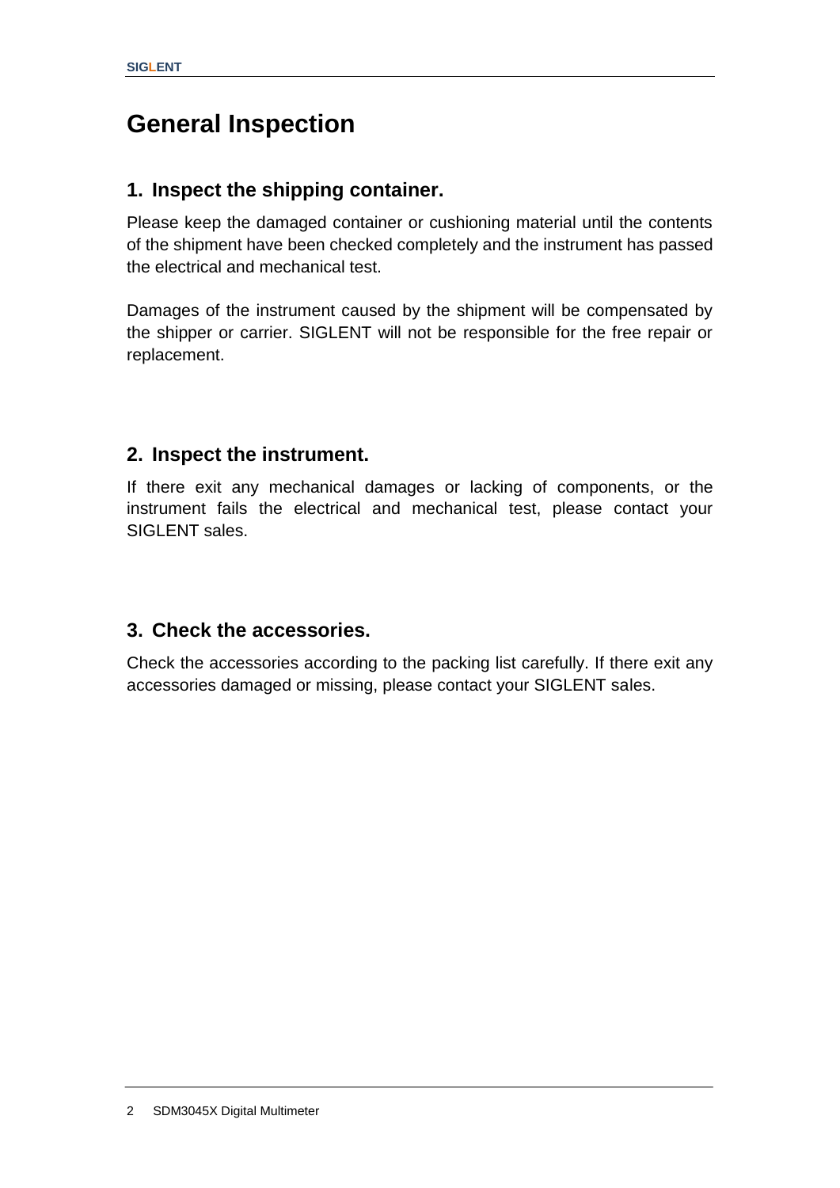# General Inspection

## 1. Inspect the shipping container.

Please keep the damaged container or cushioning material until the contents of the shipment have been checked completely and the instrument has passed the electrical and mechanical test.

Damages of the instrument caused by the shipment will be compensated by the shipper or carrier. SIGLENT will not be responsible for the free repair or replacement.

## 2. Inspect the instrument.

If there exit any mechanical damages or lacking of components, or the instrument fails the electrical and mechanical test, please contact your SIGLENT sales.

## 3. Check the accessories.

Check the accessories according to the packing list carefully. If there exit any accessories damaged or missing, please contact your SIGLENT sales.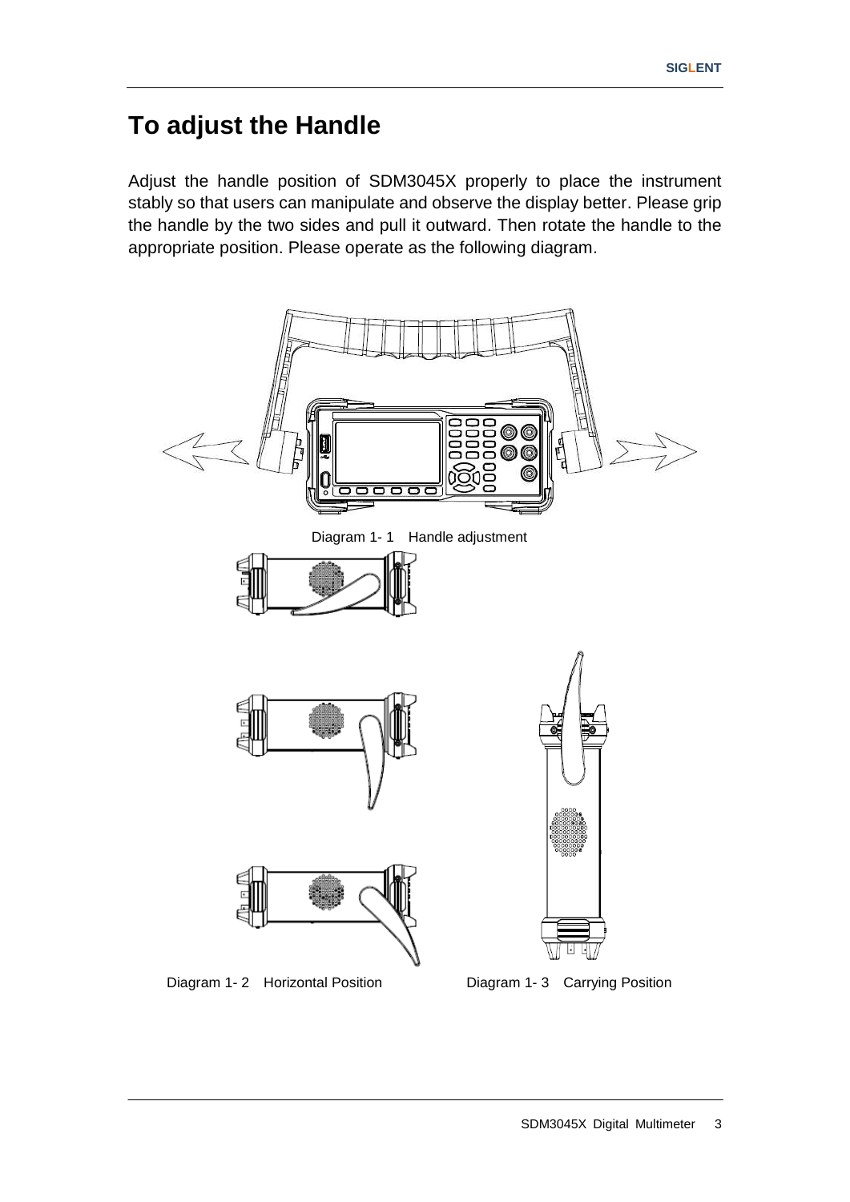# To adjust the Handle

Adjust the handle position of SDM3045X properly to place the instrument stably so that users can manipulate and observe the display better. Please grip the handle by the two sides and pull it outward. Then rotate the handle to the appropriate position. Please operate as the following diagram.

Diagram 1- 1 Handle adjustment

Diagram 1- 2 Horizontal Position

Diagram 1- 3 Carrying Position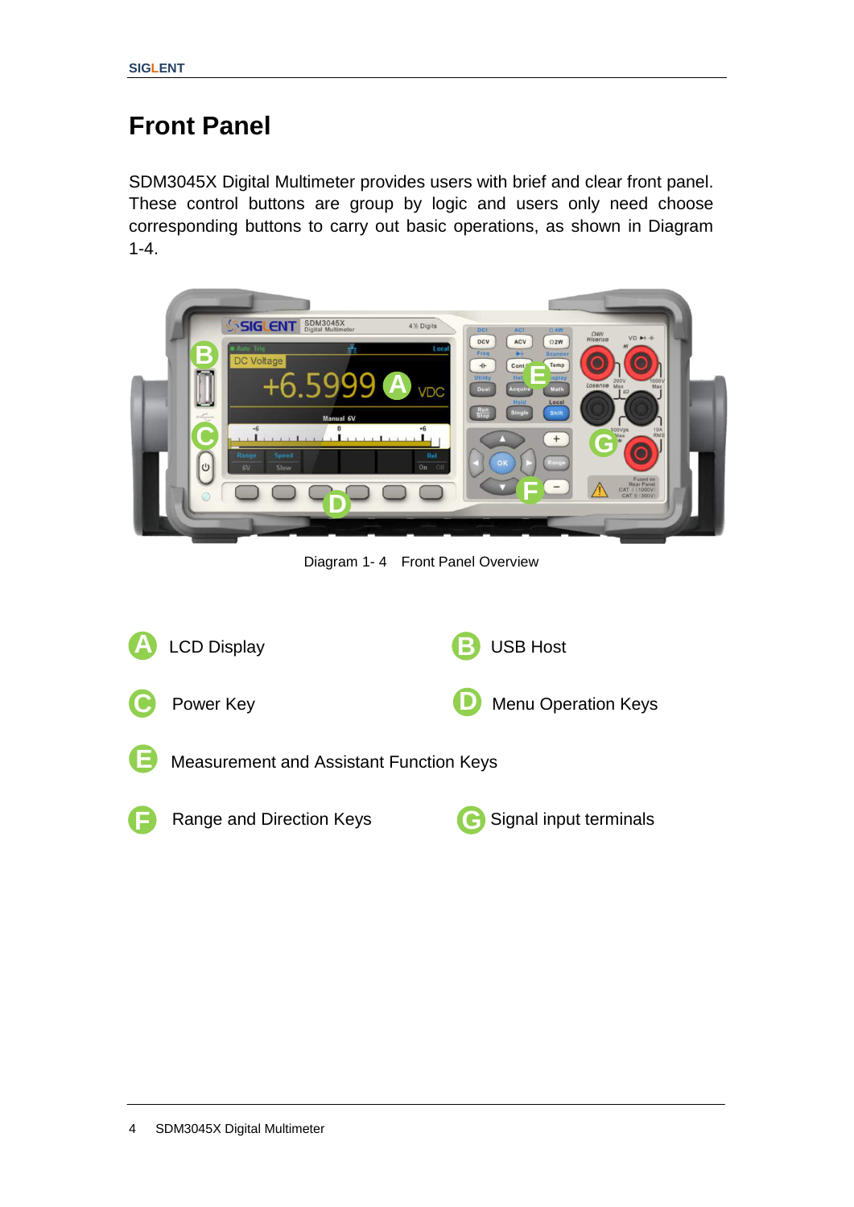# Front Panel

SDM3045X Digital Multimeter provides users with brief and clear front panel. These control buttons are group by logic and users only need choose corresponding buttons to carry out basic operations, as shown in Diagram 1-4.

Diagram 1- 4 Front Panel Overview

- **A** LCD Display
- **B** USB Host
- **C** Power Key
- **D** Menu Operation Keys
- **E** Measurement and Assistant Function Keys
- **F** Range and Direction Keys
- **G** Signal input terminals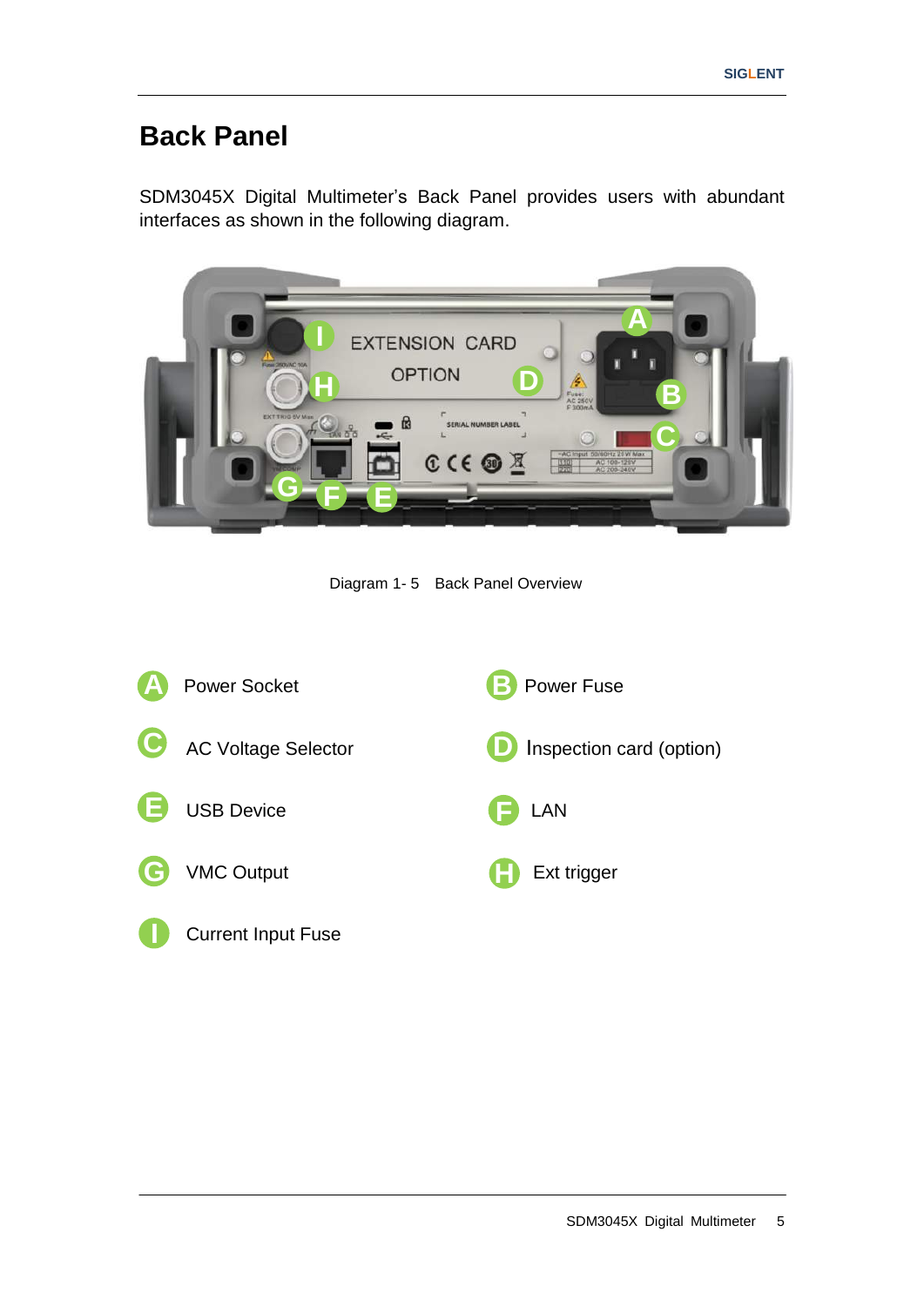# Back Panel

SDM3045X Digital Multimeter's Back Panel provides users with abundant interfaces as shown in the following diagram.

Diagram 1- 5 Back Panel Overview

- **A** Power Socket
- **B** Power Fuse
- **C** AC Voltage Selector
- **D** Inspection card (option)
- **E** USB Device
- **F** LAN
- **G** VMC Output
- **H** Ext trigger
- **I** Current Input Fuse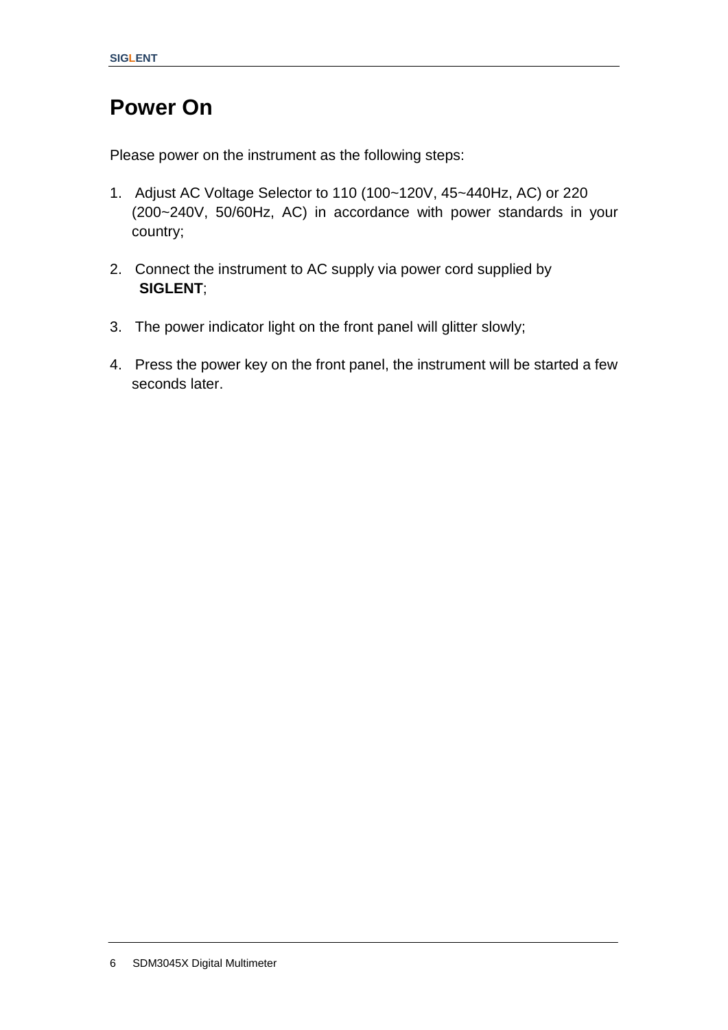# Power On

Please power on the instrument as the following steps:

1. Adjust AC Voltage Selector to 110 (100~120V, 45~440Hz, AC) or 220 (200~240V, 50/60Hz, AC) in accordance with power standards in your country;

2. Connect the instrument to AC supply via power cord supplied by **SIGLENT**;

3. The power indicator light on the front panel will glitter slowly;

4. Press the power key on the front panel, the instrument will be started a few seconds later.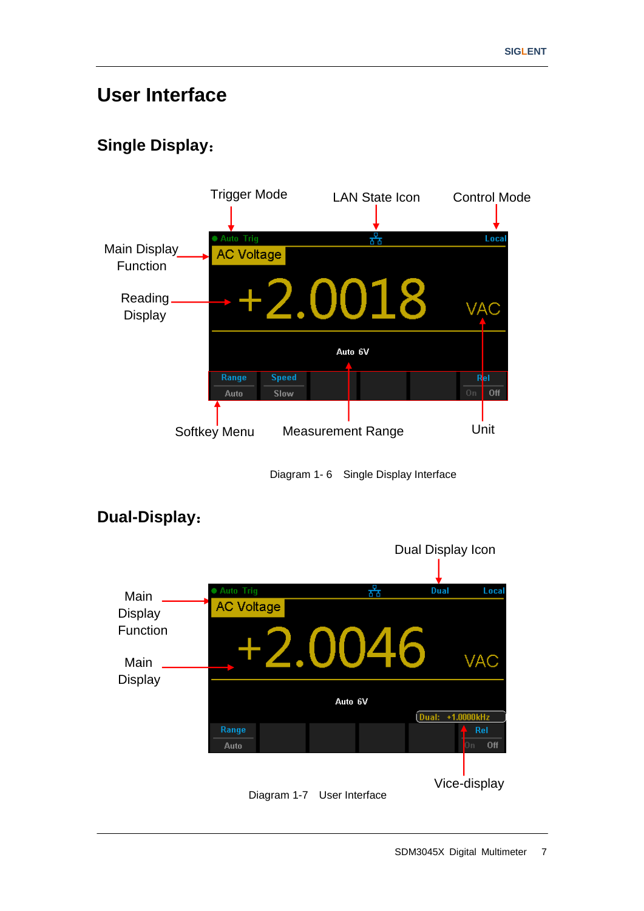# User Interface

## Single Display:

Trigger Mode

LAN State Icon

Control Mode

Main Display Function

Reading Display

Softkey Menu

Measurement Range

Unit

Diagram 1- 6　Single Display Interface

## Dual-Display:

Dual Display Icon

Main Display Function

Main Display

Vice-display

Diagram 1-7　User Interface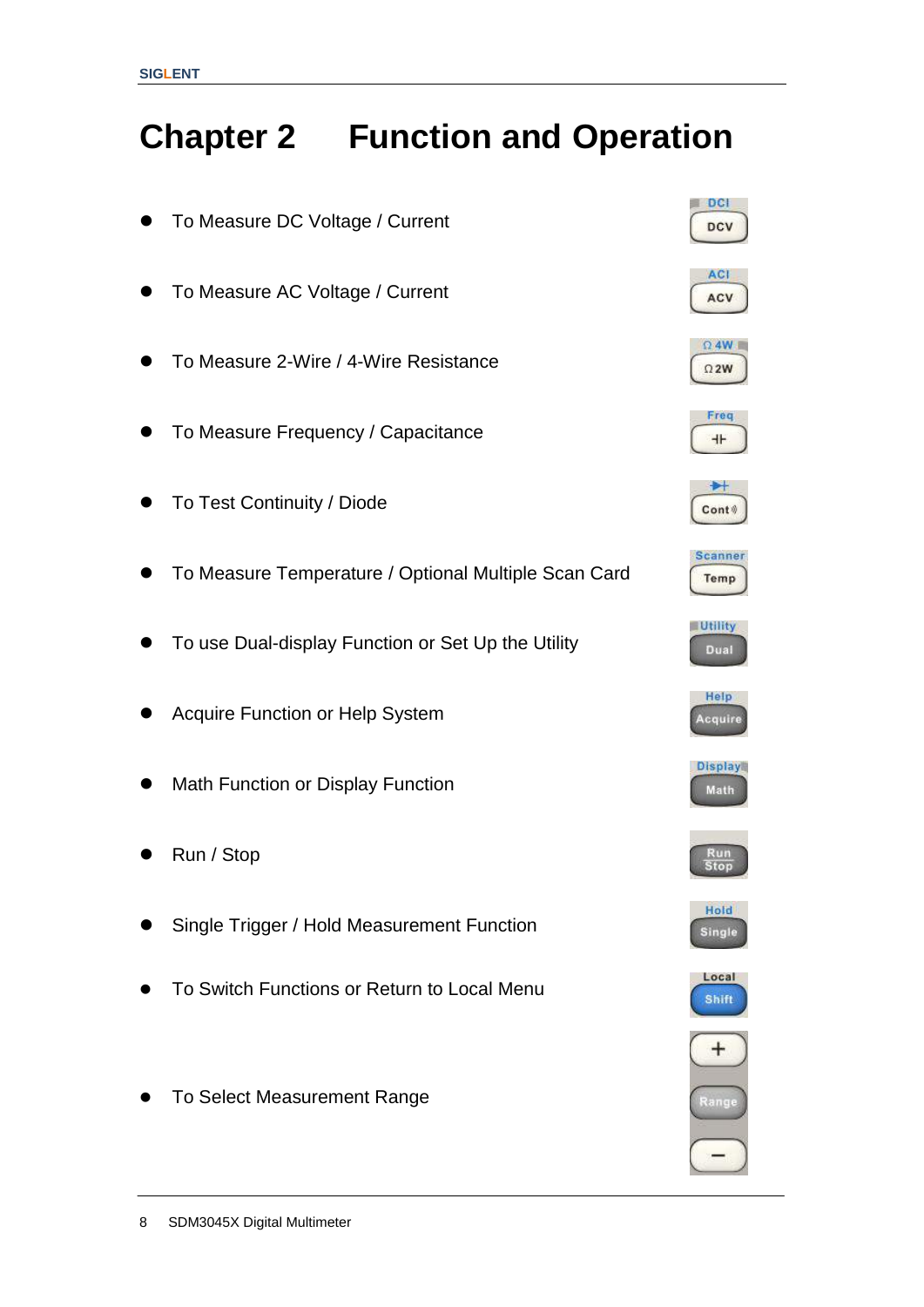# Chapter 2 Function and Operation

- To Measure DC Voltage / Current
- To Measure AC Voltage / Current
- To Measure 2-Wire / 4-Wire Resistance
- To Measure Frequency / Capacitance
- To Test Continuity / Diode
- To Measure Temperature / Optional Multiple Scan Card
- To use Dual-display Function or Set Up the Utility
- Acquire Function or Help System
- Math Function or Display Function
- Run / Stop
- Single Trigger / Hold Measurement Function
- To Switch Functions or Return to Local Menu
- To Select Measurement Range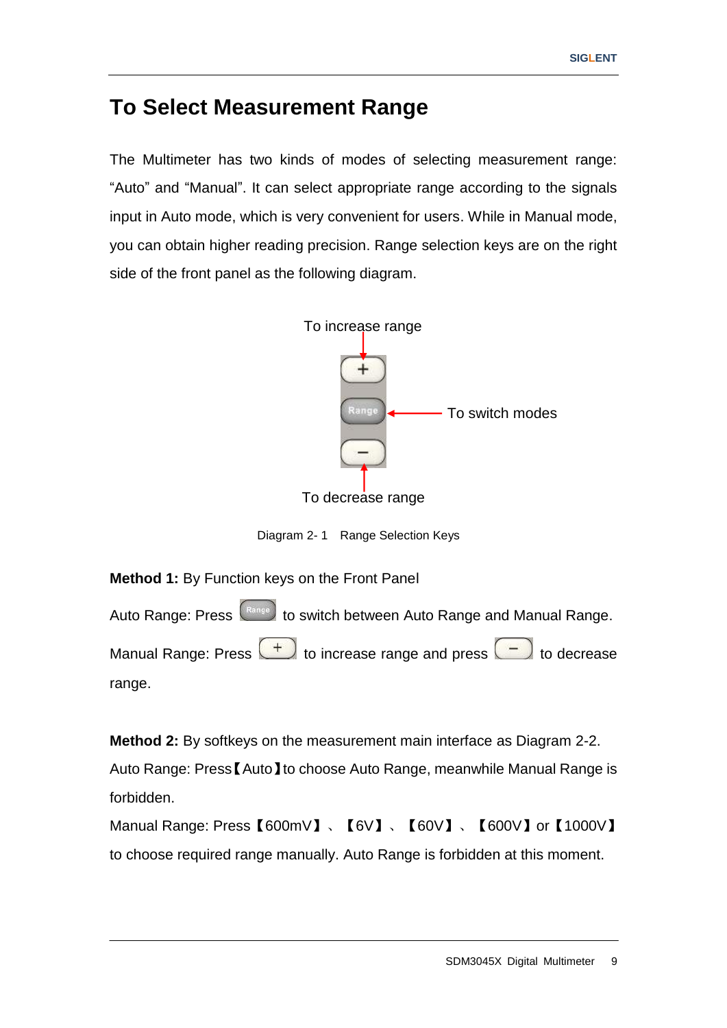# To Select Measurement Range

The Multimeter has two kinds of modes of selecting measurement range: "Auto" and "Manual". It can select appropriate range according to the signals input in Auto mode, which is very convenient for users. While in Manual mode, you can obtain higher reading precision. Range selection keys are on the right side of the front panel as the following diagram.

To increase range

To switch modes

To decrease range

Diagram 2- 1 Range Selection Keys

**Method 1:** By Function keys on the Front Panel

Auto Range: Press Range to switch between Auto Range and Manual Range.

Manual Range: Press + to increase range and press − to decrease range.

**Method 2:** By softkeys on the measurement main interface as Diagram 2-2.

Auto Range: Press【Auto】to choose Auto Range, meanwhile Manual Range is forbidden.

Manual Range: Press【600mV】、【6V】、【60V】、【600V】or【1000V】to choose required range manually. Auto Range is forbidden at this moment.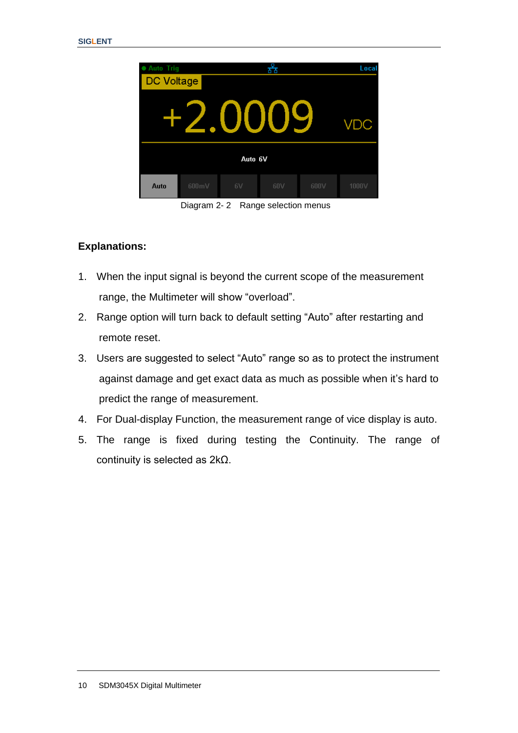Diagram 2- 2 Range selection menus

**Explanations:**

1. When the input signal is beyond the current scope of the measurement range, the Multimeter will show “overload”.
2. Range option will turn back to default setting “Auto” after restarting and remote reset.
3. Users are suggested to select “Auto” range so as to protect the instrument against damage and get exact data as much as possible when it’s hard to predict the range of measurement.
4. For Dual-display Function, the measurement range of vice display is auto.
5. The range is fixed during testing the Continuity. The range of continuity is selected as 2kΩ.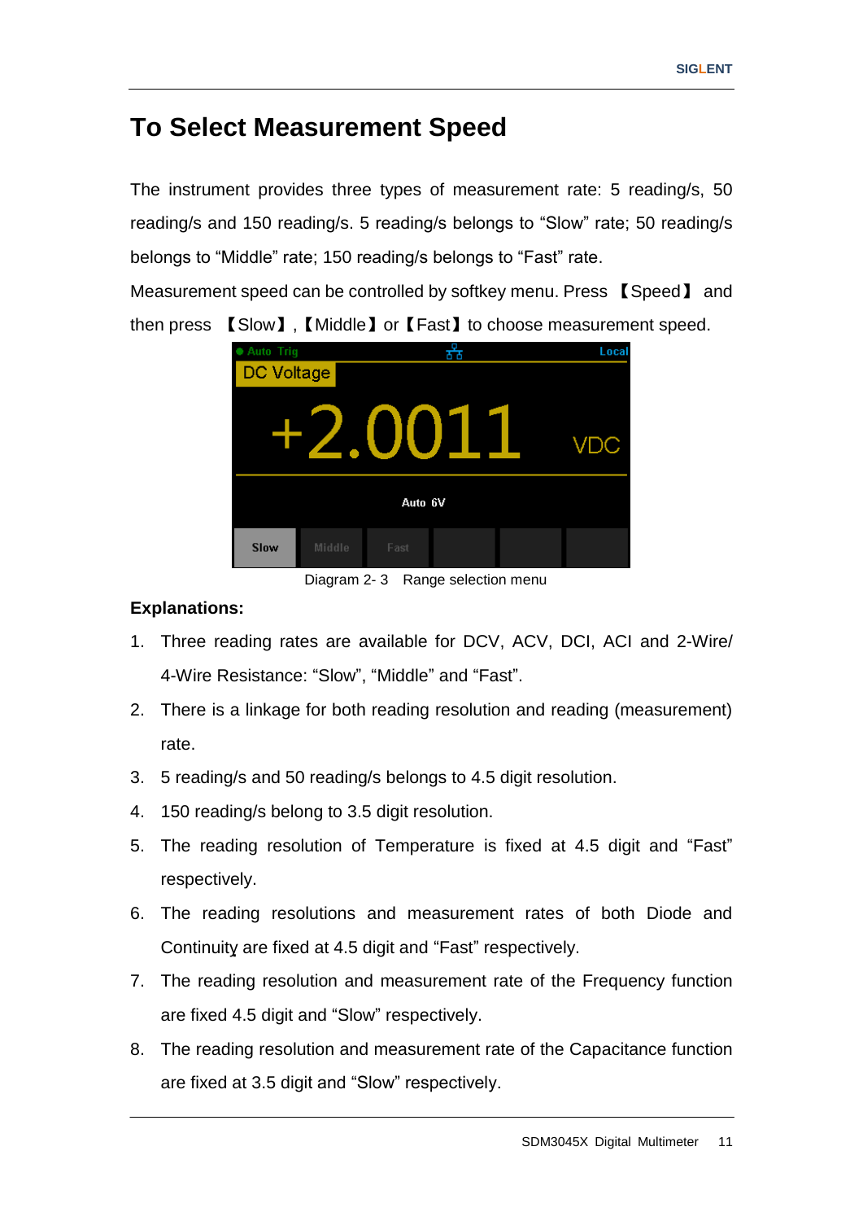## To Select Measurement Speed

The instrument provides three types of measurement rate: 5 reading/s, 50 reading/s and 150 reading/s. 5 reading/s belongs to "Slow" rate; 50 reading/s belongs to "Middle" rate; 150 reading/s belongs to "Fast" rate.

Measurement speed can be controlled by softkey menu. Press 【Speed】 and then press 【Slow】,【Middle】or【Fast】to choose measurement speed.

Diagram 2- 3 Range selection menu

**Explanations:**

1. Three reading rates are available for DCV, ACV, DCI, ACI and 2-Wire/ 4-Wire Resistance: "Slow", "Middle" and "Fast".
2. There is a linkage for both reading resolution and reading (measurement) rate.
3. 5 reading/s and 50 reading/s belongs to 4.5 digit resolution.
4. 150 reading/s belong to 3.5 digit resolution.
5. The reading resolution of Temperature is fixed at 4.5 digit and "Fast" respectively.
6. The reading resolutions and measurement rates of both Diode and Continuity are fixed at 4.5 digit and "Fast" respectively.
7. The reading resolution and measurement rate of the Frequency function are fixed 4.5 digit and "Slow" respectively.
8. The reading resolution and measurement rate of the Capacitance function are fixed at 3.5 digit and "Slow" respectively.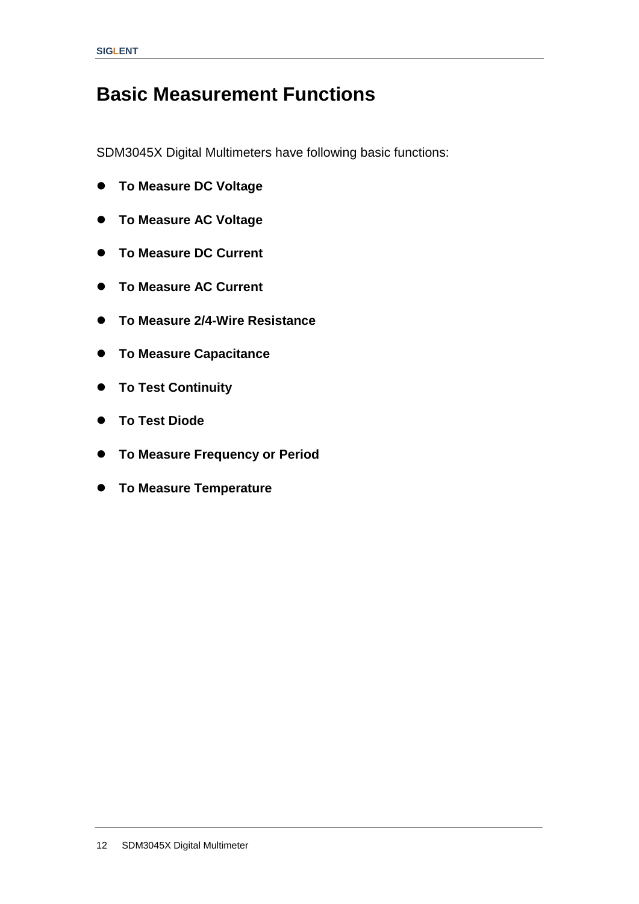# Basic Measurement Functions

SDM3045X Digital Multimeters have following basic functions:

- **To Measure DC Voltage**
- **To Measure AC Voltage**
- **To Measure DC Current**
- **To Measure AC Current**
- **To Measure 2/4-Wire Resistance**
- **To Measure Capacitance**
- **To Test Continuity**
- **To Test Diode**
- **To Measure Frequency or Period**
- **To Measure Temperature**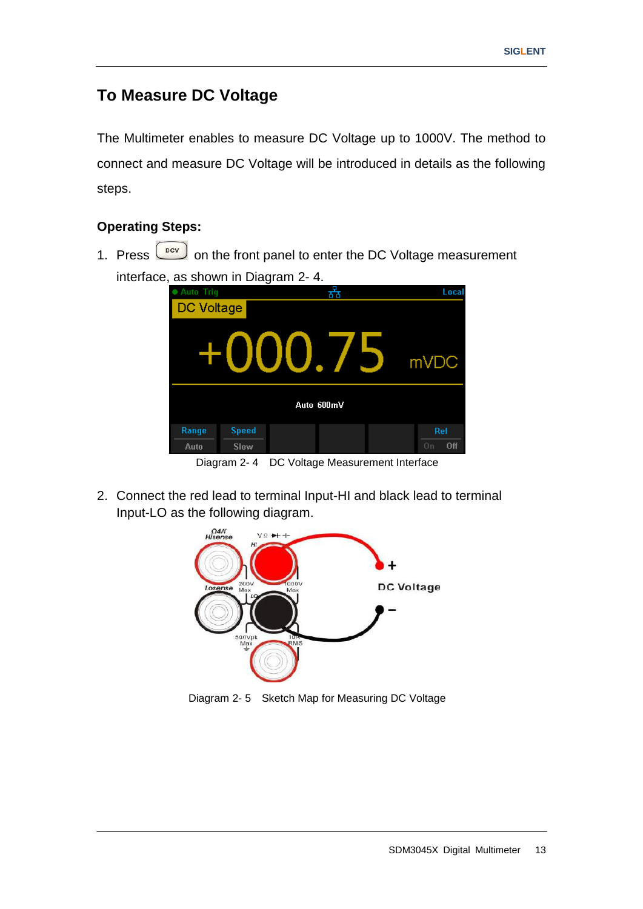## To Measure DC Voltage

The Multimeter enables to measure DC Voltage up to 1000V. The method to connect and measure DC Voltage will be introduced in details as the following steps.

### Operating Steps:

1. Press DCV on the front panel to enter the DC Voltage measurement interface, as shown in Diagram 2- 4.

Diagram 2- 4 DC Voltage Measurement Interface

2. Connect the red lead to terminal Input-HI and black lead to terminal Input-LO as the following diagram.

Diagram 2- 5 Sketch Map for Measuring DC Voltage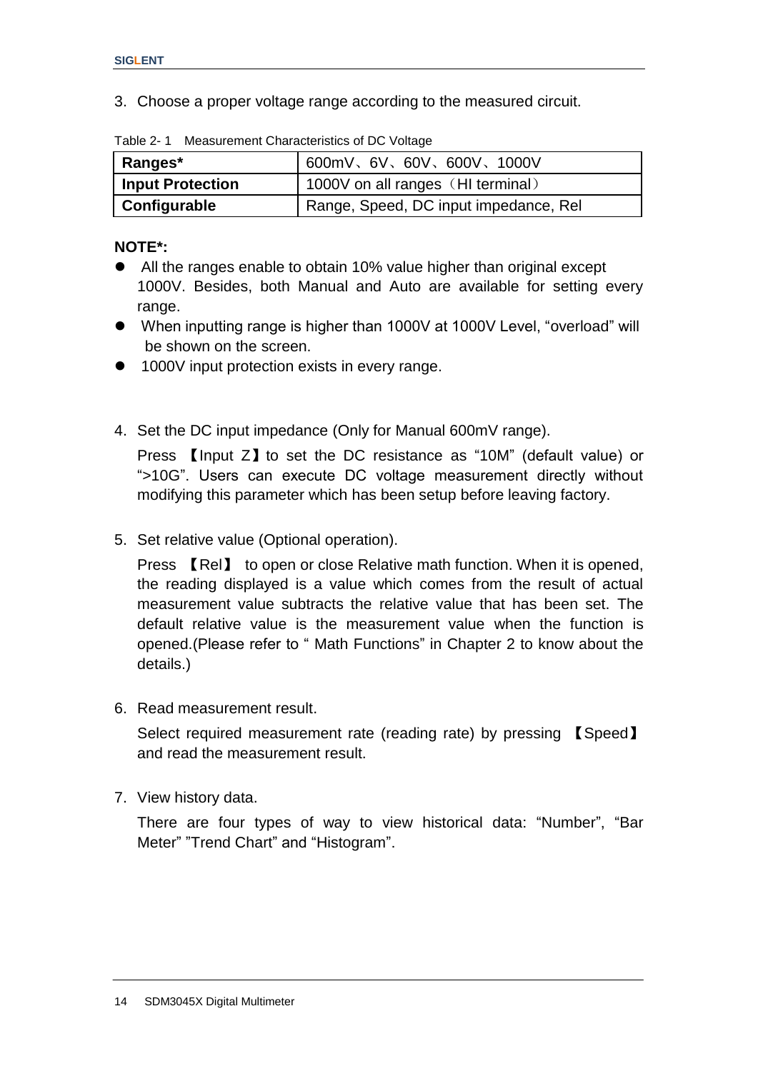3. Choose a proper voltage range according to the measured circuit.

Table 2- 1 Measurement Characteristics of DC Voltage

| **Ranges*** | 600mV、6V、60V、600V、1000V |
|---|---|
| **Input Protection** | 1000V on all ranges（HI terminal） |
| **Configurable** | Range, Speed, DC input impedance, Rel |

**NOTE*:**

- All the ranges enable to obtain 10% value higher than original except 1000V. Besides, both Manual and Auto are available for setting every range.
- When inputting range is higher than 1000V at 1000V Level, “overload” will be shown on the screen.
- 1000V input protection exists in every range.

4. Set the DC input impedance (Only for Manual 600mV range).

   Press 【Input Z】to set the DC resistance as “10M” (default value) or “>10G”. Users can execute DC voltage measurement directly without modifying this parameter which has been setup before leaving factory.

5. Set relative value (Optional operation).

   Press 【Rel】 to open or close Relative math function. When it is opened, the reading displayed is a value which comes from the result of actual measurement value subtracts the relative value that has been set. The default relative value is the measurement value when the function is opened.(Please refer to “ Math Functions” in Chapter 2 to know about the details.)

6. Read measurement result.

   Select required measurement rate (reading rate) by pressing 【Speed】 and read the measurement result.

7. View history data.

   There are four types of way to view historical data: “Number”, “Bar Meter” ”Trend Chart” and “Histogram”.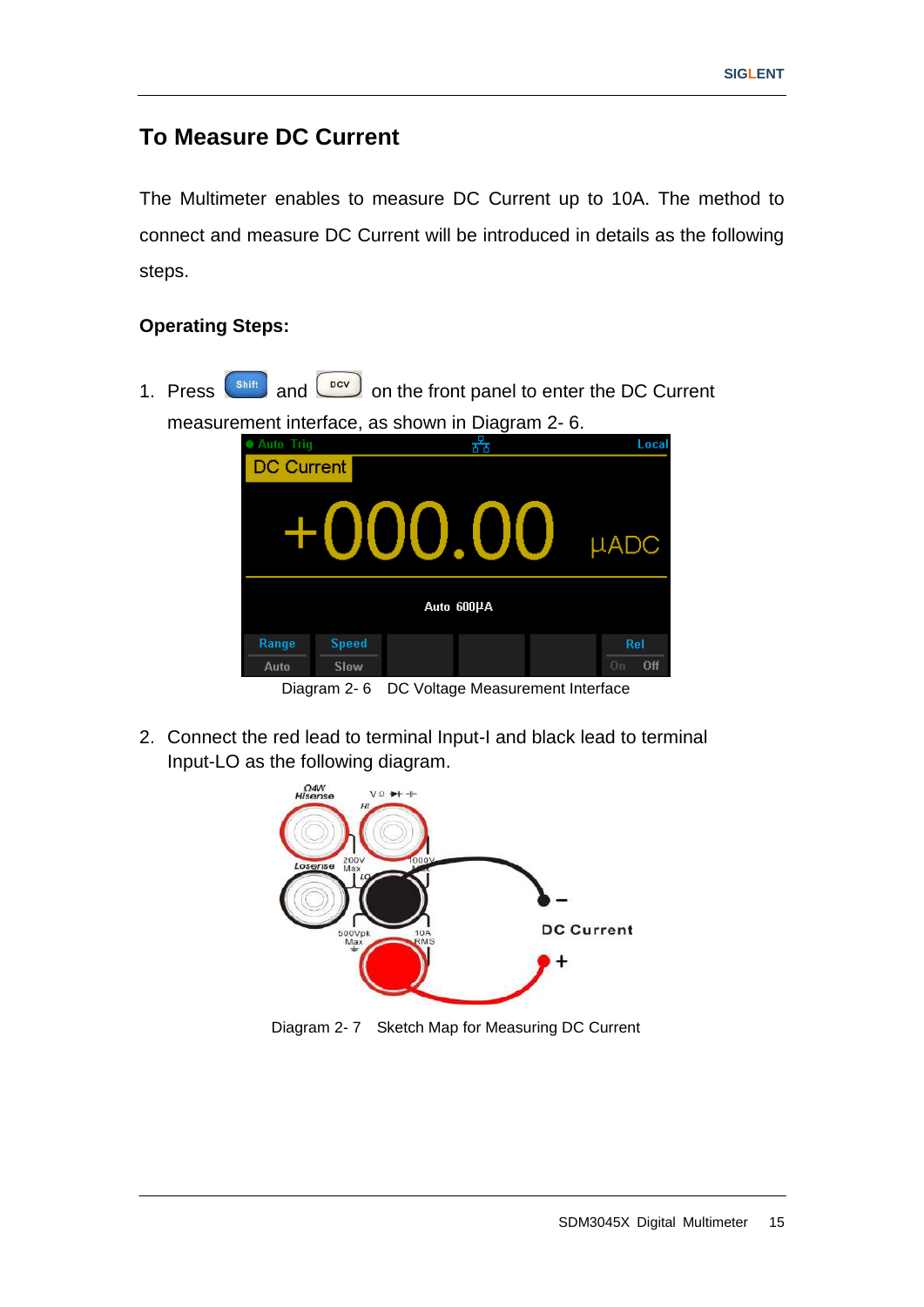## To Measure DC Current

The Multimeter enables to measure DC Current up to 10A. The method to connect and measure DC Current will be introduced in details as the following steps.

### Operating Steps:

1. Press Shift and DCV on the front panel to enter the DC Current measurement interface, as shown in Diagram 2- 6.

Diagram 2- 6 DC Voltage Measurement Interface

2. Connect the red lead to terminal Input-I and black lead to terminal Input-LO as the following diagram.

Diagram 2- 7 Sketch Map for Measuring DC Current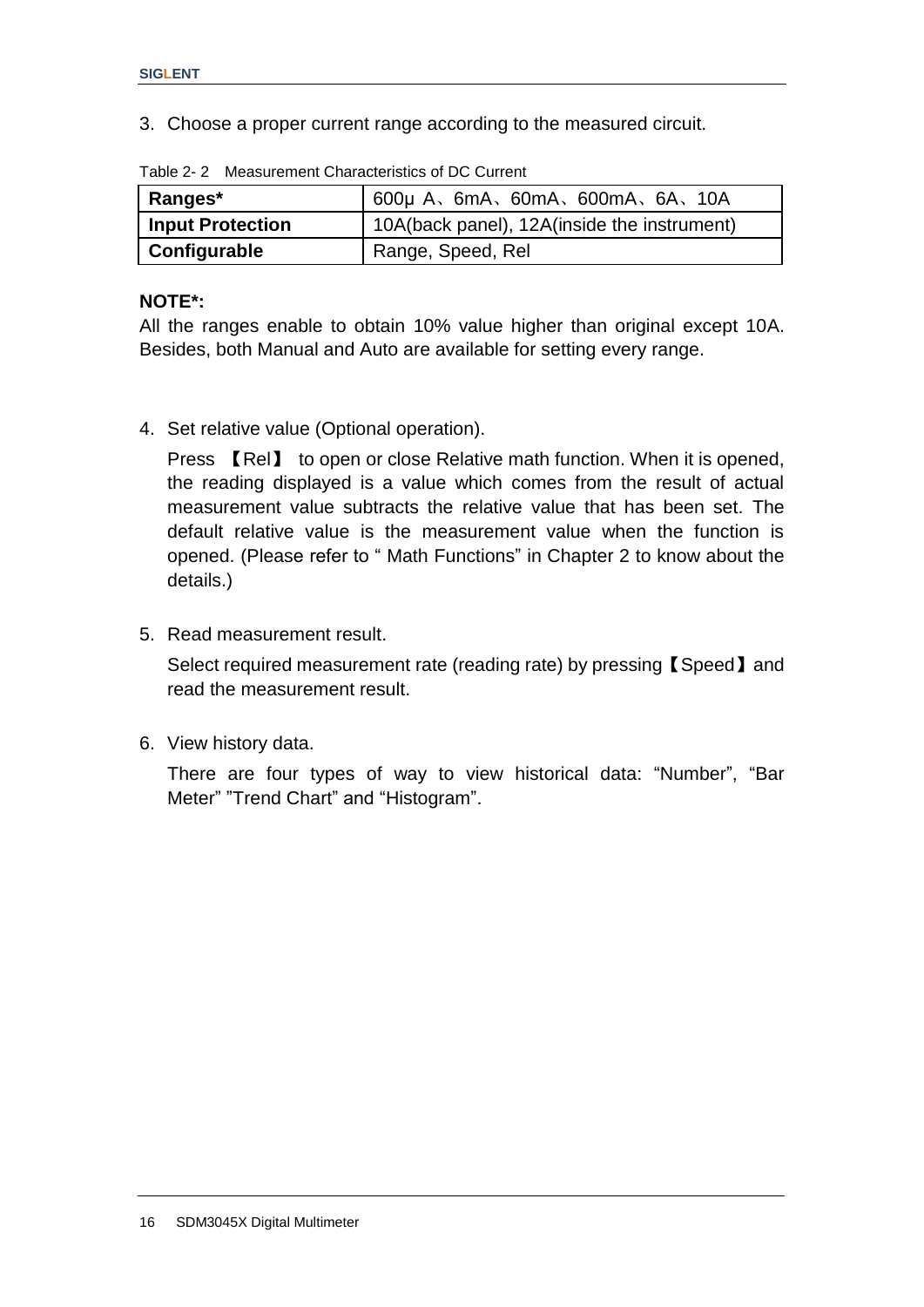3. Choose a proper current range according to the measured circuit.

Table 2- 2 Measurement Characteristics of DC Current

| **Ranges*** | 600μ A、6mA、60mA、600mA、6A、10A |
|---|---|
| **Input Protection** | 10A(back panel), 12A(inside the instrument) |
| **Configurable** | Range, Speed, Rel |

**NOTE*:**
All the ranges enable to obtain 10% value higher than original except 10A. Besides, both Manual and Auto are available for setting every range.

4. Set relative value (Optional operation).

   Press 【Rel】 to open or close Relative math function. When it is opened, the reading displayed is a value which comes from the result of actual measurement value subtracts the relative value that has been set. The default relative value is the measurement value when the function is opened. (Please refer to " Math Functions" in Chapter 2 to know about the details.)

5. Read measurement result.

   Select required measurement rate (reading rate) by pressing【Speed】and read the measurement result.

6. View history data.

   There are four types of way to view historical data: "Number", "Bar Meter" "Trend Chart" and "Histogram".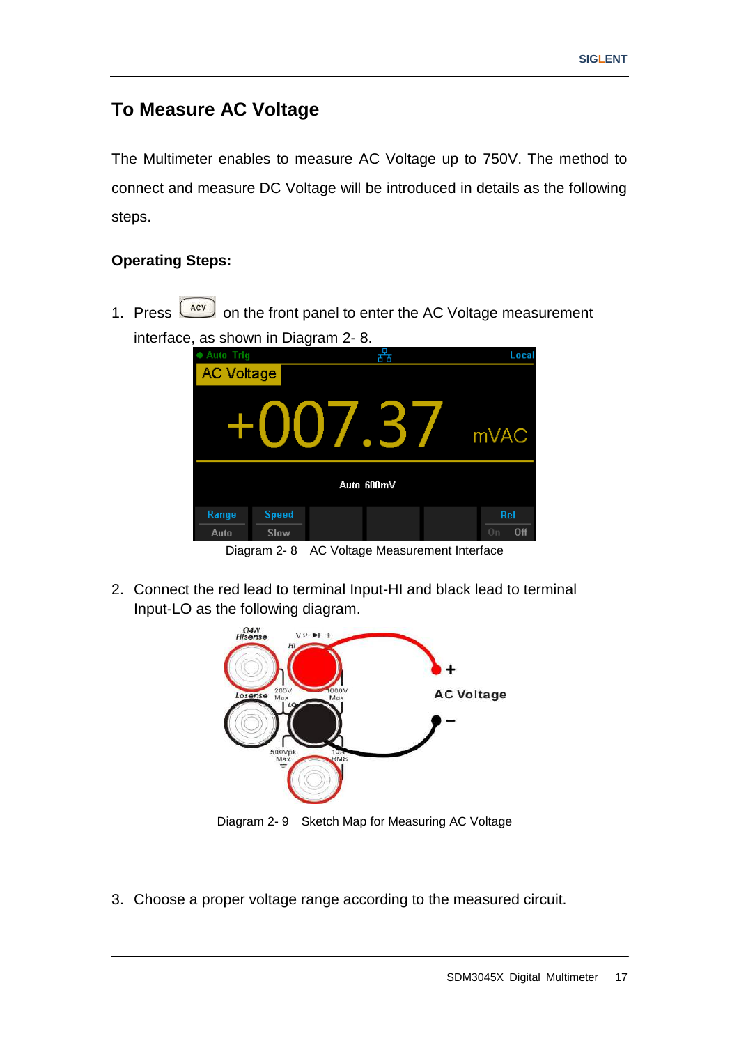## To Measure AC Voltage

The Multimeter enables to measure AC Voltage up to 750V. The method to connect and measure DC Voltage will be introduced in details as the following steps.

**Operating Steps:**

1. Press ACV on the front panel to enter the AC Voltage measurement interface, as shown in Diagram 2- 8.

Diagram 2- 8 AC Voltage Measurement Interface

2. Connect the red lead to terminal Input-HI and black lead to terminal Input-LO as the following diagram.

Diagram 2- 9 Sketch Map for Measuring AC Voltage

3. Choose a proper voltage range according to the measured circuit.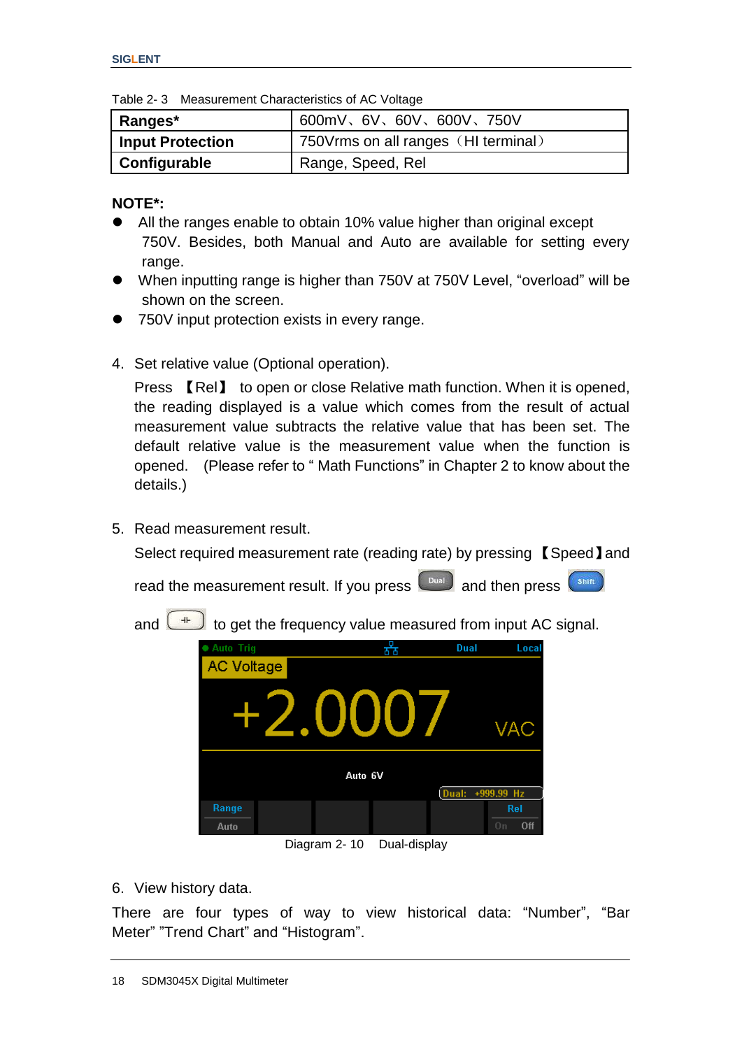Table 2- 3 Measurement Characteristics of AC Voltage

| **Ranges*** | 600mV、6V、60V、600V、750V |
|---|---|
| **Input Protection** | 750Vrms on all ranges（HI terminal） |
| **Configurable** | Range, Speed, Rel |

**NOTE*:**

- All the ranges enable to obtain 10% value higher than original except 750V. Besides, both Manual and Auto are available for setting every range.
- When inputting range is higher than 750V at 750V Level, "overload" will be shown on the screen.
- 750V input protection exists in every range.

4. Set relative value (Optional operation).

   Press 【Rel】 to open or close Relative math function. When it is opened, the reading displayed is a value which comes from the result of actual measurement value subtracts the relative value that has been set. The default relative value is the measurement value when the function is opened. (Please refer to " Math Functions" in Chapter 2 to know about the details.)

5. Read measurement result.

   Select required measurement rate (reading rate) by pressing 【Speed】and read the measurement result. If you press Dual and then press Shift and ⊣⊢ to get the frequency value measured from input AC signal.

Diagram 2- 10 Dual-display

6. View history data.

There are four types of way to view historical data: "Number", "Bar Meter" "Trend Chart" and "Histogram".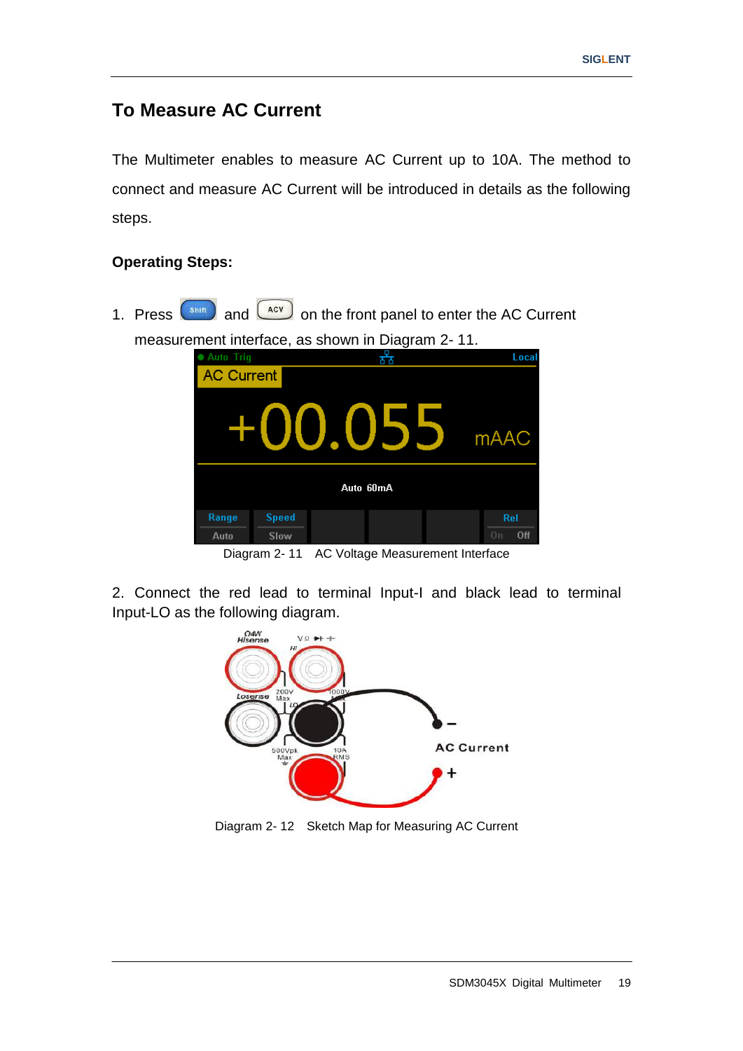## To Measure AC Current

The Multimeter enables to measure AC Current up to 10A. The method to connect and measure AC Current will be introduced in details as the following steps.

**Operating Steps:**

1. Press Shift and ACV on the front panel to enter the AC Current measurement interface, as shown in Diagram 2- 11.

Diagram 2- 11 AC Voltage Measurement Interface

2. Connect the red lead to terminal Input-I and black lead to terminal Input-LO as the following diagram.

Diagram 2- 12 Sketch Map for Measuring AC Current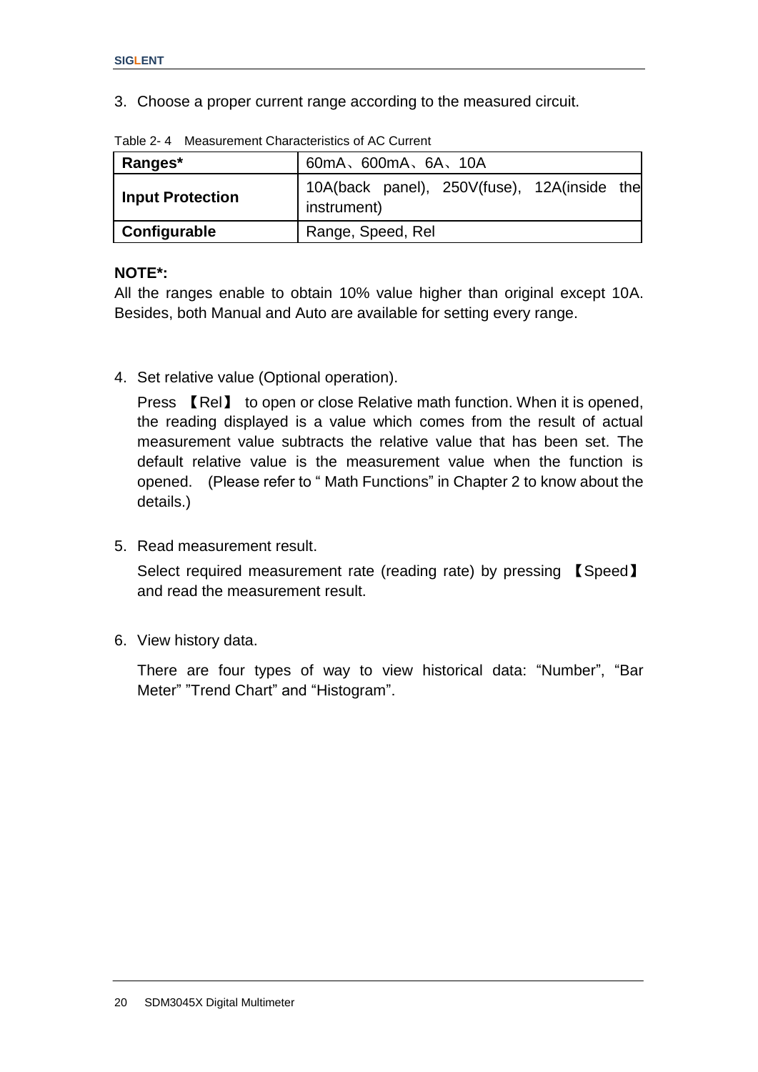3. Choose a proper current range according to the measured circuit.

Table 2- 4 Measurement Characteristics of AC Current

| **Ranges*** | 60mA、600mA、6A、10A |
|---|---|
| **Input Protection** | 10A(back panel), 250V(fuse), 12A(inside the instrument) |
| **Configurable** | Range, Speed, Rel |

**NOTE*:**
All the ranges enable to obtain 10% value higher than original except 10A. Besides, both Manual and Auto are available for setting every range.

4. Set relative value (Optional operation).

   Press 【Rel】 to open or close Relative math function. When it is opened, the reading displayed is a value which comes from the result of actual measurement value subtracts the relative value that has been set. The default relative value is the measurement value when the function is opened. (Please refer to " Math Functions" in Chapter 2 to know about the details.)

5. Read measurement result.

   Select required measurement rate (reading rate) by pressing 【Speed】 and read the measurement result.

6. View history data.

   There are four types of way to view historical data: "Number", "Bar Meter" "Trend Chart" and "Histogram".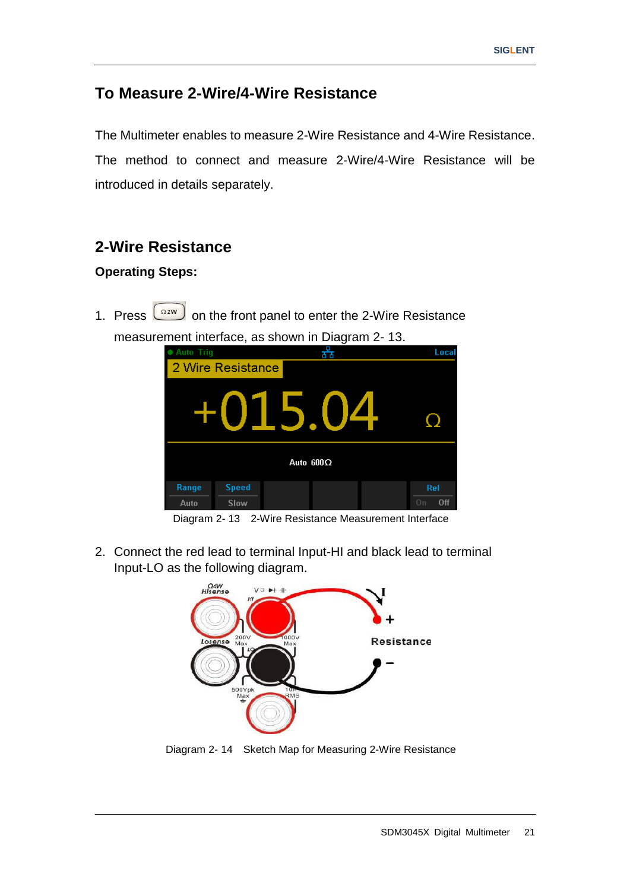## To Measure 2-Wire/4-Wire Resistance

The Multimeter enables to measure 2-Wire Resistance and 4-Wire Resistance. The method to connect and measure 2-Wire/4-Wire Resistance will be introduced in details separately.

### 2-Wire Resistance

**Operating Steps:**

1. Press Ω2W on the front panel to enter the 2-Wire Resistance measurement interface, as shown in Diagram 2- 13.

Diagram 2- 13 2-Wire Resistance Measurement Interface

2. Connect the red lead to terminal Input-HI and black lead to terminal Input-LO as the following diagram.

Diagram 2- 14 Sketch Map for Measuring 2-Wire Resistance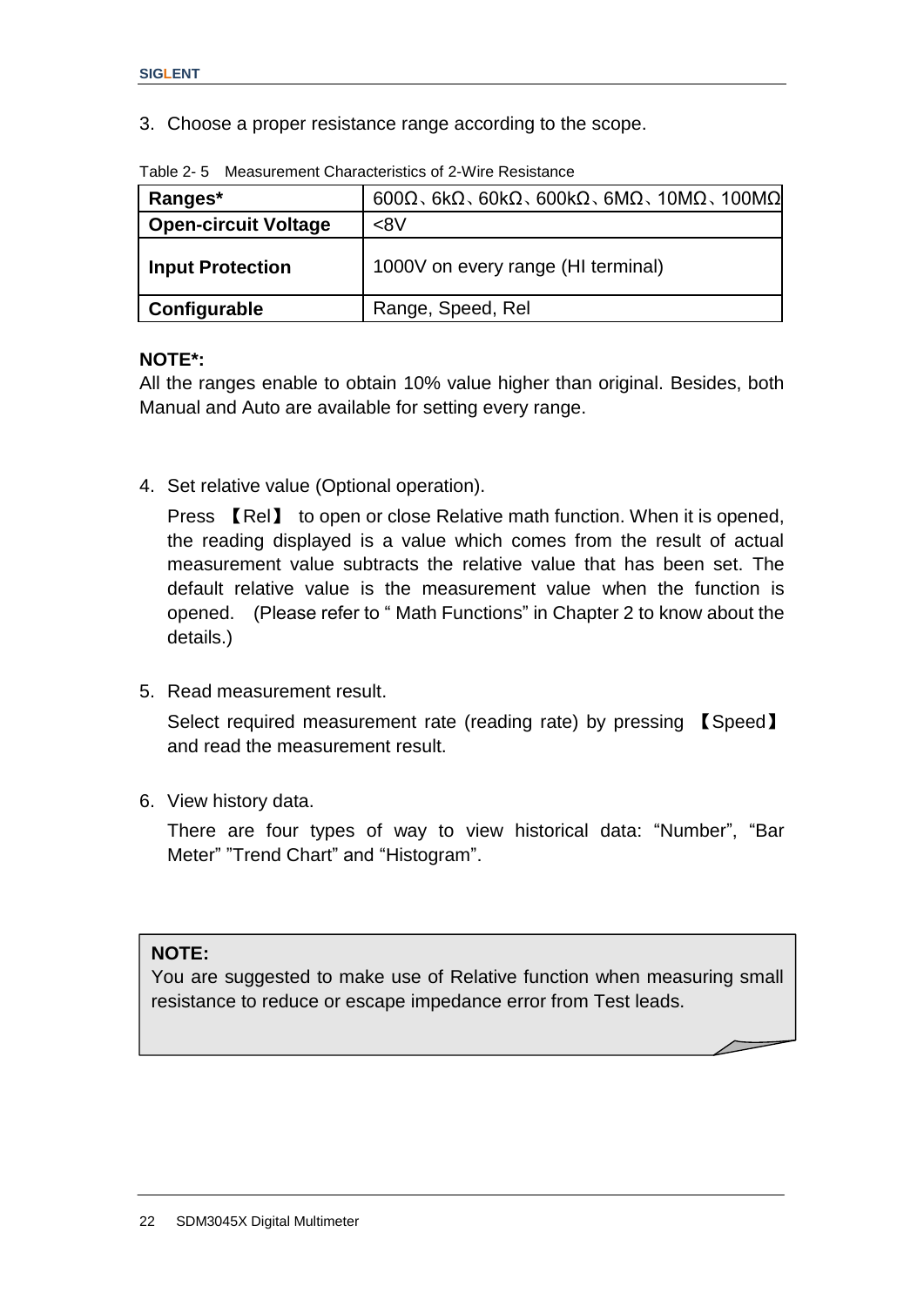3. Choose a proper resistance range according to the scope.

Table 2- 5 Measurement Characteristics of 2-Wire Resistance

| **Ranges*** | 600Ω、6kΩ、60kΩ、600kΩ、6MΩ、10MΩ、100MΩ |
|---|---|
| **Open-circuit Voltage** | <8V |
| **Input Protection** | 1000V on every range (HI terminal) |
| **Configurable** | Range, Speed, Rel |

**NOTE*:**
All the ranges enable to obtain 10% value higher than original. Besides, both Manual and Auto are available for setting every range.

4. Set relative value (Optional operation).

   Press 【Rel】 to open or close Relative math function. When it is opened, the reading displayed is a value which comes from the result of actual measurement value subtracts the relative value that has been set. The default relative value is the measurement value when the function is opened. (Please refer to " Math Functions" in Chapter 2 to know about the details.)

5. Read measurement result.

   Select required measurement rate (reading rate) by pressing 【Speed】 and read the measurement result.

6. View history data.

   There are four types of way to view historical data: "Number", "Bar Meter" "Trend Chart" and "Histogram".

**NOTE:**
You are suggested to make use of Relative function when measuring small resistance to reduce or escape impedance error from Test leads.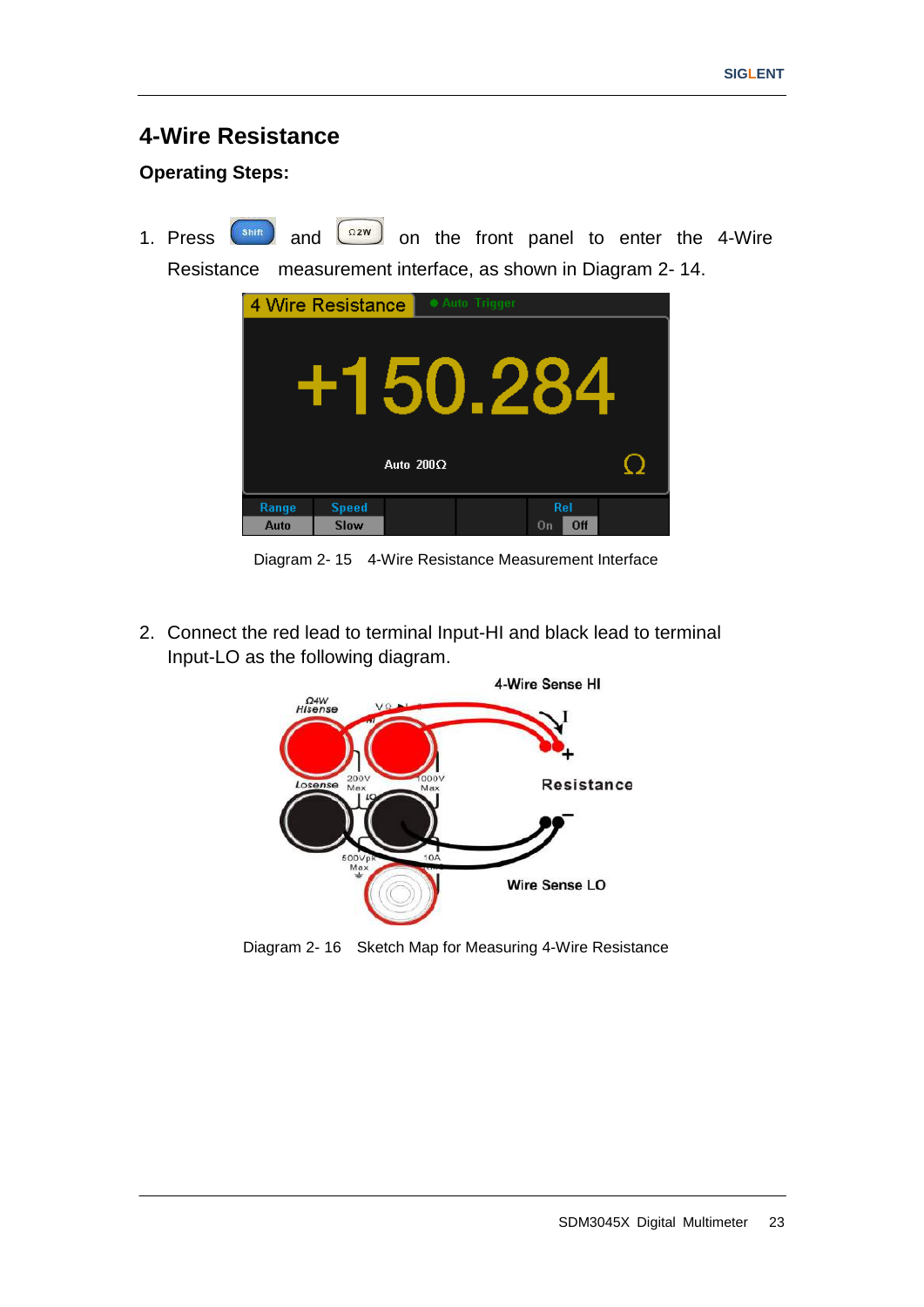## 4-Wire Resistance

**Operating Steps:**

1. Press Shift and Ω2W on the front panel to enter the 4-Wire Resistance measurement interface, as shown in Diagram 2- 14.

Diagram 2- 15 4-Wire Resistance Measurement Interface

2. Connect the red lead to terminal Input-HI and black lead to terminal Input-LO as the following diagram.

Diagram 2- 16 Sketch Map for Measuring 4-Wire Resistance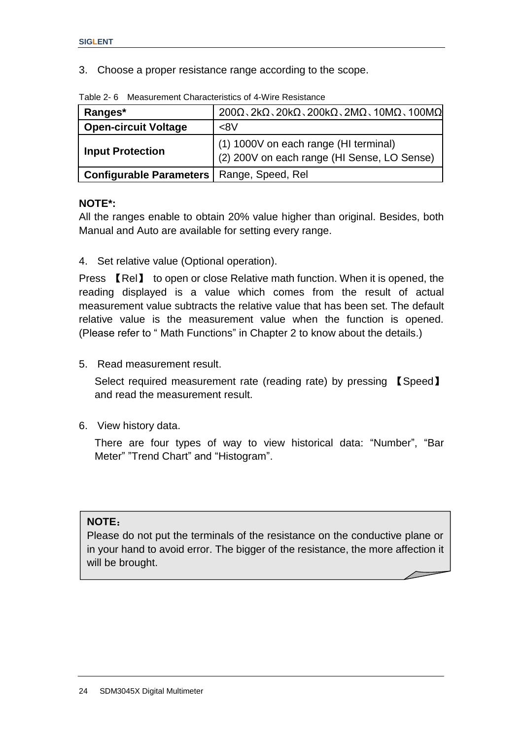3. Choose a proper resistance range according to the scope.

Table 2- 6 Measurement Characteristics of 4-Wire Resistance

| **Ranges*** | 200Ω、2kΩ、20kΩ、200kΩ、2MΩ、10MΩ、100MΩ |
|---|---|
| **Open-circuit Voltage** | <8V |
| **Input Protection** | (1) 1000V on each range (HI terminal)<br>(2) 200V on each range (HI Sense, LO Sense) |
| **Configurable Parameters** | Range, Speed, Rel |

**NOTE*:**
All the ranges enable to obtain 20% value higher than original. Besides, both Manual and Auto are available for setting every range.

4. Set relative value (Optional operation).

Press 【Rel】 to open or close Relative math function. When it is opened, the reading displayed is a value which comes from the result of actual measurement value subtracts the relative value that has been set. The default relative value is the measurement value when the function is opened. (Please refer to " Math Functions" in Chapter 2 to know about the details.)

5. Read measurement result.

   Select required measurement rate (reading rate) by pressing 【Speed】 and read the measurement result.

6. View history data.

   There are four types of way to view historical data: "Number", "Bar Meter" "Trend Chart" and "Histogram".

**NOTE：**
Please do not put the terminals of the resistance on the conductive plane or in your hand to avoid error. The bigger of the resistance, the more affection it will be brought.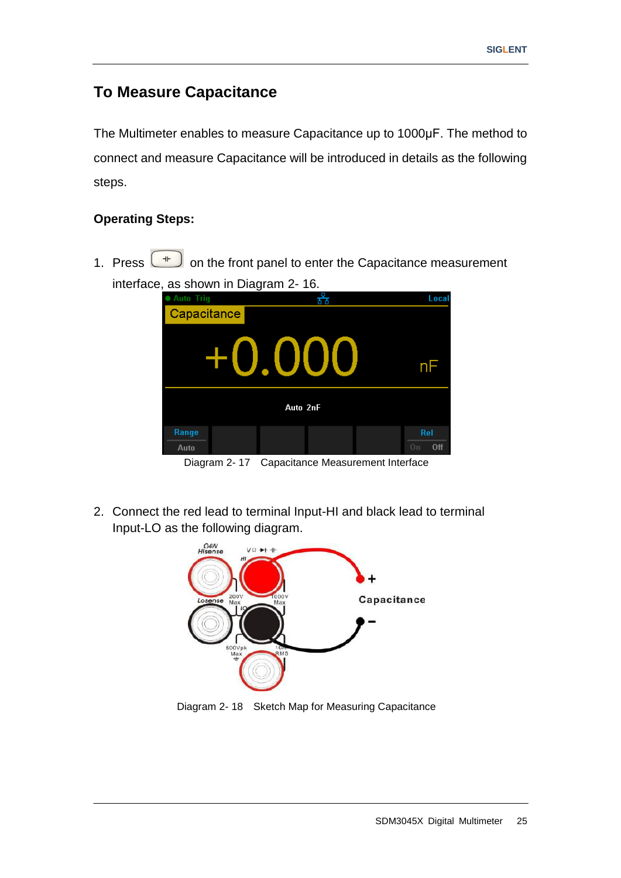## To Measure Capacitance

The Multimeter enables to measure Capacitance up to 1000μF. The method to connect and measure Capacitance will be introduced in details as the following steps.

### Operating Steps:

1. Press ⊣⊢ on the front panel to enter the Capacitance measurement interface, as shown in Diagram 2- 16.

Diagram 2- 17 Capacitance Measurement Interface

2. Connect the red lead to terminal Input-HI and black lead to terminal Input-LO as the following diagram.

Diagram 2- 18 Sketch Map for Measuring Capacitance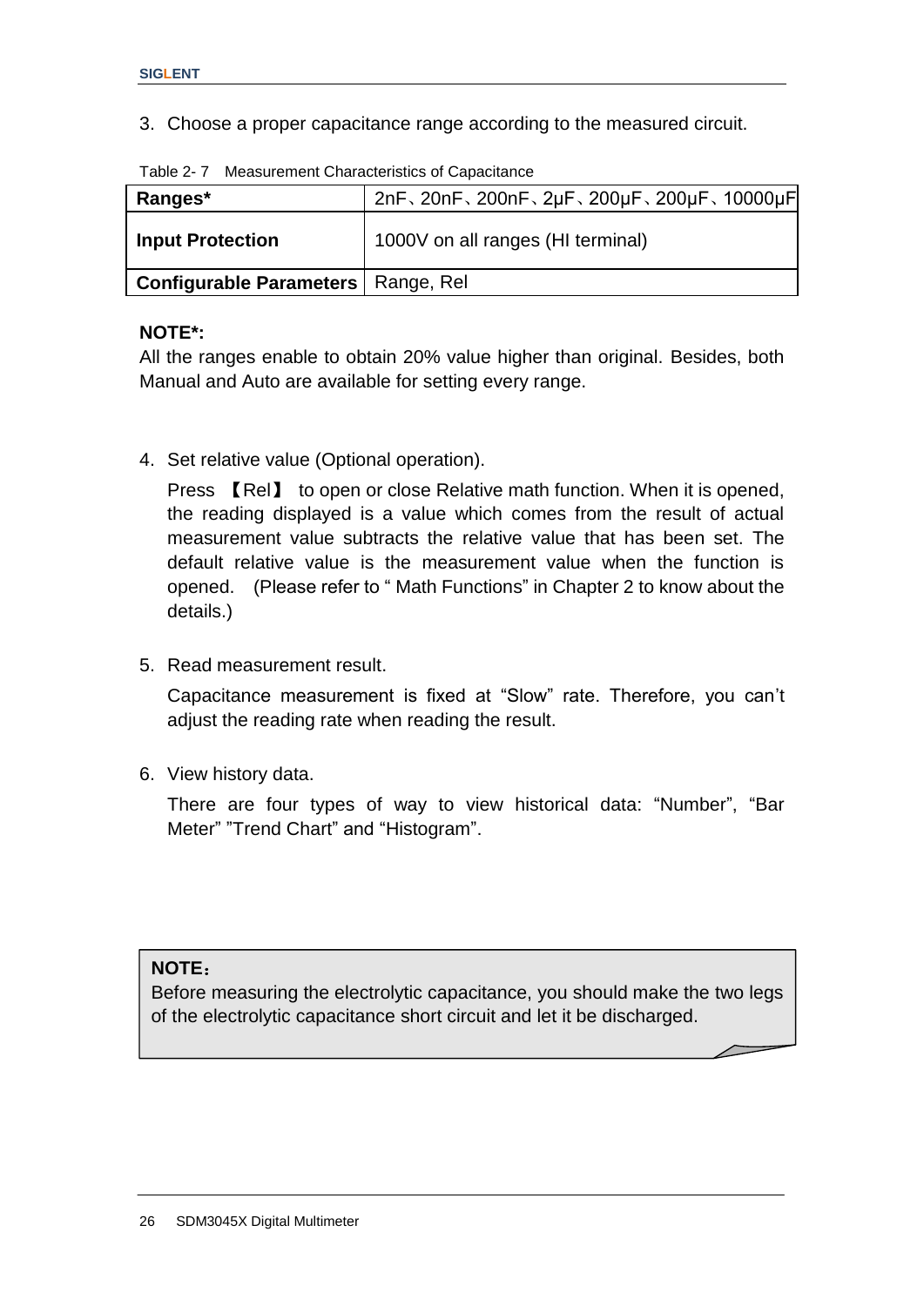3. Choose a proper capacitance range according to the measured circuit.

Table 2- 7 Measurement Characteristics of Capacitance

| **Ranges*** | 2nF、20nF、200nF、2μF、200μF、200μF、10000μF |
|---|---|
| **Input Protection** | 1000V on all ranges (HI terminal) |
| **Configurable Parameters** | Range, Rel |

**NOTE*:**
All the ranges enable to obtain 20% value higher than original. Besides, both Manual and Auto are available for setting every range.

4. Set relative value (Optional operation).

   Press 【Rel】 to open or close Relative math function. When it is opened, the reading displayed is a value which comes from the result of actual measurement value subtracts the relative value that has been set. The default relative value is the measurement value when the function is opened. (Please refer to " Math Functions" in Chapter 2 to know about the details.)

5. Read measurement result.

   Capacitance measurement is fixed at "Slow" rate. Therefore, you can't adjust the reading rate when reading the result.

6. View history data.

   There are four types of way to view historical data: "Number", "Bar Meter" "Trend Chart" and "Histogram".

**NOTE：**
Before measuring the electrolytic capacitance, you should make the two legs of the electrolytic capacitance short circuit and let it be discharged.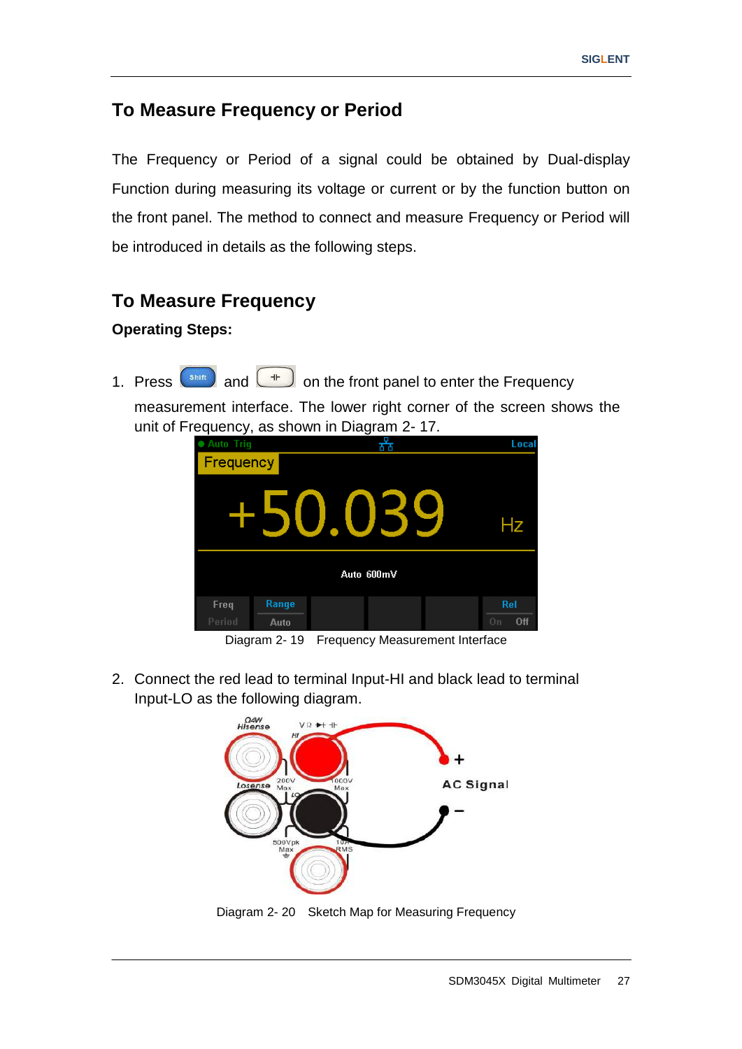## To Measure Frequency or Period

The Frequency or Period of a signal could be obtained by Dual-display Function during measuring its voltage or current or by the function button on the front panel. The method to connect and measure Frequency or Period will be introduced in details as the following steps.

## To Measure Frequency

**Operating Steps:**

1. Press Shift and ⊣⊢ on the front panel to enter the Frequency measurement interface. The lower right corner of the screen shows the unit of Frequency, as shown in Diagram 2- 17.

Diagram 2- 19 Frequency Measurement Interface

2. Connect the red lead to terminal Input-HI and black lead to terminal Input-LO as the following diagram.

Diagram 2- 20 Sketch Map for Measuring Frequency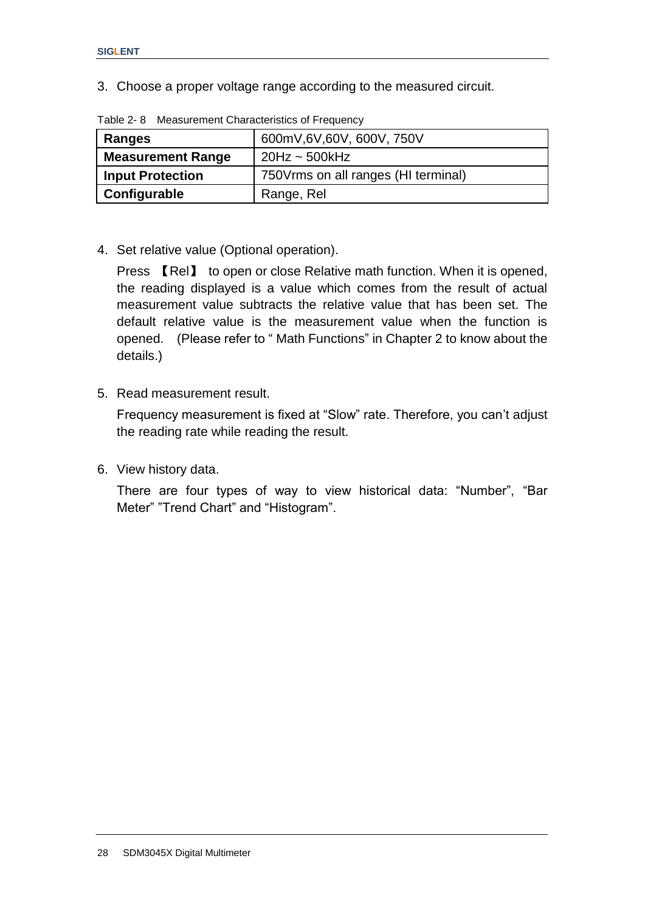3. Choose a proper voltage range according to the measured circuit.

Table 2- 8 Measurement Characteristics of Frequency

| **Ranges** | 600mV,6V,60V, 600V, 750V |
|---|---|
| **Measurement Range** | 20Hz ~ 500kHz |
| **Input Protection** | 750Vrms on all ranges (HI terminal) |
| **Configurable** | Range, Rel |

4. Set relative value (Optional operation).

   Press 【Rel】 to open or close Relative math function. When it is opened, the reading displayed is a value which comes from the result of actual measurement value subtracts the relative value that has been set. The default relative value is the measurement value when the function is opened. (Please refer to " Math Functions" in Chapter 2 to know about the details.)

5. Read measurement result.

   Frequency measurement is fixed at "Slow" rate. Therefore, you can't adjust the reading rate while reading the result.

6. View history data.

   There are four types of way to view historical data: "Number", "Bar Meter" "Trend Chart" and "Histogram".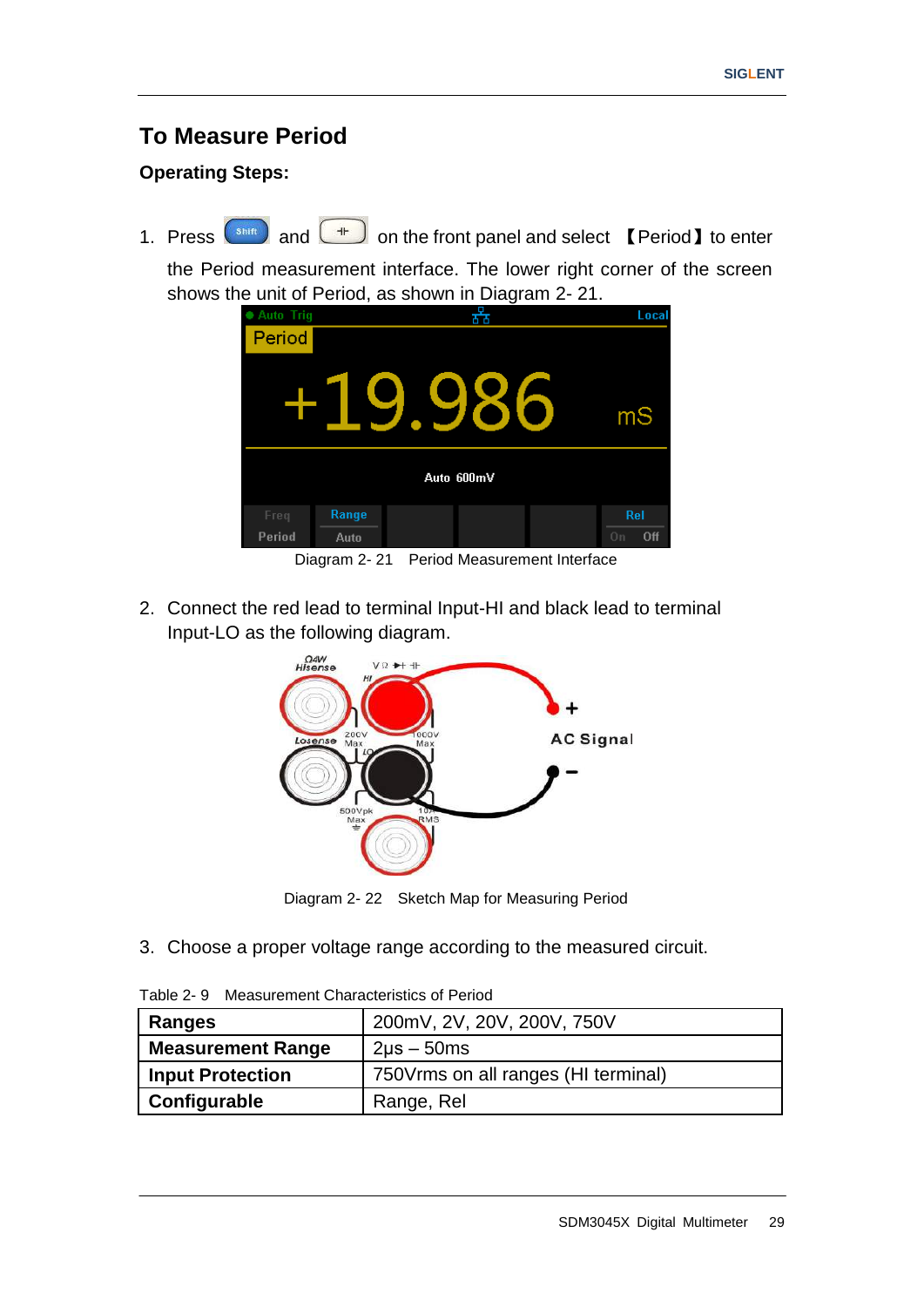## To Measure Period

**Operating Steps:**

1. Press Shift and ⊣⊢ on the front panel and select 【Period】 to enter the Period measurement interface. The lower right corner of the screen shows the unit of Period, as shown in Diagram 2- 21.

Diagram 2- 21 Period Measurement Interface

2. Connect the red lead to terminal Input-HI and black lead to terminal Input-LO as the following diagram.

Diagram 2- 22 Sketch Map for Measuring Period

3. Choose a proper voltage range according to the measured circuit.

Table 2- 9 Measurement Characteristics of Period

| **Ranges** | 200mV, 2V, 20V, 200V, 750V |
|---|---|
| **Measurement Range** | 2μs – 50ms |
| **Input Protection** | 750Vrms on all ranges (HI terminal) |
| **Configurable** | Range, Rel |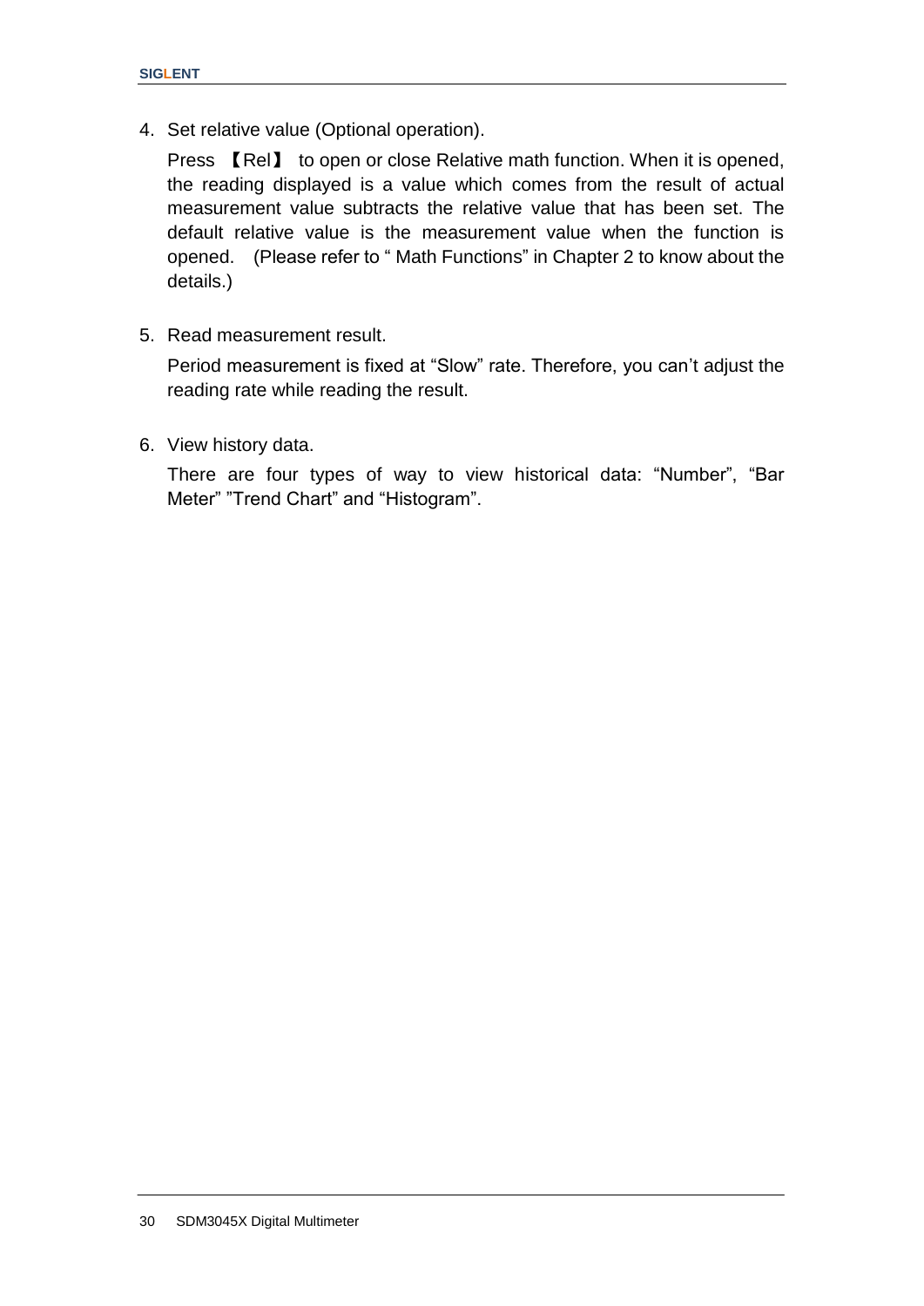4. Set relative value (Optional operation).

   Press 【Rel】 to open or close Relative math function. When it is opened, the reading displayed is a value which comes from the result of actual measurement value subtracts the relative value that has been set. The default relative value is the measurement value when the function is opened. (Please refer to " Math Functions" in Chapter 2 to know about the details.)

5. Read measurement result.

   Period measurement is fixed at "Slow" rate. Therefore, you can't adjust the reading rate while reading the result.

6. View history data.

   There are four types of way to view historical data: "Number", "Bar Meter" "Trend Chart" and "Histogram".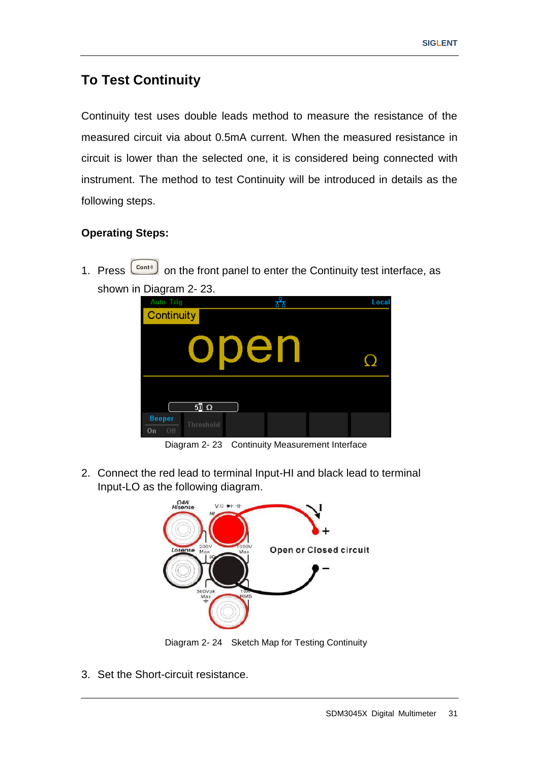## To Test Continuity

Continuity test uses double leads method to measure the resistance of the measured circuit via about 0.5mA current. When the measured resistance in circuit is lower than the selected one, it is considered being connected with instrument. The method to test Continuity will be introduced in details as the following steps.

**Operating Steps:**

1. Press Cont on the front panel to enter the Continuity test interface, as shown in Diagram 2- 23.

Diagram 2- 23 Continuity Measurement Interface

2. Connect the red lead to terminal Input-HI and black lead to terminal Input-LO as the following diagram.

Diagram 2- 24 Sketch Map for Testing Continuity

3. Set the Short-circuit resistance.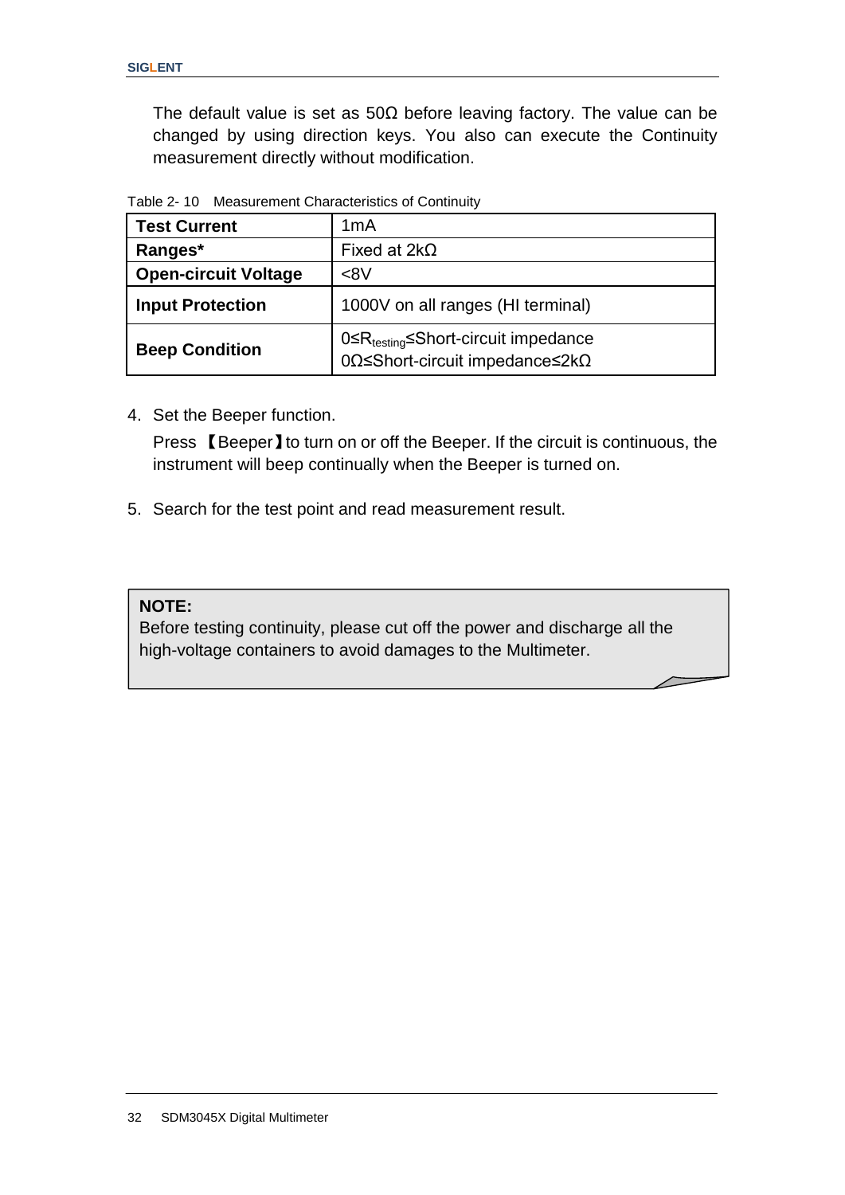The default value is set as 50Ω before leaving factory. The value can be changed by using direction keys. You also can execute the Continuity measurement directly without modification.

Table 2- 10 Measurement Characteristics of Continuity

| **Test Current** | 1mA |
|---|---|
| **Ranges*** | Fixed at 2kΩ |
| **Open-circuit Voltage** | <8V |
| **Input Protection** | 1000V on all ranges (HI terminal) |
| **Beep Condition** | $0 \le R_{testing} \le$ Short-circuit impedance<br>0Ω≤Short-circuit impedance≤2kΩ |

4. Set the Beeper function.

   Press 【Beeper】to turn on or off the Beeper. If the circuit is continuous, the instrument will beep continually when the Beeper is turned on.

5. Search for the test point and read measurement result.

**NOTE:**
Before testing continuity, please cut off the power and discharge all the high-voltage containers to avoid damages to the Multimeter.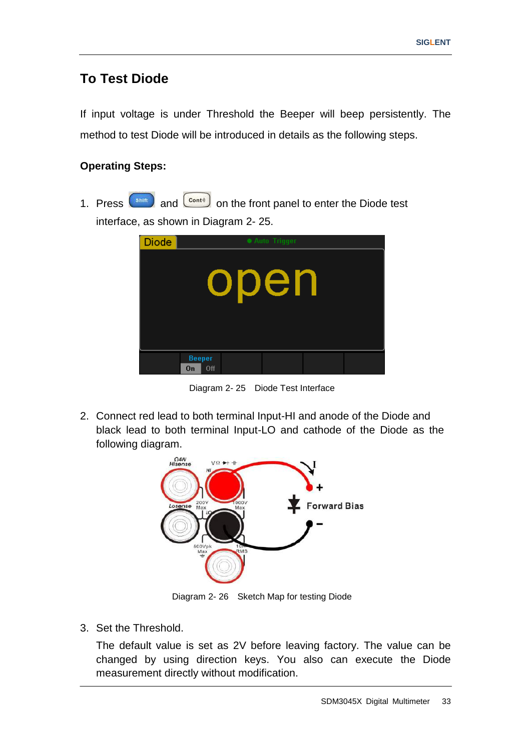## To Test Diode

If input voltage is under Threshold the Beeper will beep persistently. The method to test Diode will be introduced in details as the following steps.

**Operating Steps:**

1. Press Shift and Cont on the front panel to enter the Diode test interface, as shown in Diagram 2- 25.

Diagram 2- 25 Diode Test Interface

2. Connect red lead to both terminal Input-HI and anode of the Diode and black lead to both terminal Input-LO and cathode of the Diode as the following diagram.

Diagram 2- 26 Sketch Map for testing Diode

3. Set the Threshold.

   The default value is set as 2V before leaving factory. The value can be changed by using direction keys. You also can execute the Diode measurement directly without modification.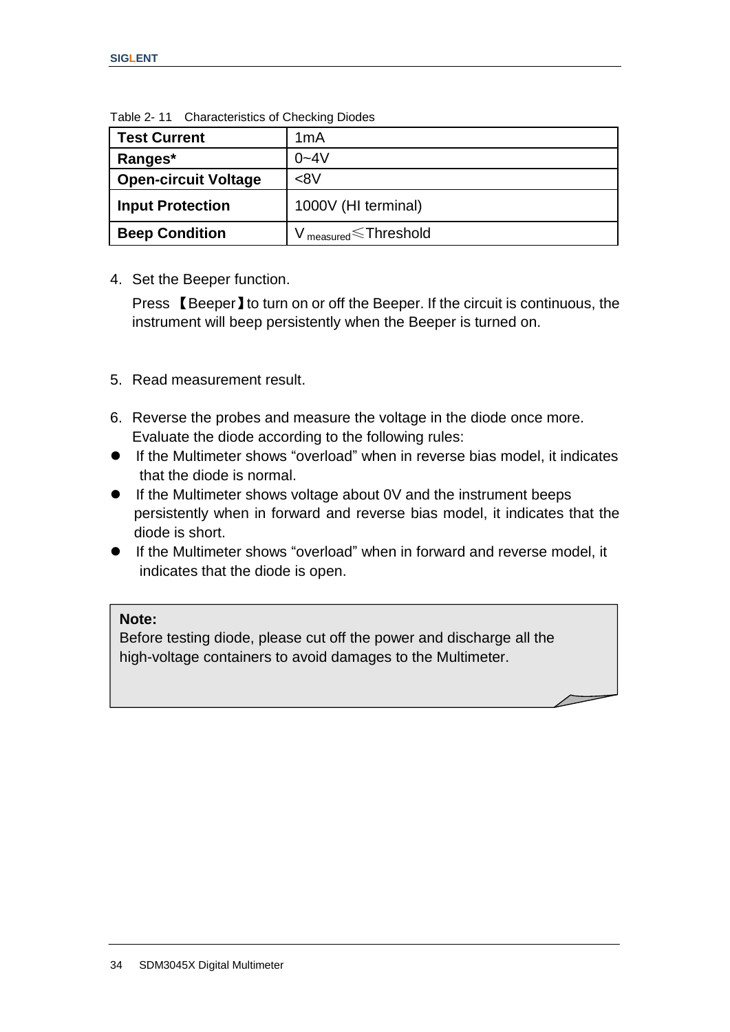Table 2- 11 Characteristics of Checking Diodes

| **Test Current** | 1mA |
|---|---|
| **Ranges*** | 0~4V |
| **Open-circuit Voltage** | <8V |
| **Input Protection** | 1000V (HI terminal) |
| **Beep Condition** | $V_{measured}$ ≤ Threshold |

4. Set the Beeper function.

   Press 【Beeper】to turn on or off the Beeper. If the circuit is continuous, the instrument will beep persistently when the Beeper is turned on.

5. Read measurement result.

6. Reverse the probes and measure the voltage in the diode once more. Evaluate the diode according to the following rules:

- If the Multimeter shows "overload" when in reverse bias model, it indicates that the diode is normal.
- If the Multimeter shows voltage about 0V and the instrument beeps persistently when in forward and reverse bias model, it indicates that the diode is short.
- If the Multimeter shows "overload" when in forward and reverse model, it indicates that the diode is open.

> **Note:**
> Before testing diode, please cut off the power and discharge all the high-voltage containers to avoid damages to the Multimeter.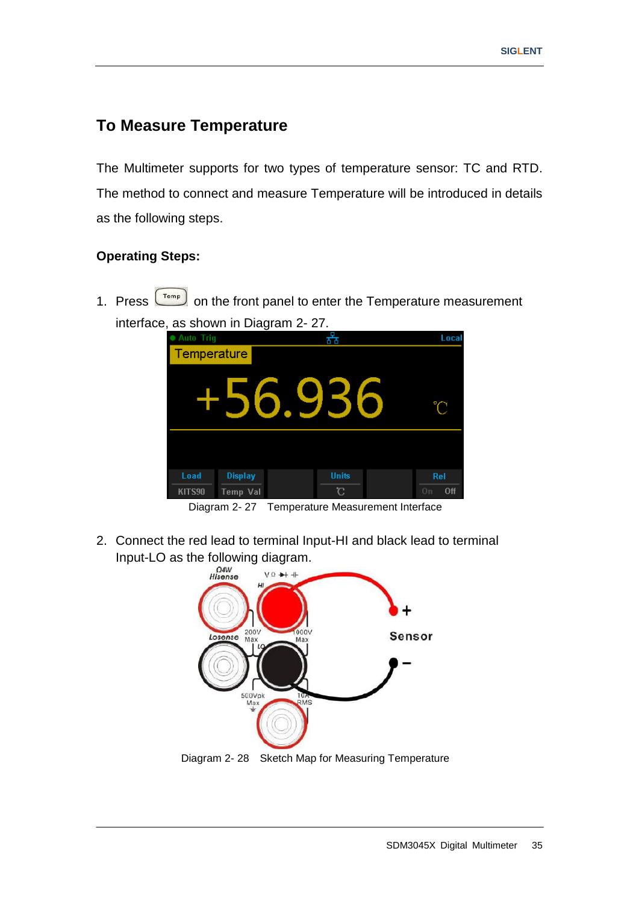## To Measure Temperature

The Multimeter supports for two types of temperature sensor: TC and RTD. The method to connect and measure Temperature will be introduced in details as the following steps.

**Operating Steps:**

1. Press Temp on the front panel to enter the Temperature measurement interface, as shown in Diagram 2- 27.

Diagram 2- 27 Temperature Measurement Interface

2. Connect the red lead to terminal Input-HI and black lead to terminal Input-LO as the following diagram.

Diagram 2- 28 Sketch Map for Measuring Temperature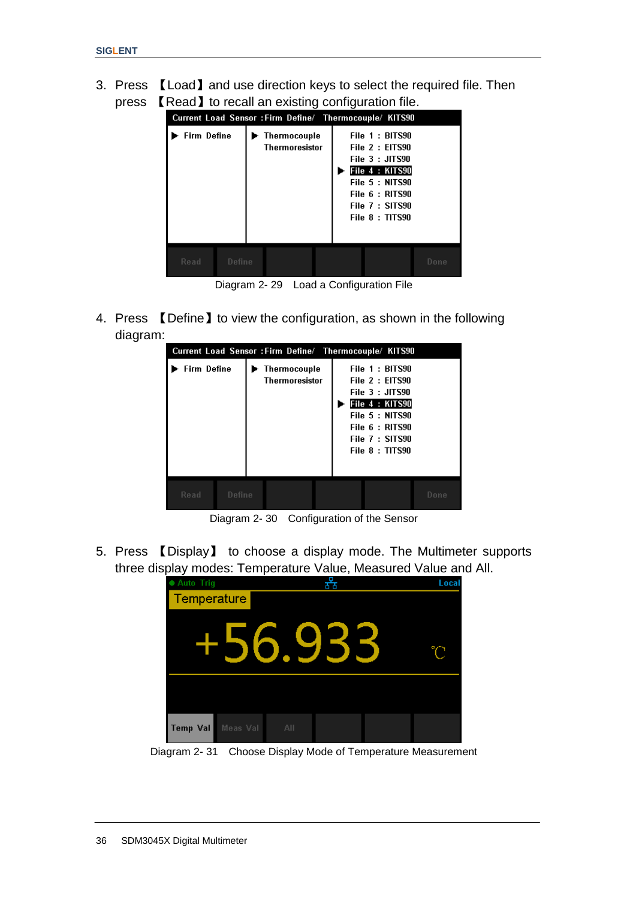3. Press 【Load】 and use direction keys to select the required file. Then press 【Read】 to recall an existing configuration file.

Diagram 2- 29 Load a Configuration File

4. Press 【Define】 to view the configuration, as shown in the following diagram:

Diagram 2- 30 Configuration of the Sensor

5. Press 【Display】 to choose a display mode. The Multimeter supports three display modes: Temperature Value, Measured Value and All.

Diagram 2- 31 Choose Display Mode of Temperature Measurement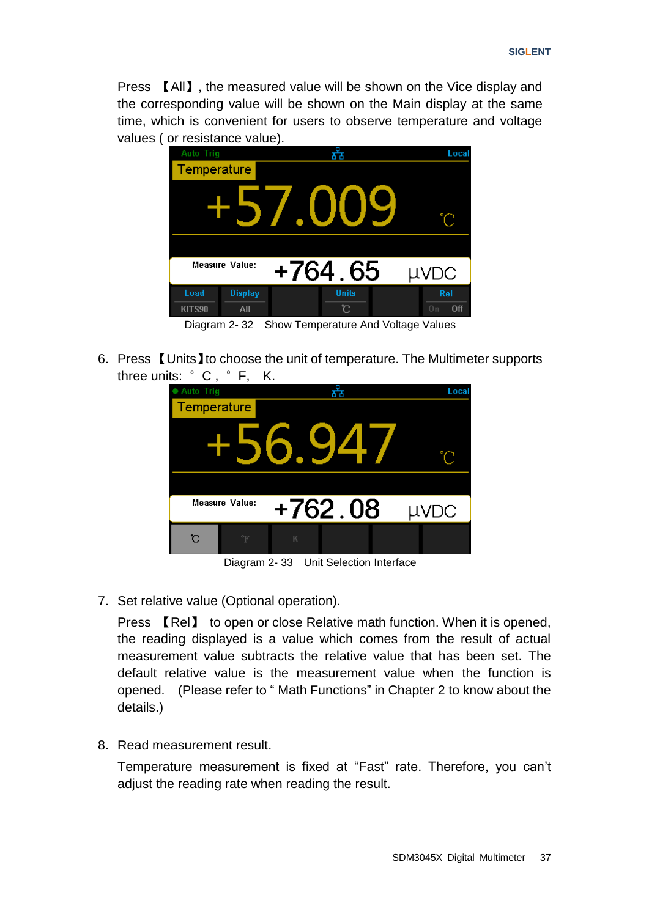Press 【All】, the measured value will be shown on the Vice display and the corresponding value will be shown on the Main display at the same time, which is convenient for users to observe temperature and voltage values ( or resistance value).

Diagram 2- 32 Show Temperature And Voltage Values

6. Press 【Units】to choose the unit of temperature. The Multimeter supports three units: ° C , ° F, K.

Diagram 2- 33 Unit Selection Interface

7. Set relative value (Optional operation).

   Press 【Rel】 to open or close Relative math function. When it is opened, the reading displayed is a value which comes from the result of actual measurement value subtracts the relative value that has been set. The default relative value is the measurement value when the function is opened. (Please refer to " Math Functions" in Chapter 2 to know about the details.)

8. Read measurement result.

   Temperature measurement is fixed at "Fast" rate. Therefore, you can't adjust the reading rate when reading the result.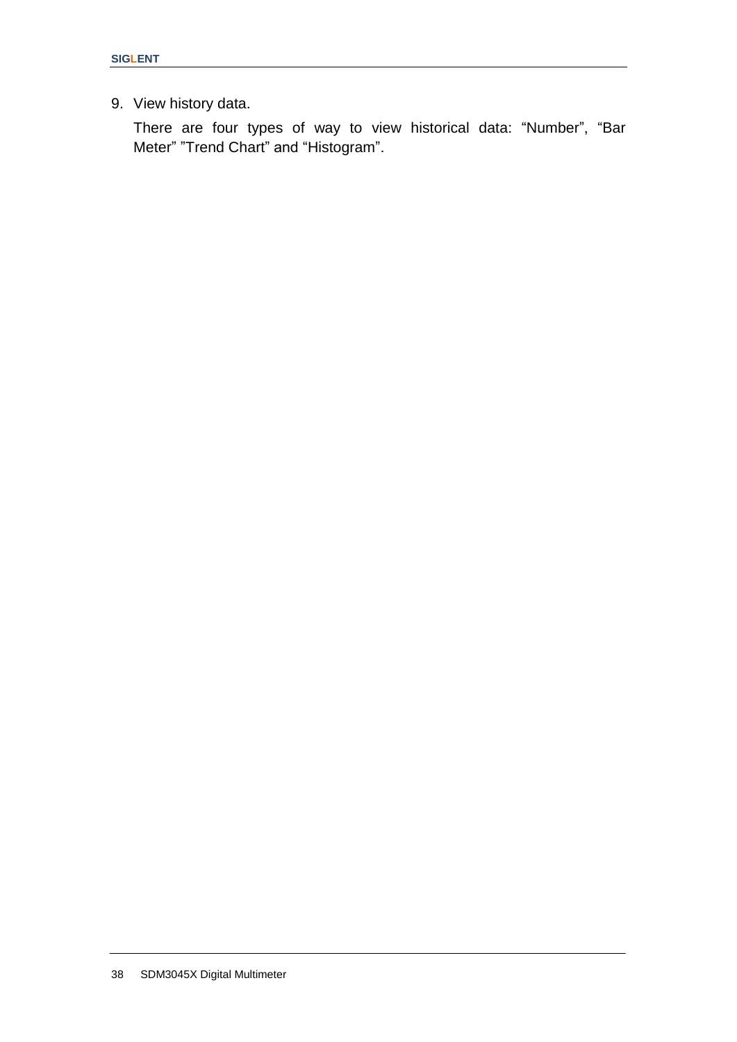9. View history data.

   There are four types of way to view historical data: “Number”, “Bar Meter” ”Trend Chart” and “Histogram”.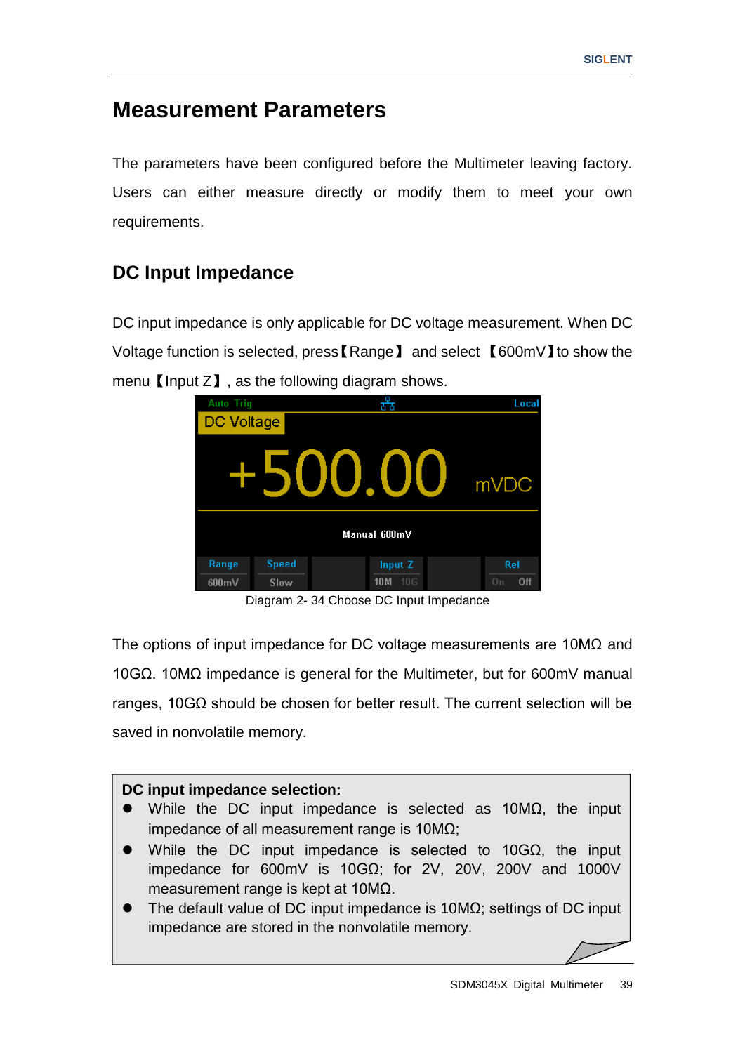# Measurement Parameters

The parameters have been configured before the Multimeter leaving factory. Users can either measure directly or modify them to meet your own requirements.

## DC Input Impedance

DC input impedance is only applicable for DC voltage measurement. When DC Voltage function is selected, press【Range】 and select 【600mV】to show the menu【Input Z】, as the following diagram shows.

Diagram 2- 34 Choose DC Input Impedance

The options of input impedance for DC voltage measurements are 10MΩ and 10GΩ. 10MΩ impedance is general for the Multimeter, but for 600mV manual ranges, 10GΩ should be chosen for better result. The current selection will be saved in nonvolatile memory.

**DC input impedance selection:**

- While the DC input impedance is selected as 10MΩ, the input impedance of all measurement range is 10MΩ;
- While the DC input impedance is selected to 10GΩ, the input impedance for 600mV is 10GΩ; for 2V, 20V, 200V and 1000V measurement range is kept at 10MΩ.
- The default value of DC input impedance is 10MΩ; settings of DC input impedance are stored in the nonvolatile memory.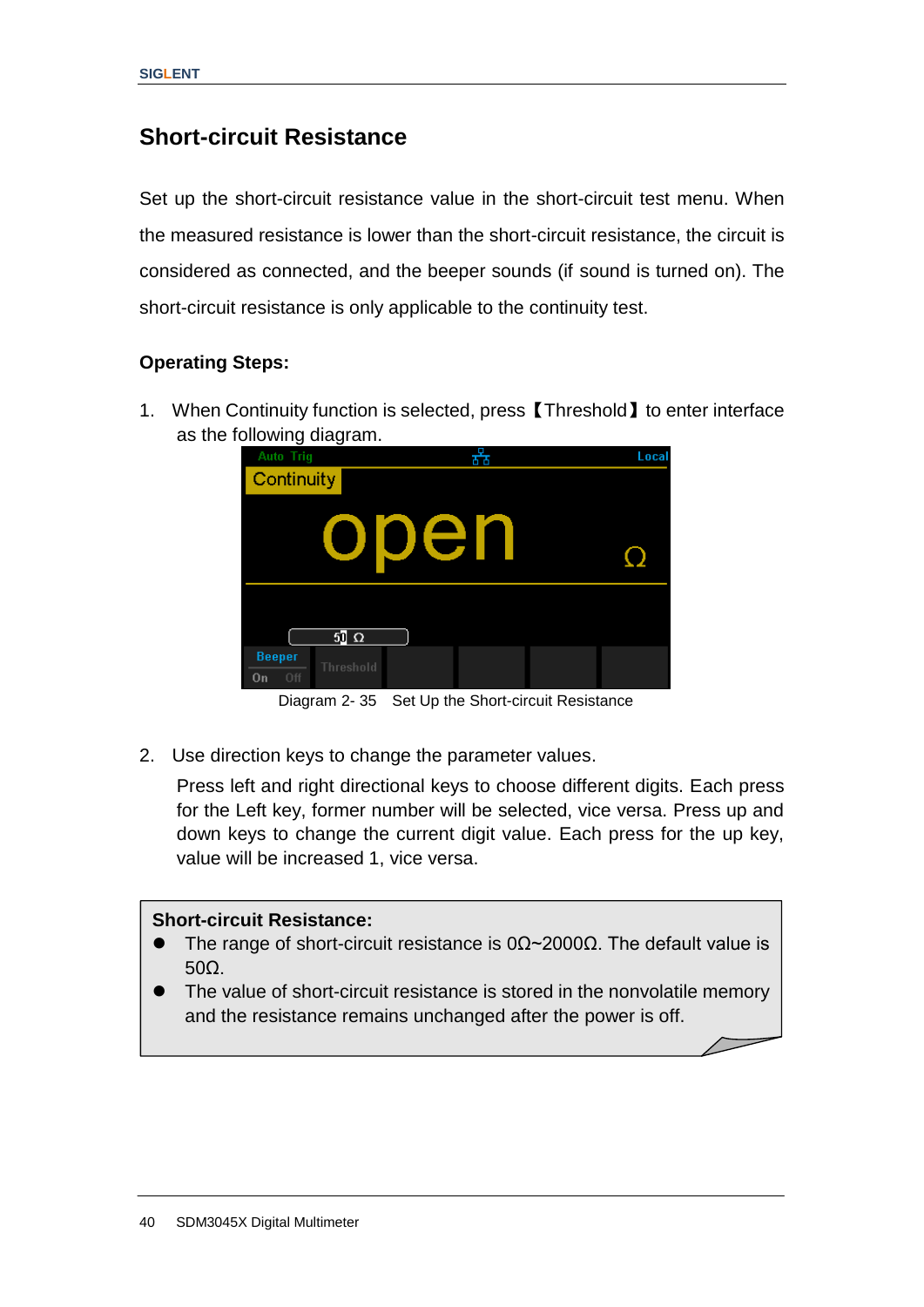## Short-circuit Resistance

Set up the short-circuit resistance value in the short-circuit test menu. When the measured resistance is lower than the short-circuit resistance, the circuit is considered as connected, and the beeper sounds (if sound is turned on). The short-circuit resistance is only applicable to the continuity test.

**Operating Steps:**

1. When Continuity function is selected, press【Threshold】to enter interface as the following diagram.

Diagram 2- 35 Set Up the Short-circuit Resistance

2. Use direction keys to change the parameter values.

   Press left and right directional keys to choose different digits. Each press for the Left key, former number will be selected, vice versa. Press up and down keys to change the current digit value. Each press for the up key, value will be increased 1, vice versa.

**Short-circuit Resistance:**

- The range of short-circuit resistance is 0Ω~2000Ω. The default value is 50Ω.
- The value of short-circuit resistance is stored in the nonvolatile memory and the resistance remains unchanged after the power is off.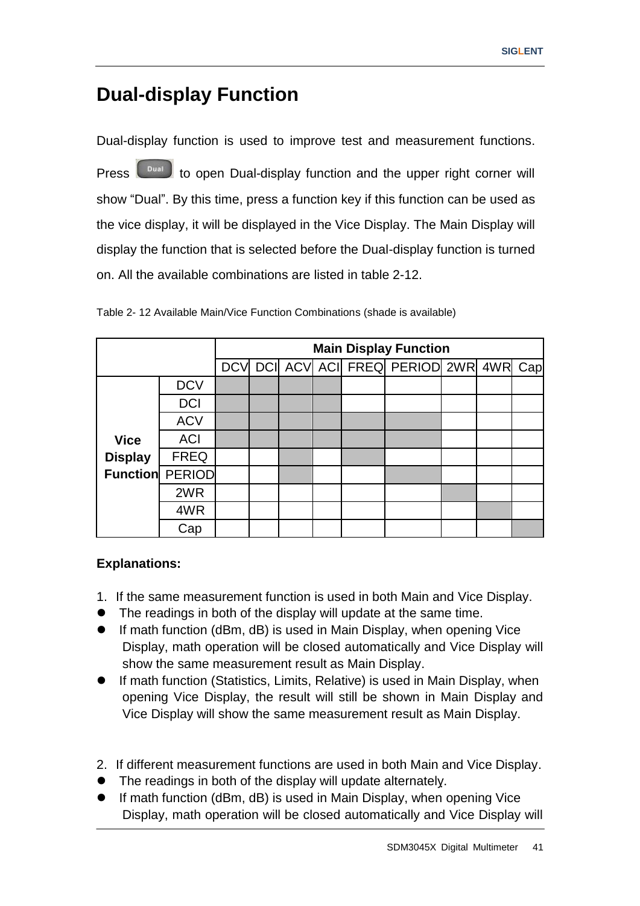# Dual-display Function

Dual-display function is used to improve test and measurement functions. Press Dual to open Dual-display function and the upper right corner will show “Dual”. By this time, press a function key if this function can be used as the vice display, it will be displayed in the Vice Display. The Main Display will display the function that is selected before the Dual-display function is turned on. All the available combinations are listed in table 2-12.

Table 2- 12 Available Main/Vice Function Combinations (shade is available)

| | | Main Display Function | | | | | | | | |
|---|---|---|---|---|---|---|---|---|---|---|
| | | DCV | DCI | ACV | ACI | FREQ | PERIOD | 2WR | 4WR | Cap |
| **Vice Display Function** | DCV | ■ | ■ | ■ | ■ | | | | | |
| | DCI | ■ | ■ | ■ | ■ | | | | | |
| | ACV | ■ | ■ | ■ | ■ | ■ | ■ | | | |
| | ACI | ■ | ■ | ■ | ■ | ■ | ■ | | | |
| | FREQ | | | ■ | | ■ | | | | |
| | PERIOD | | | ■ | | | ■ | | | |
| | 2WR | | | | | | | ■ | | |
| | 4WR | | | | | | | | ■ | |
| | Cap | | | | | | | | | ■ |

**Explanations:**

1. If the same measurement function is used in both Main and Vice Display.

- The readings in both of the display will update at the same time.
- If math function (dBm, dB) is used in Main Display, when opening Vice Display, math operation will be closed automatically and Vice Display will show the same measurement result as Main Display.
- If math function (Statistics, Limits, Relative) is used in Main Display, when opening Vice Display, the result will still be shown in Main Display and Vice Display will show the same measurement result as Main Display.

2. If different measurement functions are used in both Main and Vice Display.

- The readings in both of the display will update alternately.
- If math function (dBm, dB) is used in Main Display, when opening Vice Display, math operation will be closed automatically and Vice Display will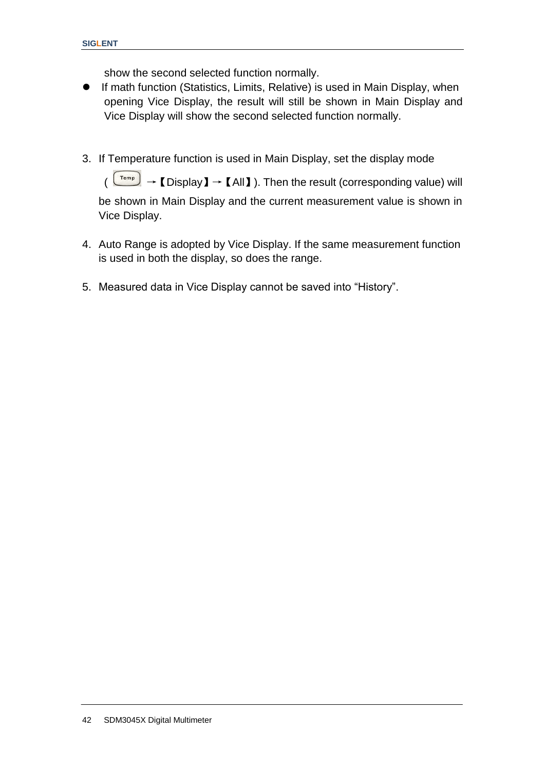show the second selected function normally.

- If math function (Statistics, Limits, Relative) is used in Main Display, when opening Vice Display, the result will still be shown in Main Display and Vice Display will show the second selected function normally.

3. If Temperature function is used in Main Display, set the display mode ( Temp →【Display】→【All】). Then the result (corresponding value) will be shown in Main Display and the current measurement value is shown in Vice Display.

4. Auto Range is adopted by Vice Display. If the same measurement function is used in both the display, so does the range.

5. Measured data in Vice Display cannot be saved into "History".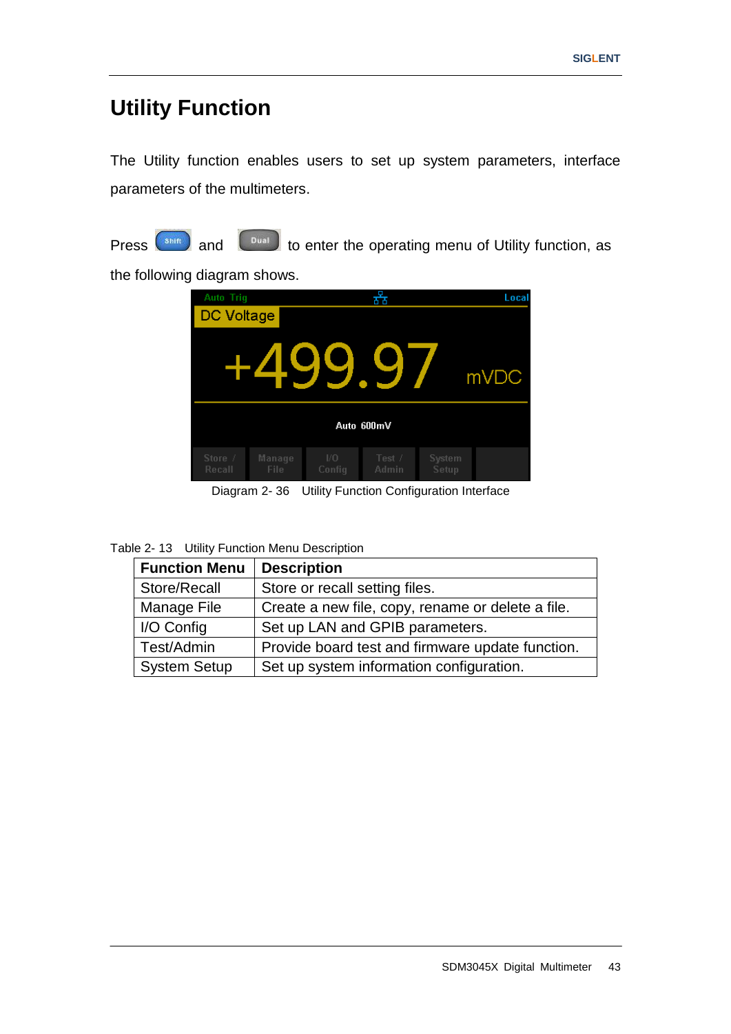# Utility Function

The Utility function enables users to set up system parameters, interface parameters of the multimeters.

Press Shift and Dual to enter the operating menu of Utility function, as the following diagram shows.

Diagram 2- 36 Utility Function Configuration Interface

Table 2- 13 Utility Function Menu Description

| Function Menu | Description |
|---|---|
| Store/Recall | Store or recall setting files. |
| Manage File | Create a new file, copy, rename or delete a file. |
| I/O Config | Set up LAN and GPIB parameters. |
| Test/Admin | Provide board test and firmware update function. |
| System Setup | Set up system information configuration. |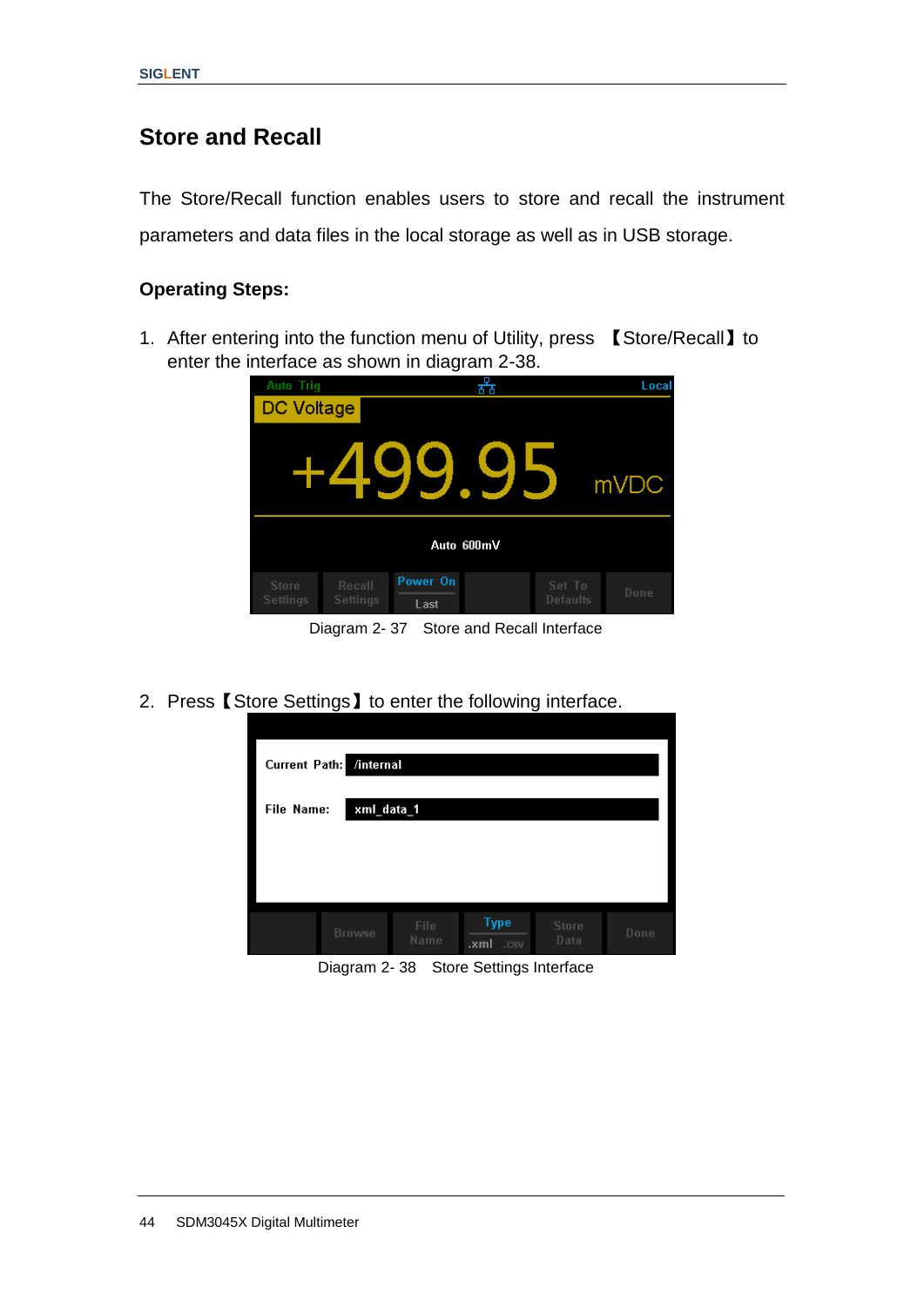# Store and Recall

The Store/Recall function enables users to store and recall the instrument parameters and data files in the local storage as well as in USB storage.

**Operating Steps:**

1. After entering into the function menu of Utility, press 【Store/Recall】 to enter the interface as shown in diagram 2-38.

Diagram 2- 37 Store and Recall Interface

2. Press【Store Settings】to enter the following interface.

Diagram 2- 38 Store Settings Interface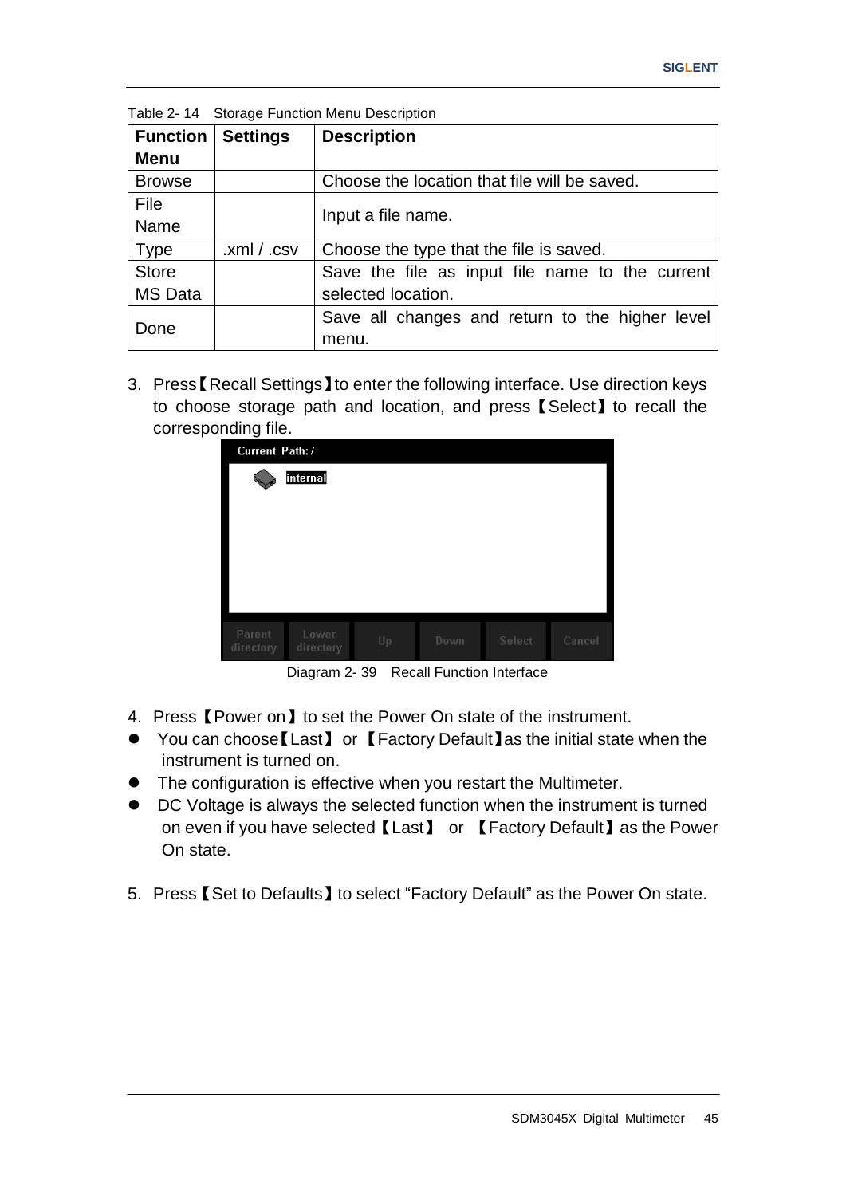Table 2- 14 Storage Function Menu Description

| Function Menu | Settings | Description |
|---|---|---|
| Browse | | Choose the location that file will be saved. |
| File Name | | Input a file name. |
| Type | .xml / .csv | Choose the type that the file is saved. |
| Store MS Data | | Save the file as input file name to the current selected location. |
| Done | | Save all changes and return to the higher level menu. |

3. Press【Recall Settings】to enter the following interface. Use direction keys to choose storage path and location, and press【Select】to recall the corresponding file.

Diagram 2- 39 Recall Function Interface

4. Press【Power on】to set the Power On state of the instrument.

- You can choose【Last】 or【Factory Default】as the initial state when the instrument is turned on.
- The configuration is effective when you restart the Multimeter.
- DC Voltage is always the selected function when the instrument is turned on even if you have selected【Last】 or 【Factory Default】as the Power On state.

5. Press【Set to Defaults】to select “Factory Default” as the Power On state.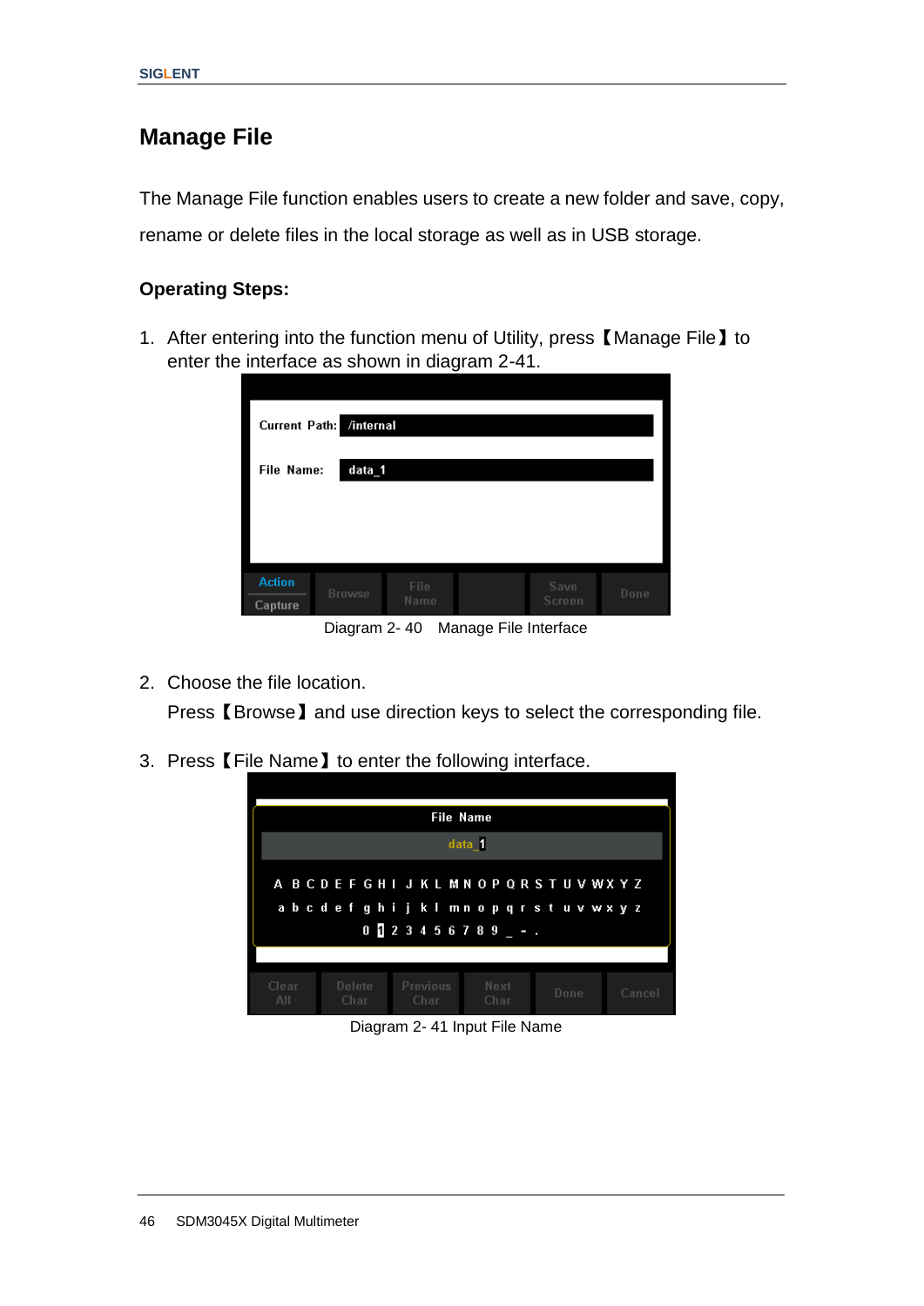## Manage File

The Manage File function enables users to create a new folder and save, copy, rename or delete files in the local storage as well as in USB storage.

**Operating Steps:**

1. After entering into the function menu of Utility, press【Manage File】to enter the interface as shown in diagram 2-41.

Diagram 2- 40 Manage File Interface

2. Choose the file location.
   Press【Browse】and use direction keys to select the corresponding file.

3. Press【File Name】to enter the following interface.

Diagram 2- 41 Input File Name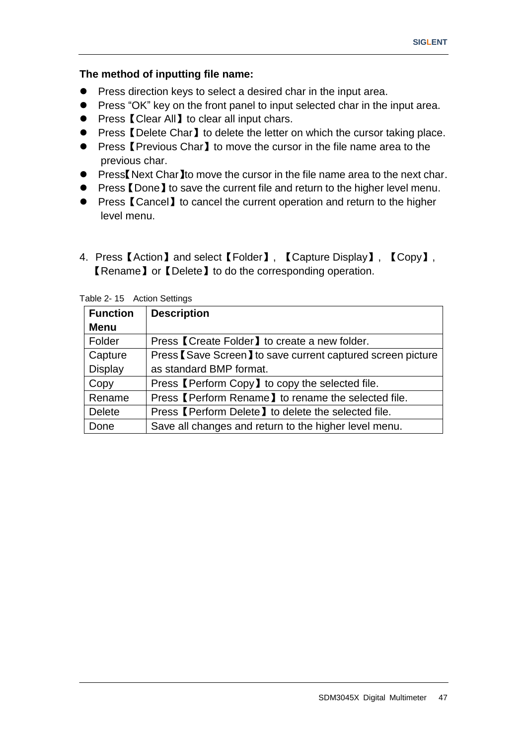**The method of inputting file name:**

- Press direction keys to select a desired char in the input area.
- Press "OK" key on the front panel to input selected char in the input area.
- Press【Clear All】to clear all input chars.
- Press【Delete Char】to delete the letter on which the cursor taking place.
- Press【Previous Char】to move the cursor in the file name area to the previous char.
- Press【Next Char】to move the cursor in the file name area to the next char.
- Press【Done】to save the current file and return to the higher level menu.
- Press【Cancel】to cancel the current operation and return to the higher level menu.

4. Press【Action】and select【Folder】, 【Capture Display】, 【Copy】, 【Rename】or【Delete】to do the corresponding operation.

Table 2- 15 Action Settings

| **Function Menu** | **Description** |
|---|---|
| Folder | Press【Create Folder】to create a new folder. |
| Capture Display | Press【Save Screen】to save current captured screen picture as standard BMP format. |
| Copy | Press【Perform Copy】to copy the selected file. |
| Rename | Press【Perform Rename】to rename the selected file. |
| Delete | Press【Perform Delete】to delete the selected file. |
| Done | Save all changes and return to the higher level menu. |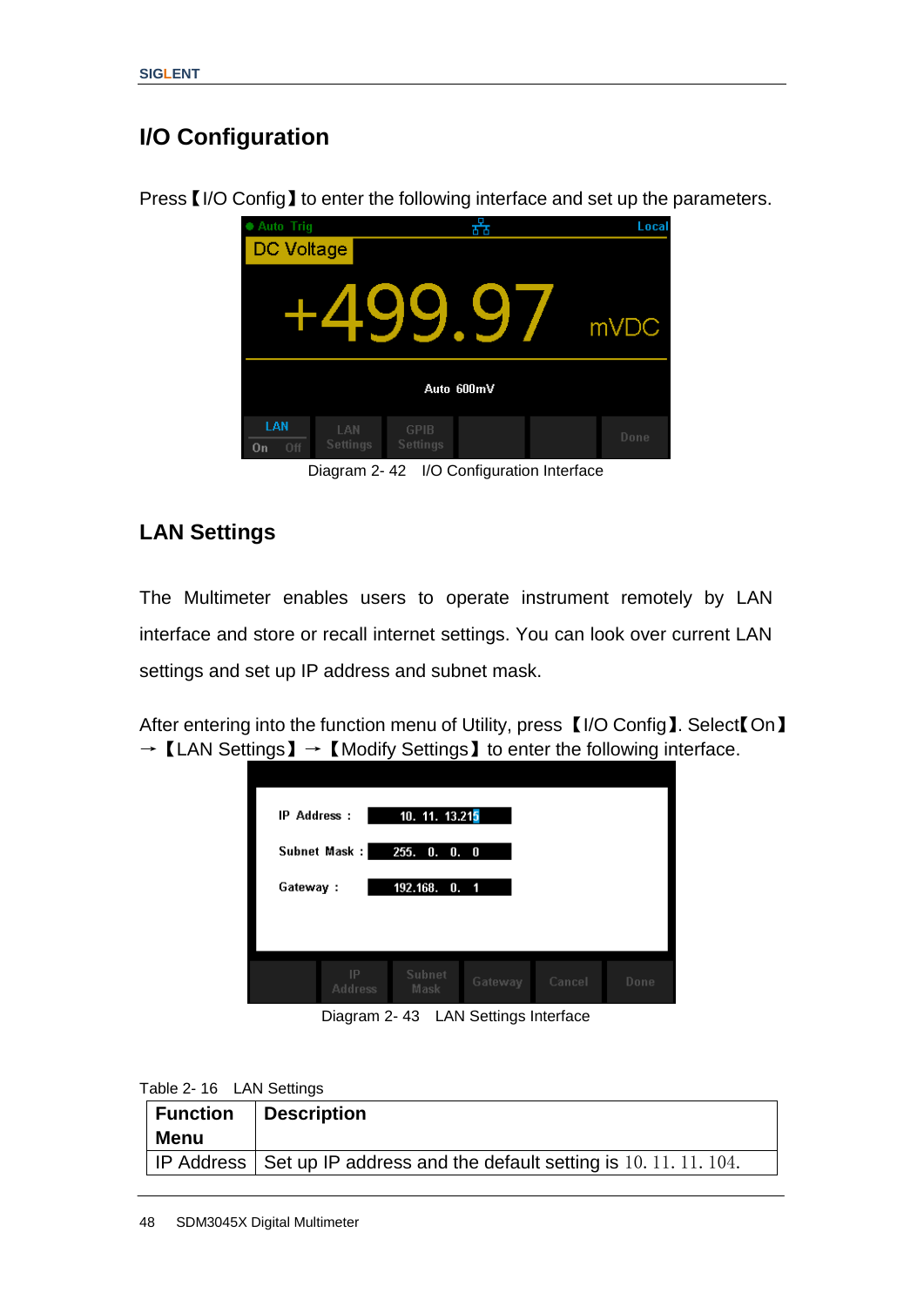## I/O Configuration

Press【I/O Config】to enter the following interface and set up the parameters.

Diagram 2- 42 I/O Configuration Interface

### LAN Settings

The Multimeter enables users to operate instrument remotely by LAN interface and store or recall internet settings. You can look over current LAN settings and set up IP address and subnet mask.

After entering into the function menu of Utility, press【I/O Config】. Select【On】→【LAN Settings】→【Modify Settings】to enter the following interface.

Diagram 2- 43 LAN Settings Interface

Table 2- 16 LAN Settings

| Function Menu | Description |
|---|---|
| IP Address | Set up IP address and the default setting is 10. 11. 11. 104. |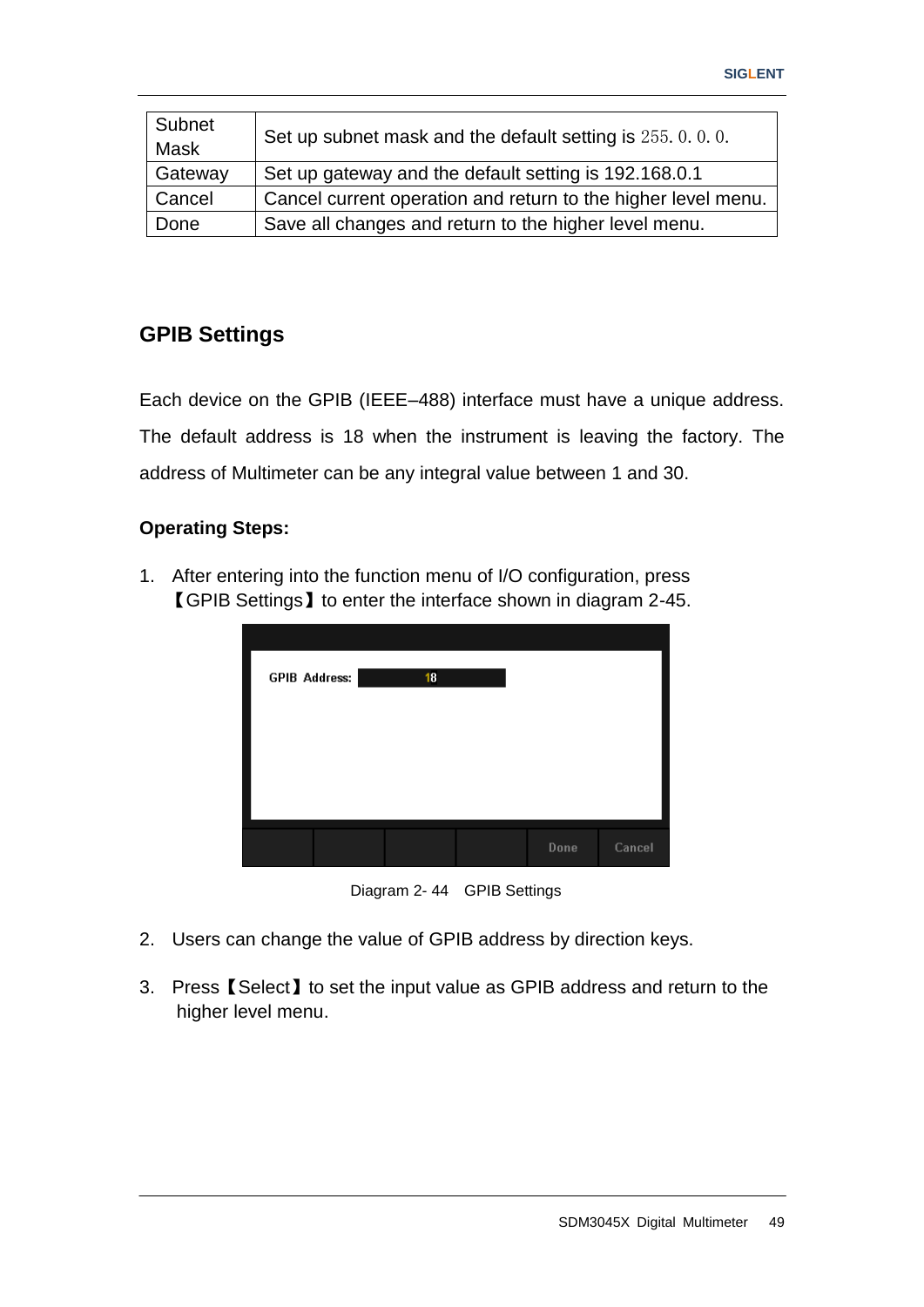| Subnet Mask | Set up subnet mask and the default setting is 255.0.0.0. |
| --- | --- |
| Gateway | Set up gateway and the default setting is 192.168.0.1 |
| Cancel | Cancel current operation and return to the higher level menu. |
| Done | Save all changes and return to the higher level menu. |

## GPIB Settings

Each device on the GPIB (IEEE–488) interface must have a unique address. The default address is 18 when the instrument is leaving the factory. The address of Multimeter can be any integral value between 1 and 30.

**Operating Steps:**

1. After entering into the function menu of I/O configuration, press 【GPIB Settings】to enter the interface shown in diagram 2-45.

Diagram 2- 44 GPIB Settings

2. Users can change the value of GPIB address by direction keys.

3. Press【Select】to set the input value as GPIB address and return to the higher level menu.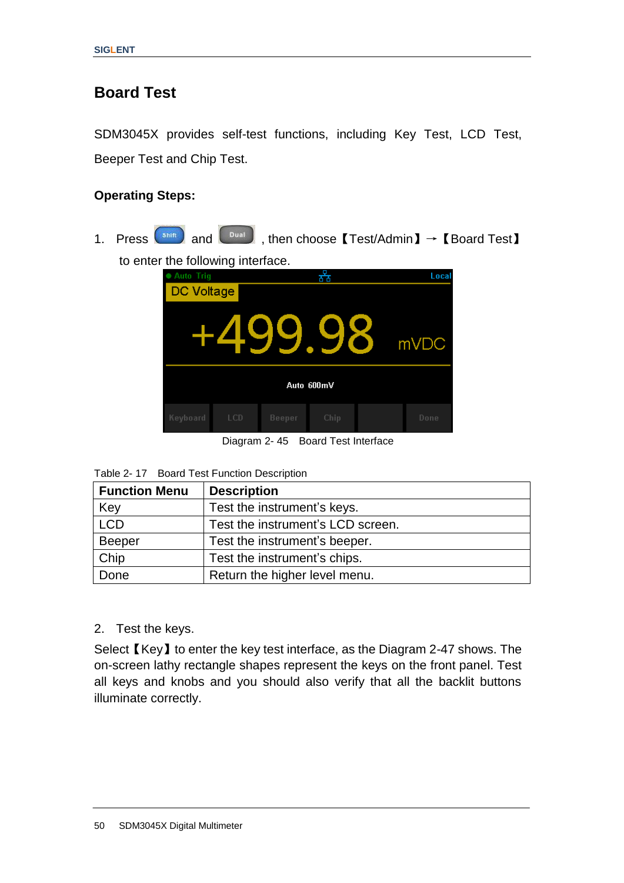## Board Test

SDM3045X provides self-test functions, including Key Test, LCD Test, Beeper Test and Chip Test.

**Operating Steps:**

1. Press Shift and Dual , then choose【Test/Admin】→【Board Test】 to enter the following interface.

Diagram 2- 45 Board Test Interface

Table 2- 17 Board Test Function Description

| Function Menu | Description |
|---|---|
| Key | Test the instrument's keys. |
| LCD | Test the instrument's LCD screen. |
| Beeper | Test the instrument's beeper. |
| Chip | Test the instrument's chips. |
| Done | Return the higher level menu. |

2. Test the keys.

Select【Key】to enter the key test interface, as the Diagram 2-47 shows. The on-screen lathy rectangle shapes represent the keys on the front panel. Test all keys and knobs and you should also verify that all the backlit buttons illuminate correctly.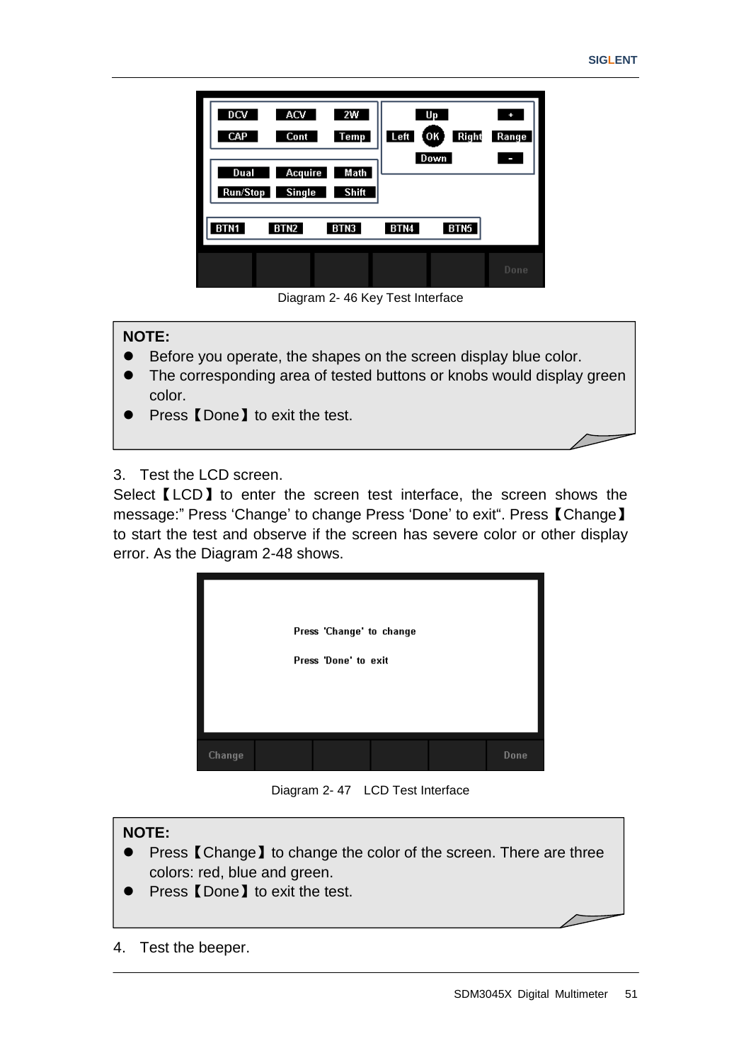Diagram 2- 46 Key Test Interface

**NOTE:**

- Before you operate, the shapes on the screen display blue color.
- The corresponding area of tested buttons or knobs would display green color.
- Press【Done】to exit the test.

3. Test the LCD screen.

Select【LCD】to enter the screen test interface, the screen shows the message:" Press 'Change' to change Press 'Done' to exit". Press【Change】to start the test and observe if the screen has severe color or other display error. As the Diagram 2-48 shows.

Diagram 2- 47 LCD Test Interface

**NOTE:**

- Press【Change】to change the color of the screen. There are three colors: red, blue and green.
- Press【Done】to exit the test.

4. Test the beeper.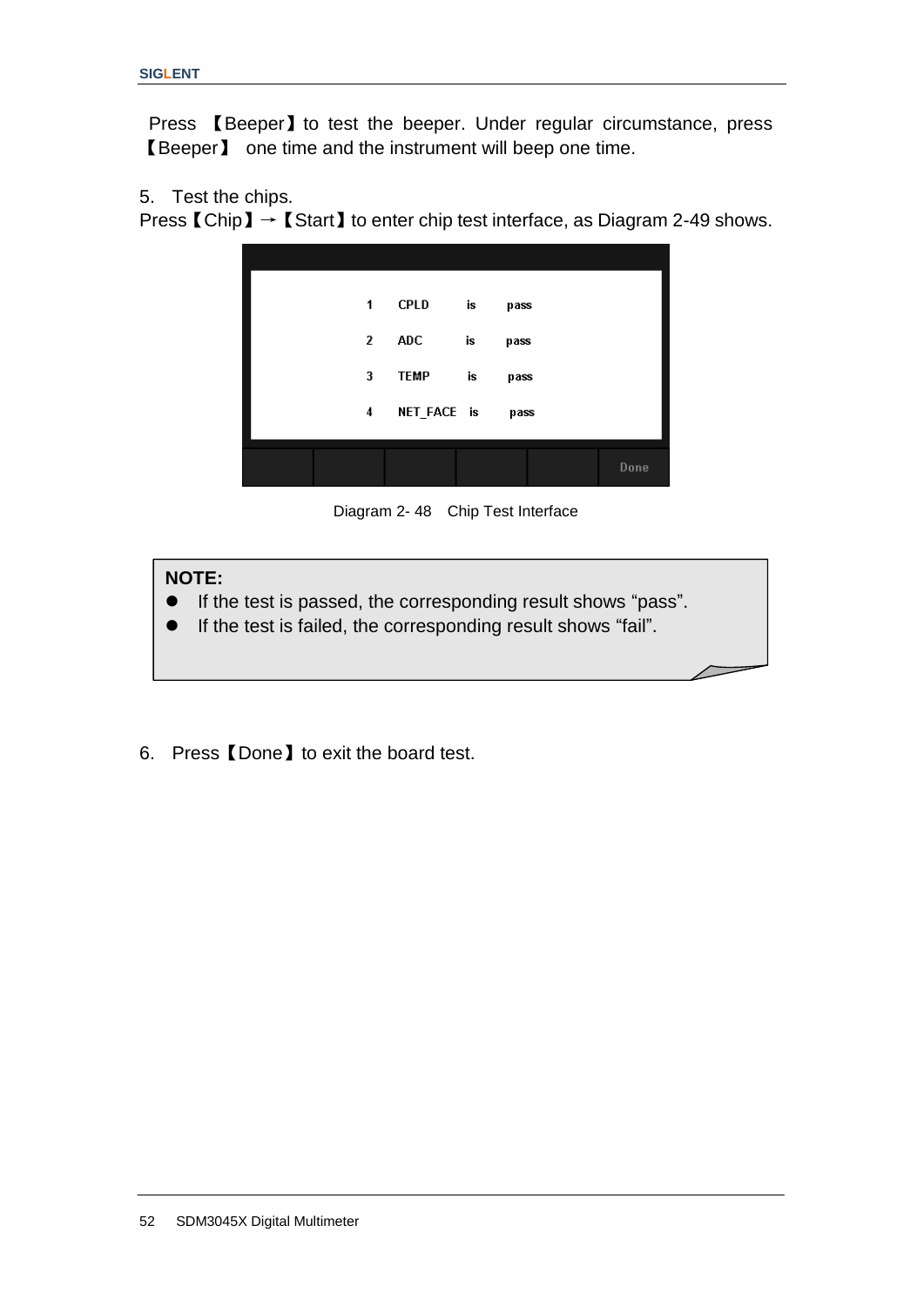Press 【Beeper】to test the beeper. Under regular circumstance, press 【Beeper】 one time and the instrument will beep one time.

5. Test the chips.

Press【Chip】→【Start】to enter chip test interface, as Diagram 2-49 shows.

| | | | |
|---|---|---|---|
| 1 | CPLD | is | pass |
| 2 | ADC | is | pass |
| 3 | TEMP | is | pass |
| 4 | NET_FACE | is | pass |

Done

Diagram 2- 48 Chip Test Interface

> **NOTE:**
> - If the test is passed, the corresponding result shows “pass”.
> - If the test is failed, the corresponding result shows “fail”.

6. Press【Done】to exit the board test.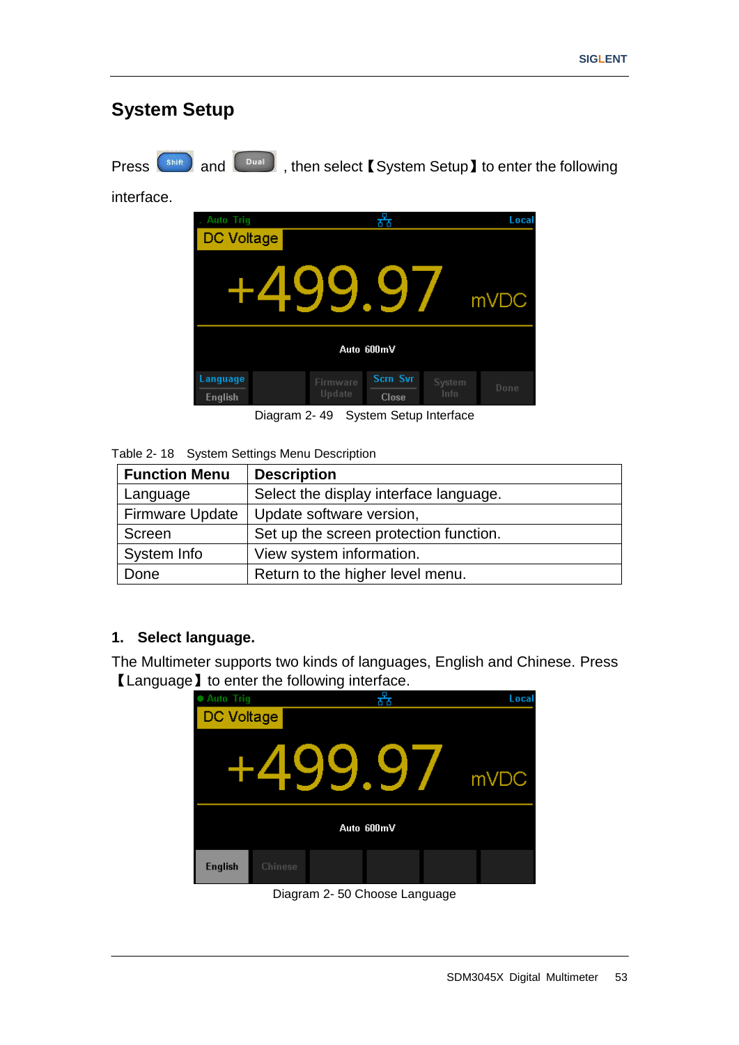## System Setup

Press Shift and Dual, then select【System Setup】to enter the following interface.

Diagram 2- 49 System Setup Interface

Table 2- 18 System Settings Menu Description

| Function Menu | Description |
|---|---|
| Language | Select the display interface language. |
| Firmware Update | Update software version, |
| Screen | Set up the screen protection function. |
| System Info | View system information. |
| Done | Return to the higher level menu. |

**1. Select language.**

The Multimeter supports two kinds of languages, English and Chinese. Press【Language】to enter the following interface.

Diagram 2- 50 Choose Language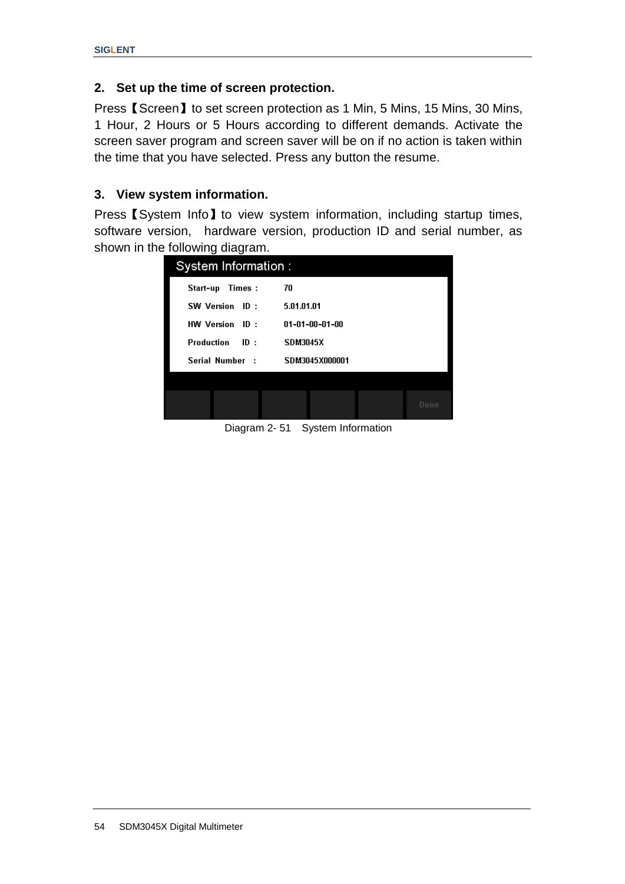**2. Set up the time of screen protection.**

Press【Screen】to set screen protection as 1 Min, 5 Mins, 15 Mins, 30 Mins, 1 Hour, 2 Hours or 5 Hours according to different demands. Activate the screen saver program and screen saver will be on if no action is taken within the time that you have selected. Press any button the resume.

**3. View system information.**

Press【System Info】to view system information, including startup times, software version, hardware version, production ID and serial number, as shown in the following diagram.

System Information :

| | |
|---|---|
| Start-up Times : | 70 |
| SW Version ID : | 5.01.01.01 |
| HW Version ID : | 01-01-00-01-00 |
| Production ID : | SDM3045X |
| Serial Number : | SDM3045X000001 |

Done

Diagram 2- 51 System Information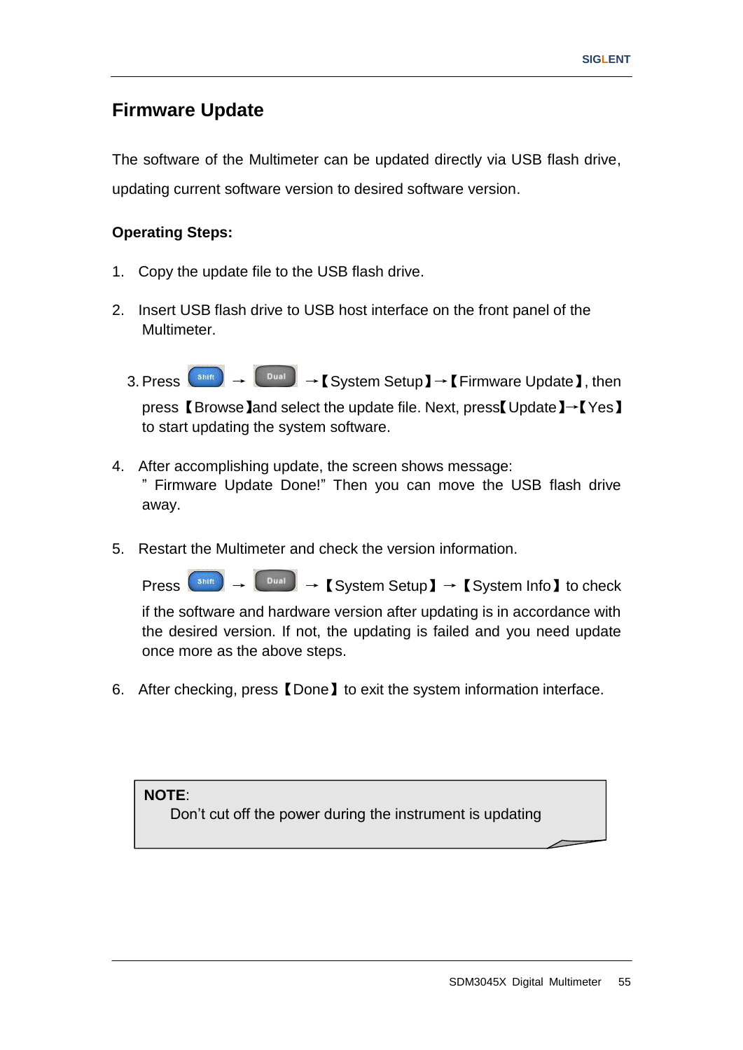# Firmware Update

The software of the Multimeter can be updated directly via USB flash drive, updating current software version to desired software version.

**Operating Steps:**

1. Copy the update file to the USB flash drive.

2. Insert USB flash drive to USB host interface on the front panel of the Multimeter.

3. Press Shift → Dual →【System Setup】→【Firmware Update】, then press【Browse】and select the update file. Next, press【Update】→【Yes】 to start updating the system software.

4. After accomplishing update, the screen shows message: " Firmware Update Done!" Then you can move the USB flash drive away.

5. Restart the Multimeter and check the version information.

   Press Shift → Dual →【System Setup】→【System Info】to check if the software and hardware version after updating is in accordance with the desired version. If not, the updating is failed and you need update once more as the above steps.

6. After checking, press【Done】to exit the system information interface.

**NOTE**:
Don't cut off the power during the instrument is updating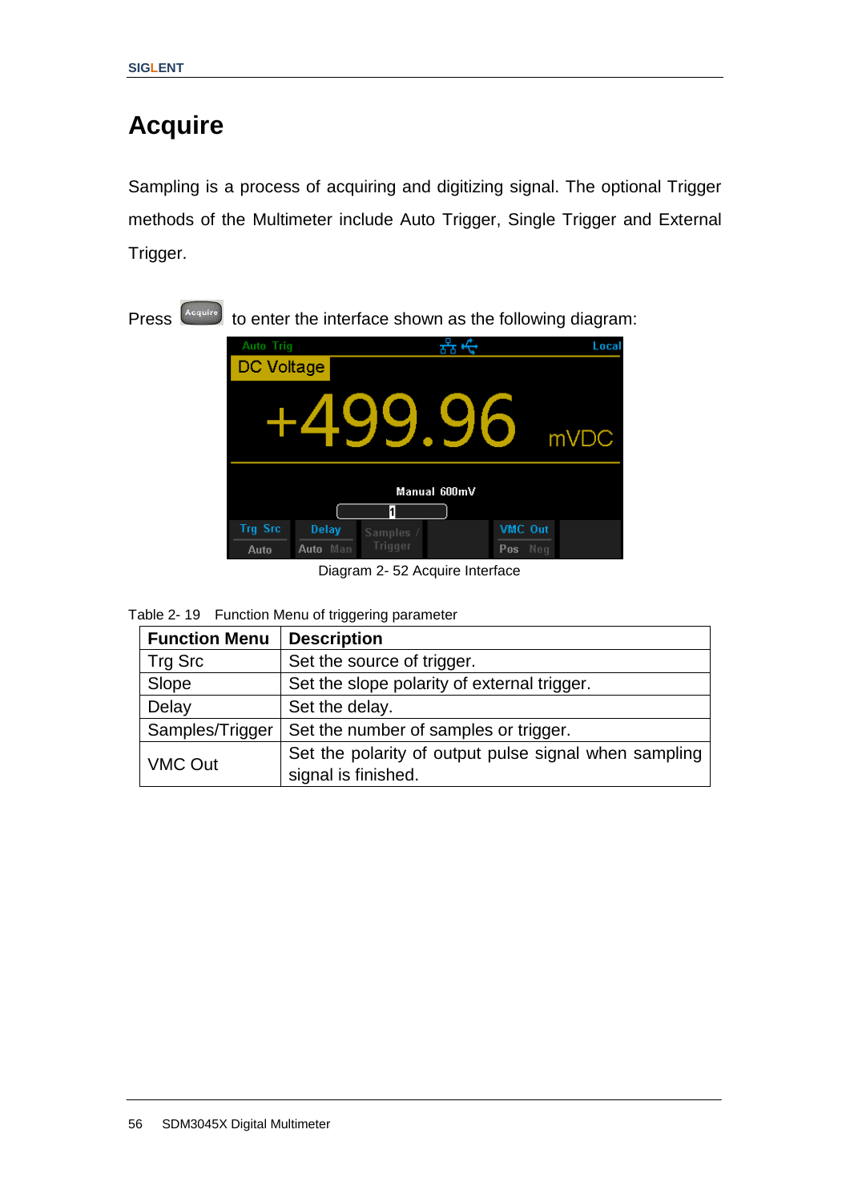# Acquire

Sampling is a process of acquiring and digitizing signal. The optional Trigger methods of the Multimeter include Auto Trigger, Single Trigger and External Trigger.

Press [Acquire] to enter the interface shown as the following diagram:

Diagram 2- 52 Acquire Interface

Table 2- 19 Function Menu of triggering parameter

| Function Menu | Description |
|---|---|
| Trg Src | Set the source of trigger. |
| Slope | Set the slope polarity of external trigger. |
| Delay | Set the delay. |
| Samples/Trigger | Set the number of samples or trigger. |
| VMC Out | Set the polarity of output pulse signal when sampling signal is finished. |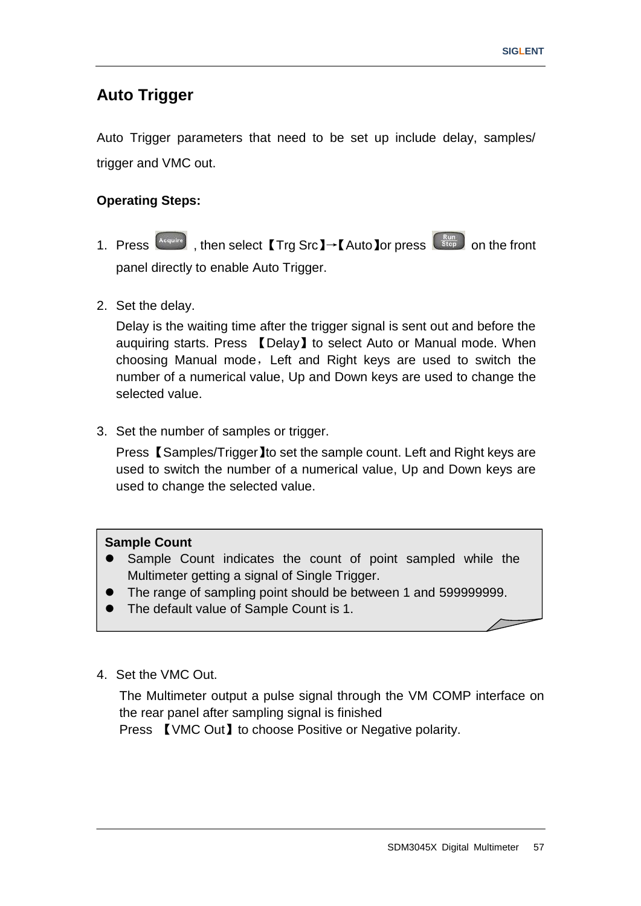## Auto Trigger

Auto Trigger parameters that need to be set up include delay, samples/ trigger and VMC out.

**Operating Steps:**

1. Press Acquire , then select【Trg Src】→【Auto】or press Run Stop on the front panel directly to enable Auto Trigger.

2. Set the delay.

   Delay is the waiting time after the trigger signal is sent out and before the auquiring starts. Press 【Delay】to select Auto or Manual mode. When choosing Manual mode，Left and Right keys are used to switch the number of a numerical value, Up and Down keys are used to change the selected value.

3. Set the number of samples or trigger.

   Press【Samples/Trigger】to set the sample count. Left and Right keys are used to switch the number of a numerical value, Up and Down keys are used to change the selected value.

**Sample Count**

- Sample Count indicates the count of point sampled while the Multimeter getting a signal of Single Trigger.
- The range of sampling point should be between 1 and 599999999.
- The default value of Sample Count is 1.

4. Set the VMC Out.

   The Multimeter output a pulse signal through the VM COMP interface on the rear panel after sampling signal is finished

   Press 【VMC Out】to choose Positive or Negative polarity.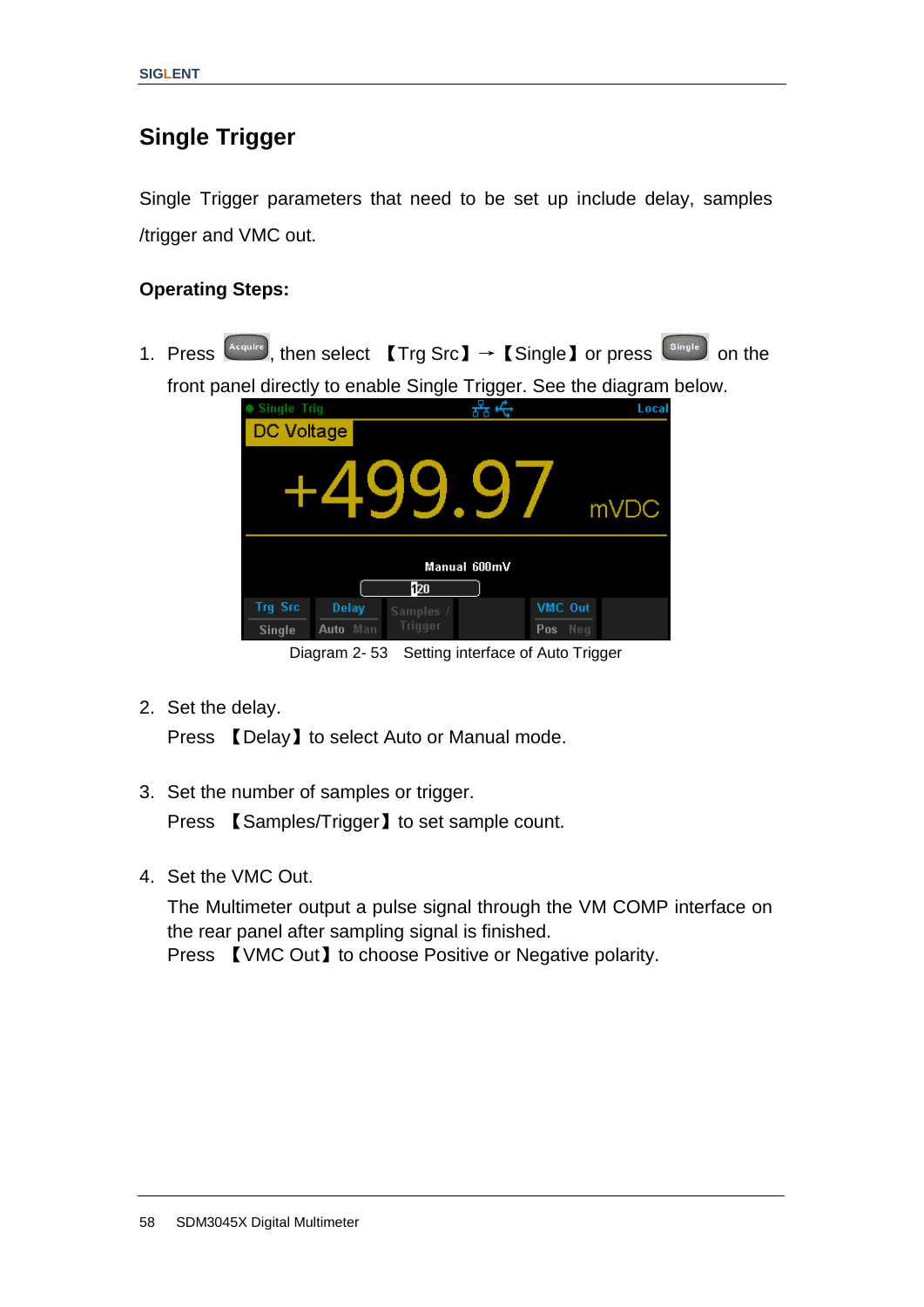## Single Trigger

Single Trigger parameters that need to be set up include delay, samples /trigger and VMC out.

**Operating Steps:**

1. Press Acquire, then select 【Trg Src】→【Single】or press Single on the front panel directly to enable Single Trigger. See the diagram below.

Diagram 2- 53 Setting interface of Auto Trigger

2. Set the delay.
   Press 【Delay】to select Auto or Manual mode.

3. Set the number of samples or trigger.
   Press 【Samples/Trigger】to set sample count.

4. Set the VMC Out.
   The Multimeter output a pulse signal through the VM COMP interface on the rear panel after sampling signal is finished.
   Press 【VMC Out】to choose Positive or Negative polarity.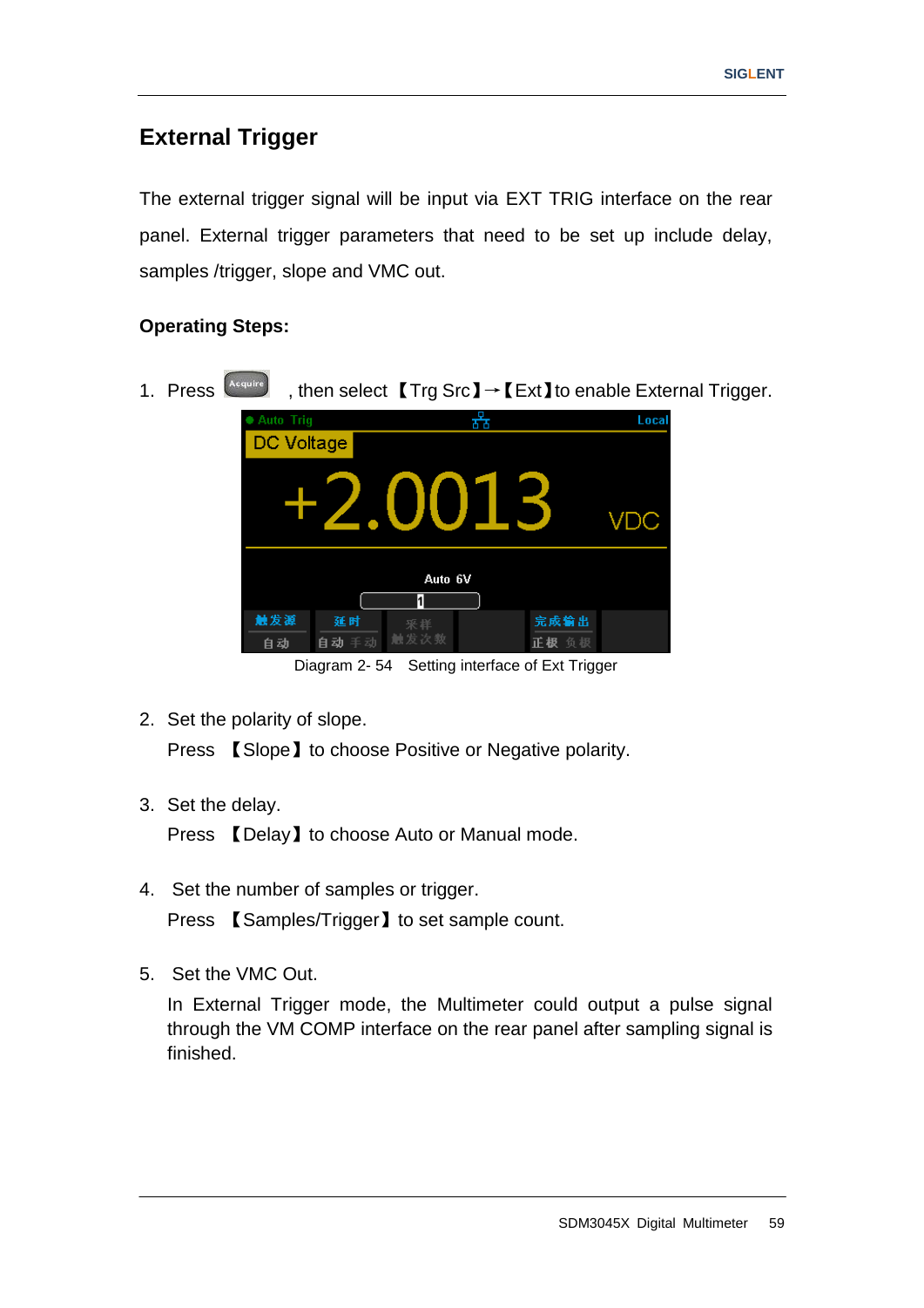## External Trigger

The external trigger signal will be input via EXT TRIG interface on the rear panel. External trigger parameters that need to be set up include delay, samples /trigger, slope and VMC out.

### Operating Steps:

1. Press Acquire , then select 【Trg Src】→【Ext】to enable External Trigger.

Diagram 2- 54 Setting interface of Ext Trigger

2. Set the polarity of slope.
   Press 【Slope】 to choose Positive or Negative polarity.

3. Set the delay.
   Press 【Delay】 to choose Auto or Manual mode.

4. Set the number of samples or trigger.
   Press 【Samples/Trigger】 to set sample count.

5. Set the VMC Out.
   In External Trigger mode, the Multimeter could output a pulse signal through the VM COMP interface on the rear panel after sampling signal is finished.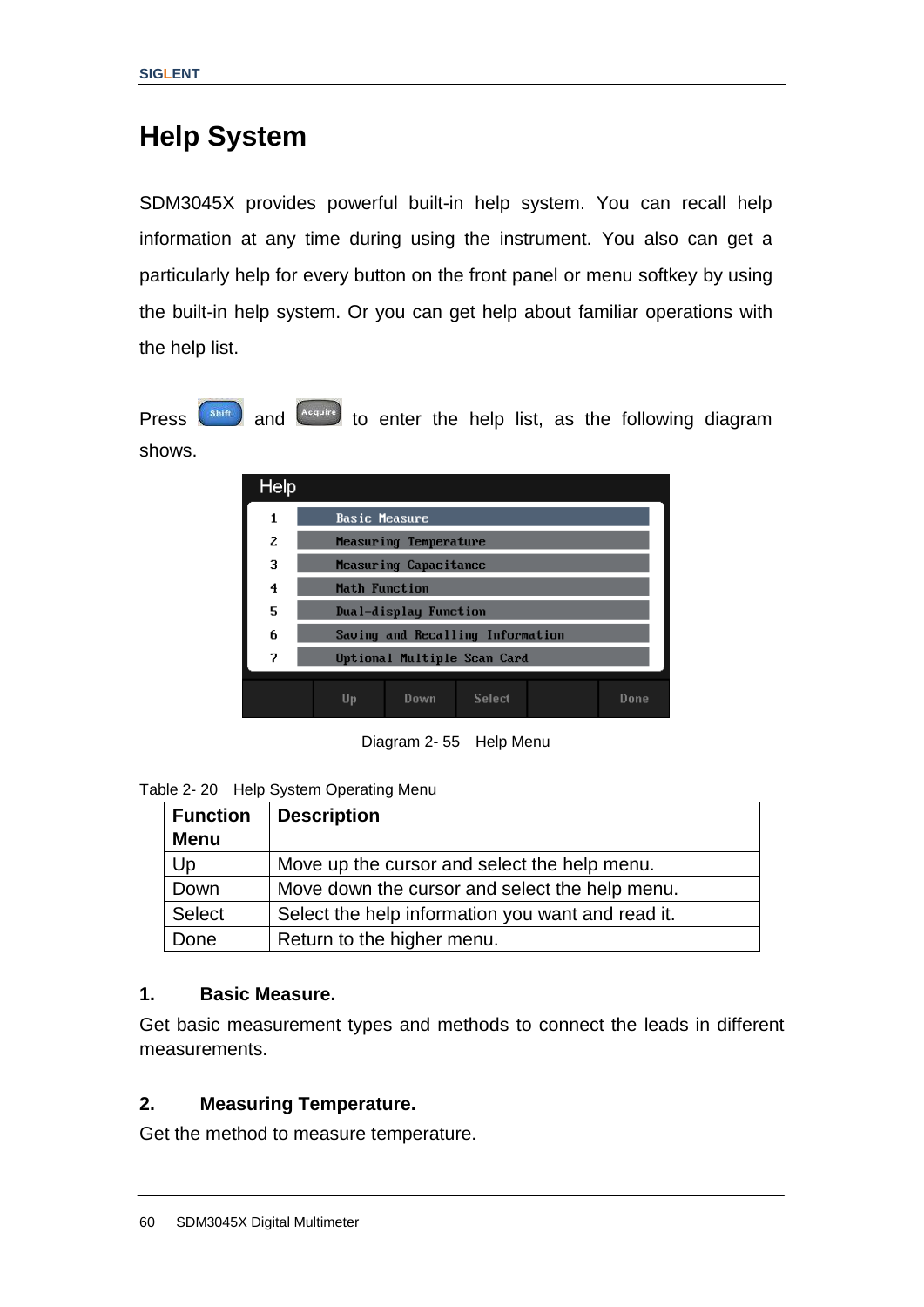# Help System

SDM3045X provides powerful built-in help system. You can recall help information at any time during using the instrument. You also can get a particularly help for every button on the front panel or menu softkey by using the built-in help system. Or you can get help about familiar operations with the help list.

Press Shift and Acquire to enter the help list, as the following diagram shows.

Diagram 2- 55 Help Menu

Table 2- 20 Help System Operating Menu

| Function Menu | Description |
|---|---|
| Up | Move up the cursor and select the help menu. |
| Down | Move down the cursor and select the help menu. |
| Select | Select the help information you want and read it. |
| Done | Return to the higher menu. |

1. **Basic Measure.**

Get basic measurement types and methods to connect the leads in different measurements.

2. **Measuring Temperature.**

Get the method to measure temperature.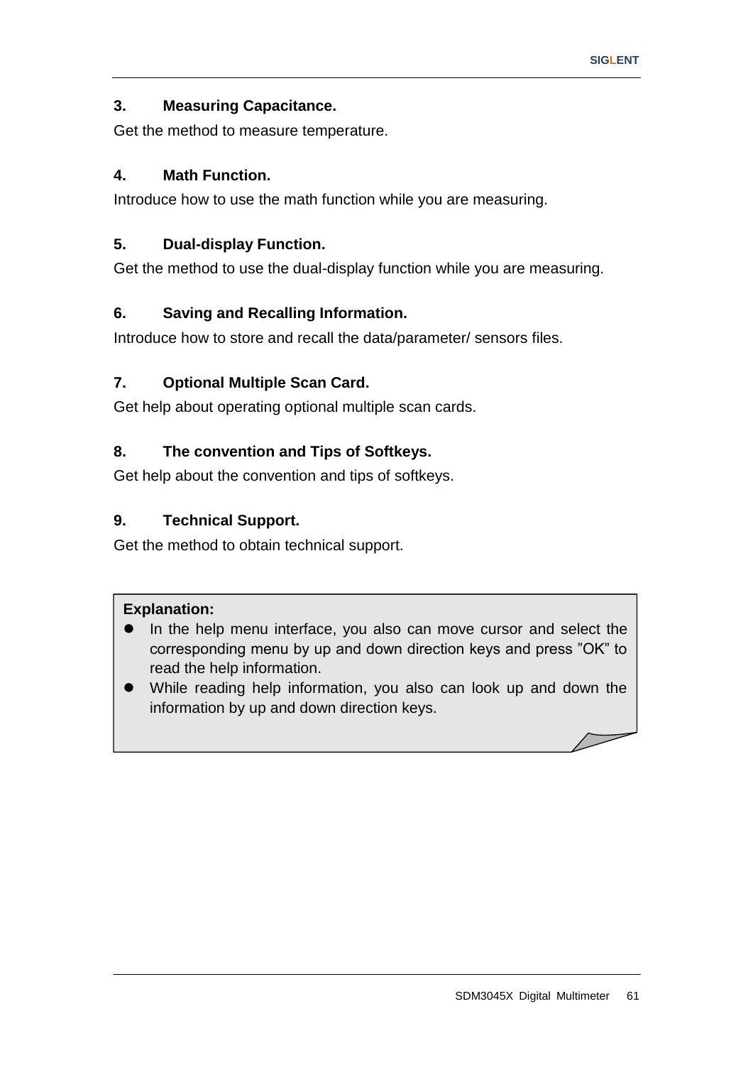**3. Measuring Capacitance.**

Get the method to measure temperature.

**4. Math Function.**

Introduce how to use the math function while you are measuring.

**5. Dual-display Function.**

Get the method to use the dual-display function while you are measuring.

**6. Saving and Recalling Information.**

Introduce how to store and recall the data/parameter/ sensors files.

**7. Optional Multiple Scan Card.**

Get help about operating optional multiple scan cards.

**8. The convention and Tips of Softkeys.**

Get help about the convention and tips of softkeys.

**9. Technical Support.**

Get the method to obtain technical support.

> **Explanation:**
>
> - In the help menu interface, you also can move cursor and select the corresponding menu by up and down direction keys and press "OK" to read the help information.
> - While reading help information, you also can look up and down the information by up and down direction keys.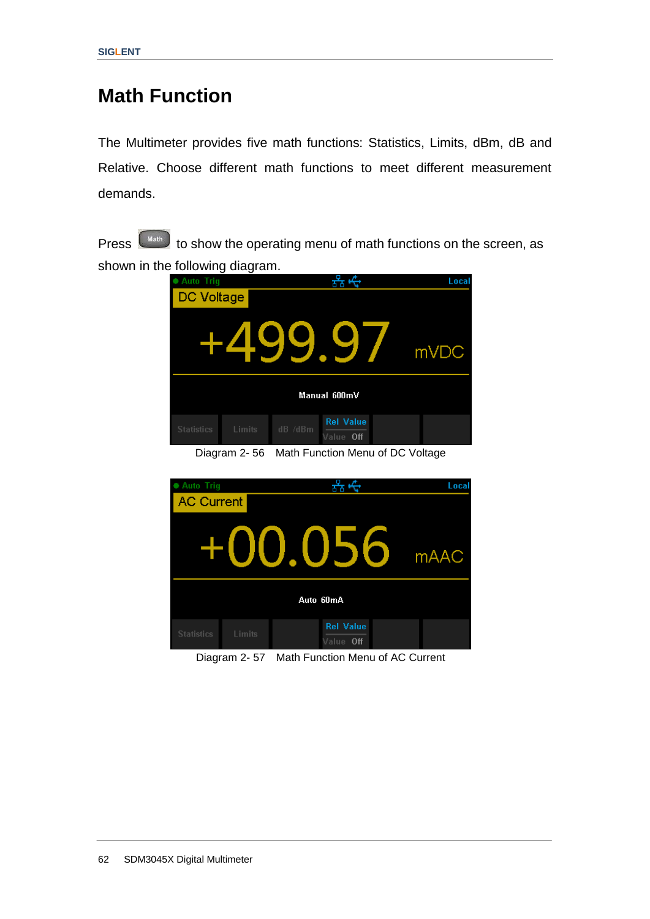# Math Function

The Multimeter provides five math functions: Statistics, Limits, dBm, dB and Relative. Choose different math functions to meet different measurement demands.

Press Math to show the operating menu of math functions on the screen, as shown in the following diagram.

Diagram 2- 56 Math Function Menu of DC Voltage

Diagram 2- 57 Math Function Menu of AC Current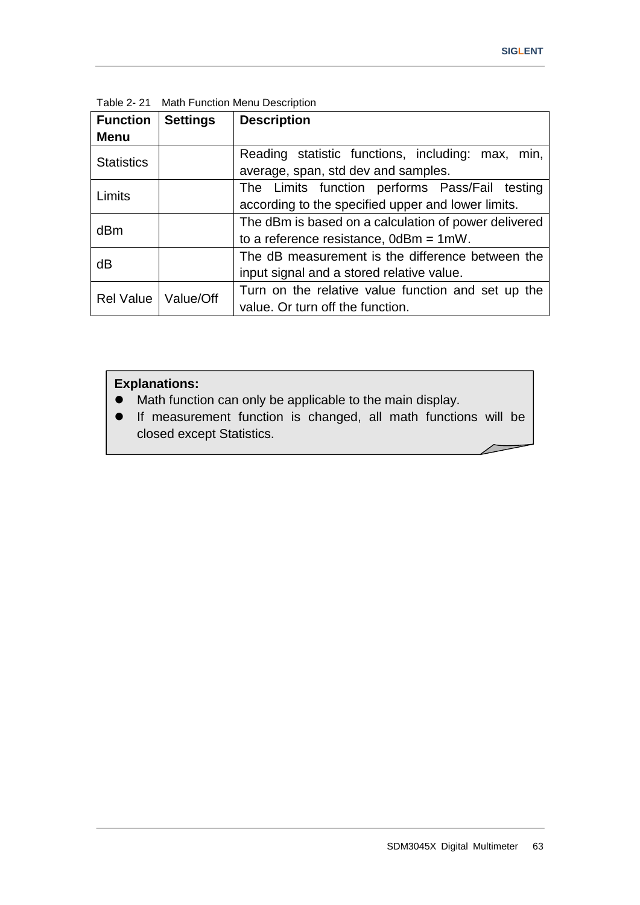Table 2- 21 Math Function Menu Description

| Function Menu | Settings | Description |
|---|---|---|
| Statistics | | Reading statistic functions, including: max, min, average, span, std dev and samples. |
| Limits | | The Limits function performs Pass/Fail testing according to the specified upper and lower limits. |
| dBm | | The dBm is based on a calculation of power delivered to a reference resistance, 0dBm = 1mW. |
| dB | | The dB measurement is the difference between the input signal and a stored relative value. |
| Rel Value | Value/Off | Turn on the relative value function and set up the value. Or turn off the function. |

**Explanations:**

- Math function can only be applicable to the main display.
- If measurement function is changed, all math functions will be closed except Statistics.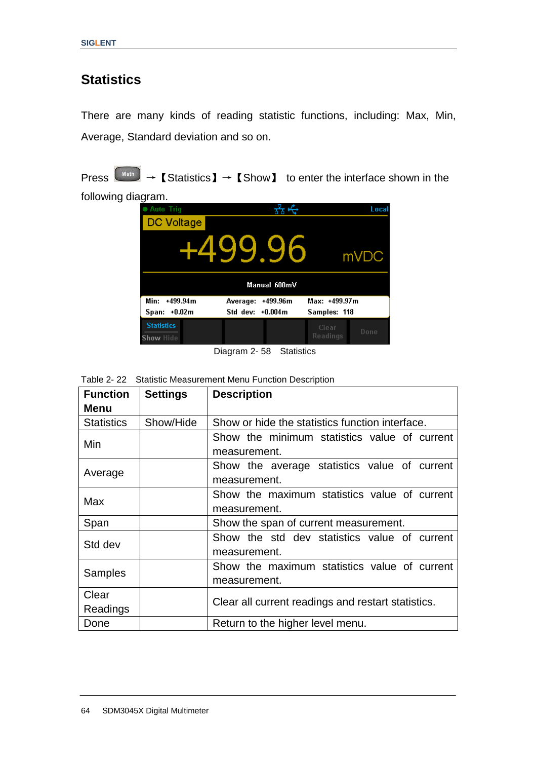## Statistics

There are many kinds of reading statistic functions, including: Max, Min, Average, Standard deviation and so on.

Press Math → 【Statistics】→【Show】 to enter the interface shown in the following diagram.

Diagram 2- 58 Statistics

Table 2- 22 Statistic Measurement Menu Function Description

| Function Menu | Settings | Description |
|---|---|---|
| Statistics | Show/Hide | Show or hide the statistics function interface. |
| Min | | Show the minimum statistics value of current measurement. |
| Average | | Show the average statistics value of current measurement. |
| Max | | Show the maximum statistics value of current measurement. |
| Span | | Show the span of current measurement. |
| Std dev | | Show the std dev statistics value of current measurement. |
| Samples | | Show the maximum statistics value of current measurement. |
| Clear Readings | | Clear all current readings and restart statistics. |
| Done | | Return to the higher level menu. |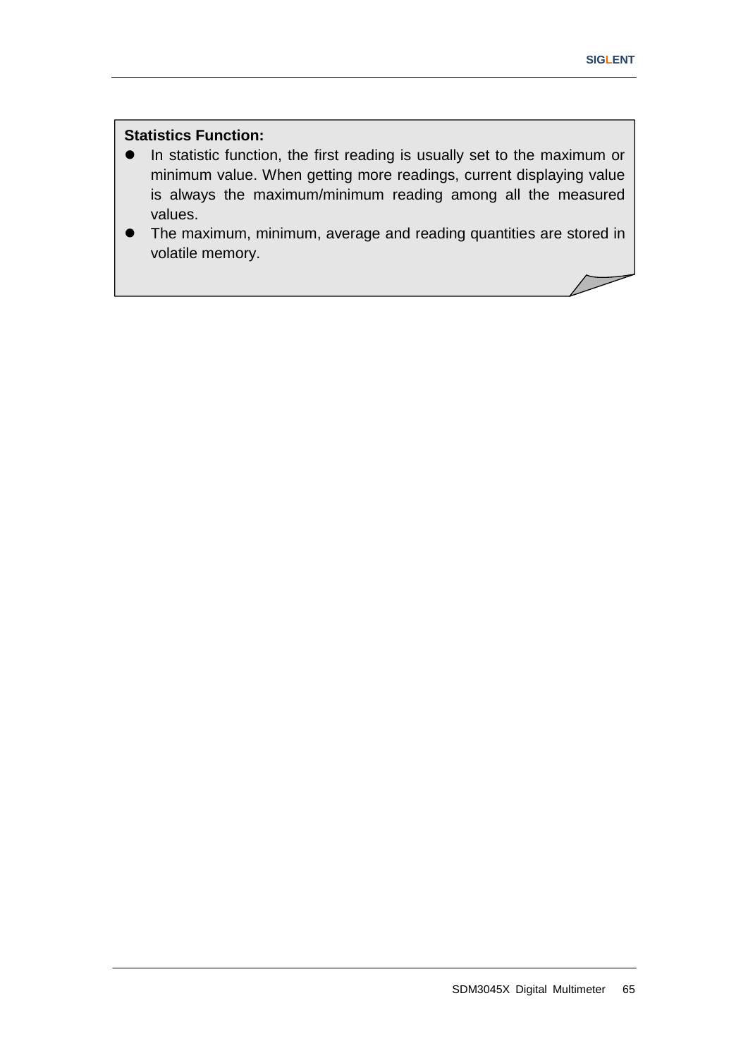**Statistics Function:**

- In statistic function, the first reading is usually set to the maximum or minimum value. When getting more readings, current displaying value is always the maximum/minimum reading among all the measured values.
- The maximum, minimum, average and reading quantities are stored in volatile memory.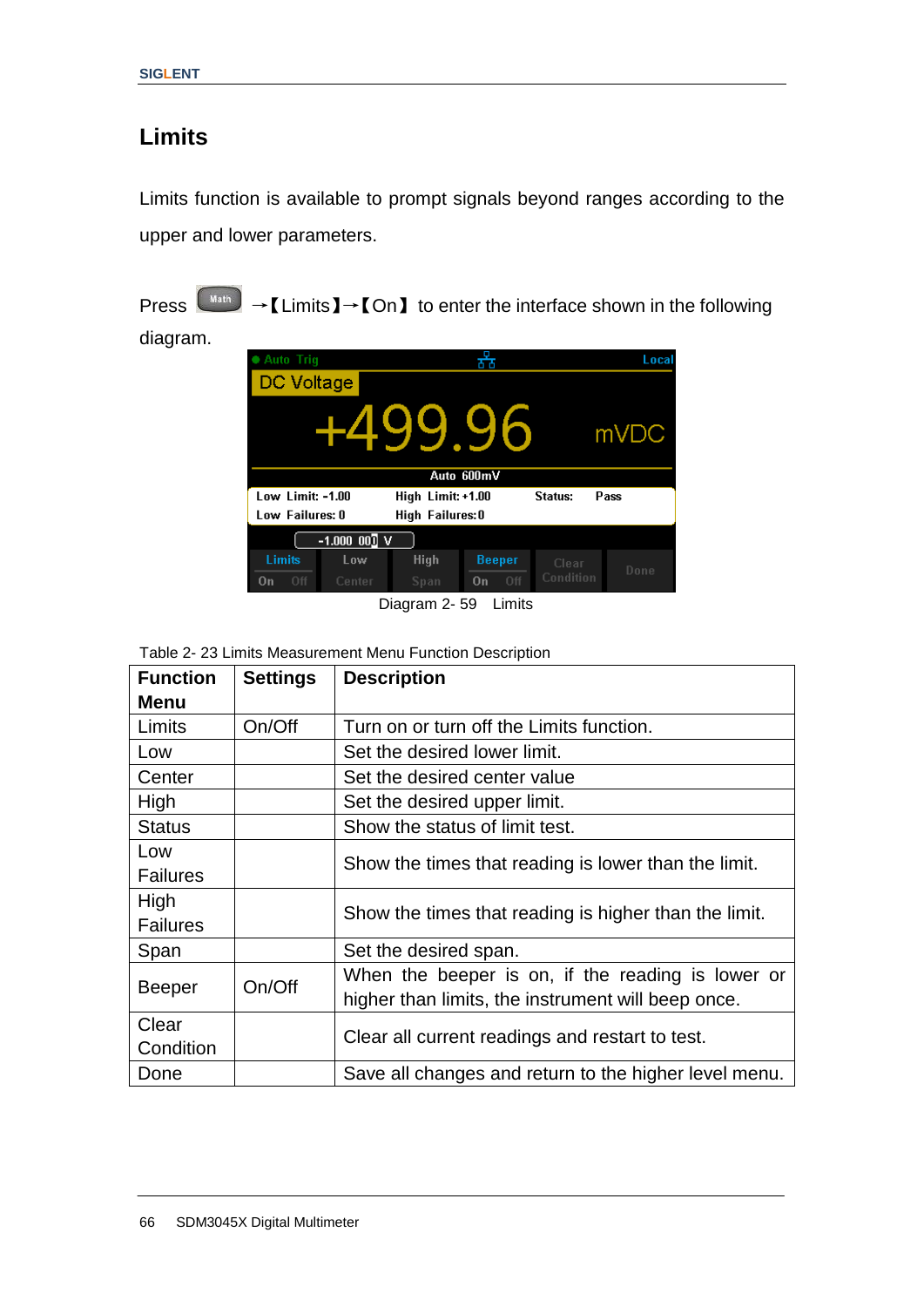## Limits

Limits function is available to prompt signals beyond ranges according to the upper and lower parameters.

Press Math →【Limits】→【On】 to enter the interface shown in the following diagram.

Diagram 2- 59 Limits

Table 2- 23 Limits Measurement Menu Function Description

| Function Menu | Settings | Description |
|---|---|---|
| Limits | On/Off | Turn on or turn off the Limits function. |
| Low | | Set the desired lower limit. |
| Center | | Set the desired center value |
| High | | Set the desired upper limit. |
| Status | | Show the status of limit test. |
| Low Failures | | Show the times that reading is lower than the limit. |
| High Failures | | Show the times that reading is higher than the limit. |
| Span | | Set the desired span. |
| Beeper | On/Off | When the beeper is on, if the reading is lower or higher than limits, the instrument will beep once. |
| Clear Condition | | Clear all current readings and restart to test. |
| Done | | Save all changes and return to the higher level menu. |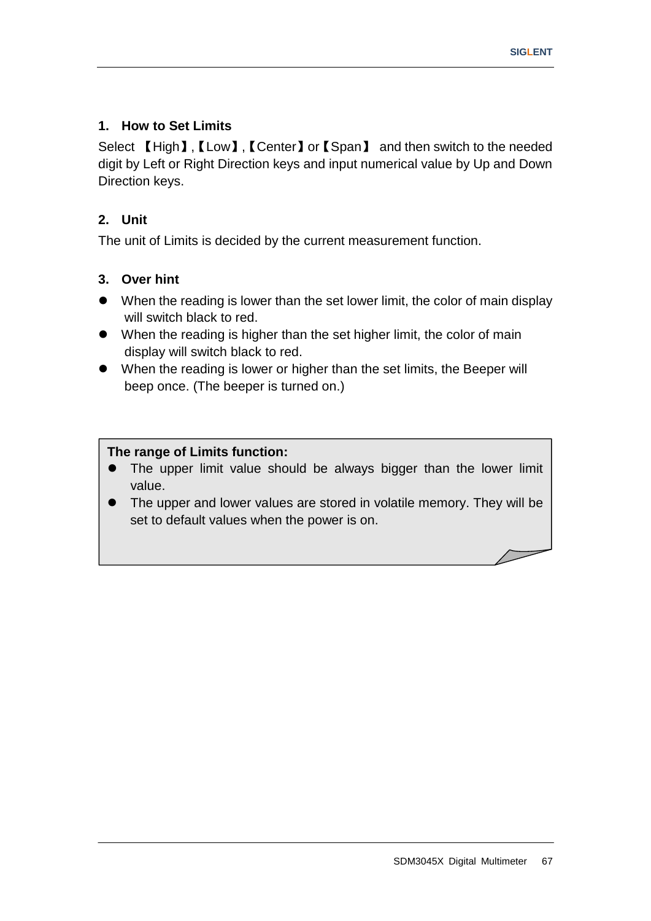### 1. How to Set Limits

Select 【High】,【Low】,【Center】or【Span】 and then switch to the needed digit by Left or Right Direction keys and input numerical value by Up and Down Direction keys.

### 2. Unit

The unit of Limits is decided by the current measurement function.

### 3. Over hint

- When the reading is lower than the set lower limit, the color of main display will switch black to red.
- When the reading is higher than the set higher limit, the color of main display will switch black to red.
- When the reading is lower or higher than the set limits, the Beeper will beep once. (The beeper is turned on.)

> **The range of Limits function:**
> - The upper limit value should be always bigger than the lower limit value.
> - The upper and lower values are stored in volatile memory. They will be set to default values when the power is on.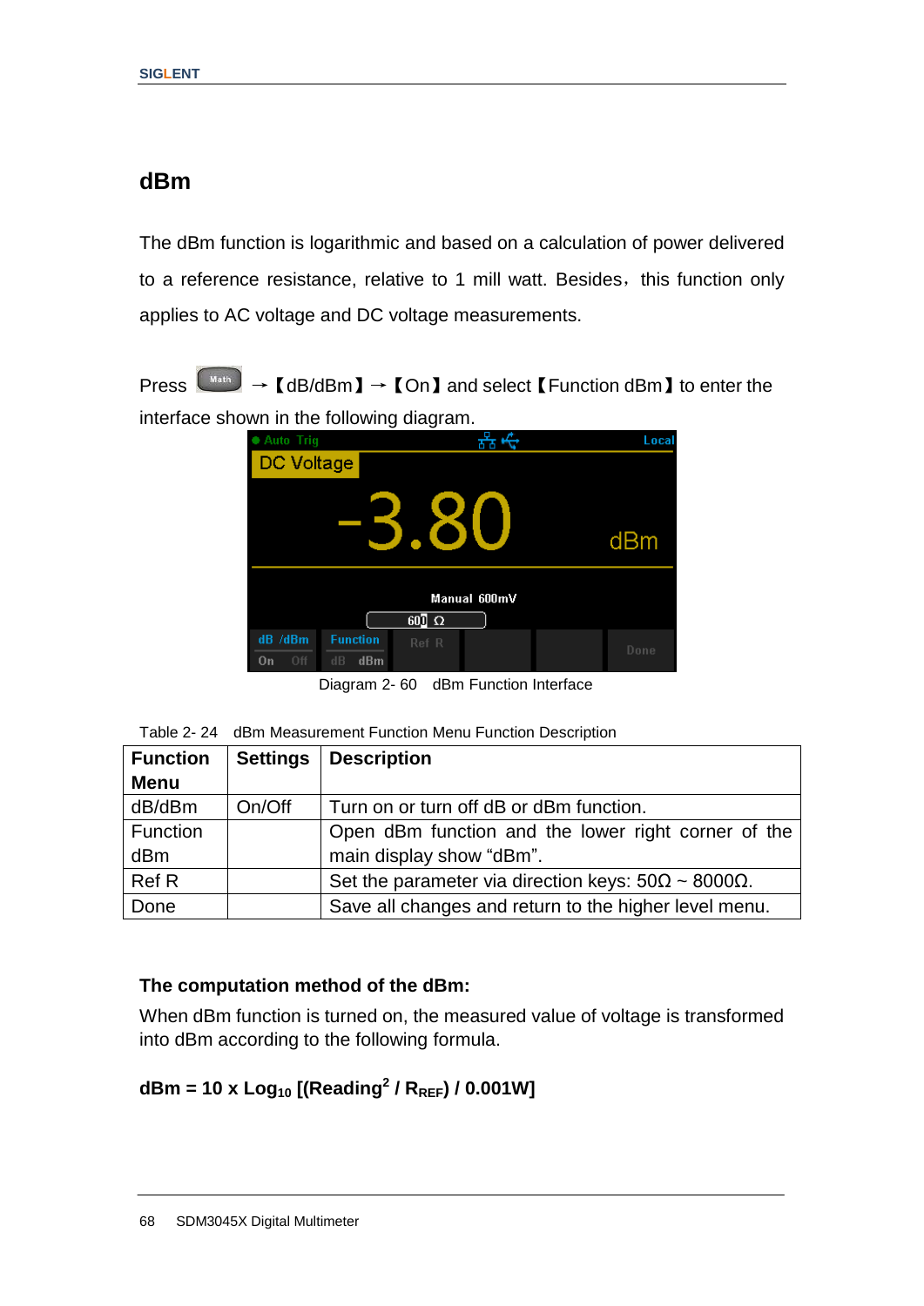## dBm

The dBm function is logarithmic and based on a calculation of power delivered to a reference resistance, relative to 1 mill watt. Besides，this function only applies to AC voltage and DC voltage measurements.

Press Math →【dB/dBm】→【On】and select【Function dBm】to enter the interface shown in the following diagram.

Diagram 2- 60 dBm Function Interface

Table 2- 24 dBm Measurement Function Menu Function Description

| Function Menu | Settings | Description |
| --- | --- | --- |
| dB/dBm | On/Off | Turn on or turn off dB or dBm function. |
| Function dBm | | Open dBm function and the lower right corner of the main display show “dBm”. |
| Ref R | | Set the parameter via direction keys: 50Ω ~ 8000Ω. |
| Done | | Save all changes and return to the higher level menu. |

**The computation method of the dBm:**

When dBm function is turned on, the measured value of voltage is transformed into dBm according to the following formula.

$$\mathbf{dBm = 10 \times Log_{10} [(Reading^2 / R_{REF}) / 0.001W]}$$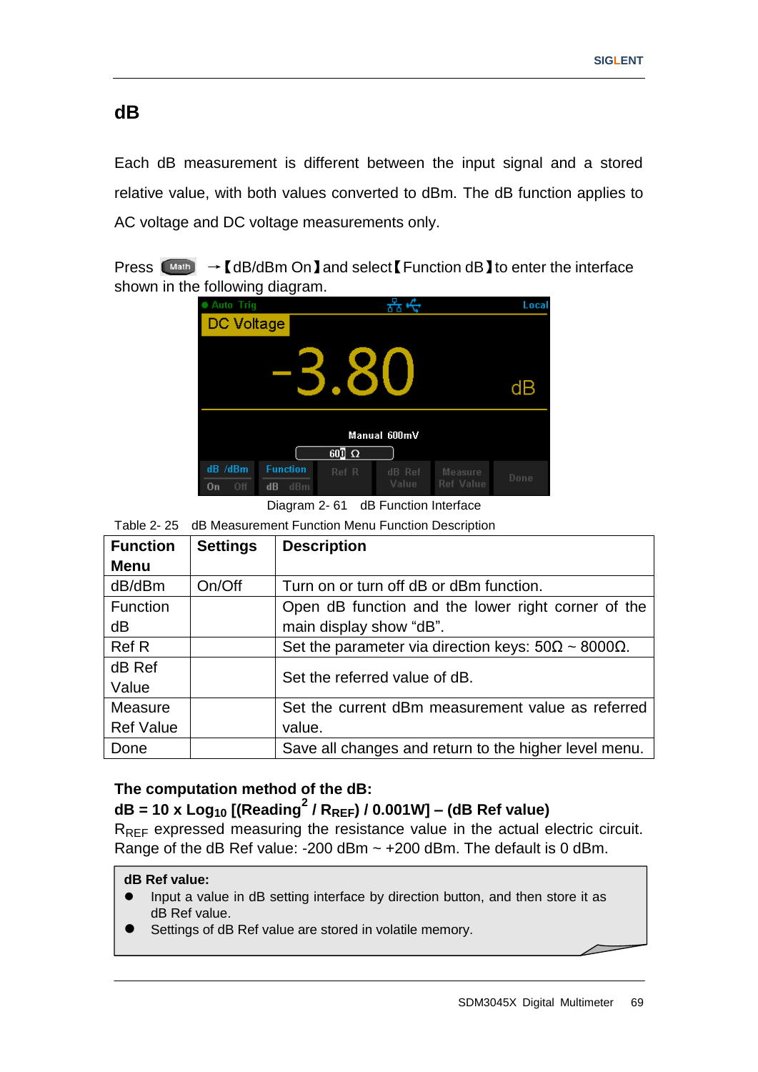# dB

Each dB measurement is different between the input signal and a stored relative value, with both values converted to dBm. The dB function applies to AC voltage and DC voltage measurements only.

Press Math →【dB/dBm On】and select【Function dB】to enter the interface shown in the following diagram.

Diagram 2- 61 dB Function Interface

Table 2- 25 dB Measurement Function Menu Function Description

| Function Menu | Settings | Description |
|---|---|---|
| dB/dBm | On/Off | Turn on or turn off dB or dBm function. |
| Function dB | | Open dB function and the lower right corner of the main display show “dB”. |
| Ref R | | Set the parameter via direction keys: 50Ω ~ 8000Ω. |
| dB Ref Value | | Set the referred value of dB. |
| Measure Ref Value | | Set the current dBm measurement value as referred value. |
| Done | | Save all changes and return to the higher level menu. |

**The computation method of the dB:**

**dB = 10 x $Log_{10}$ [($Reading^2$ / $R_{REF}$) / 0.001W] – (dB Ref value)**

$R_{REF}$ expressed measuring the resistance value in the actual electric circuit. Range of the dB Ref value: -200 dBm ~ +200 dBm. The default is 0 dBm.

**dB Ref value:**

- Input a value in dB setting interface by direction button, and then store it as dB Ref value.
- Settings of dB Ref value are stored in volatile memory.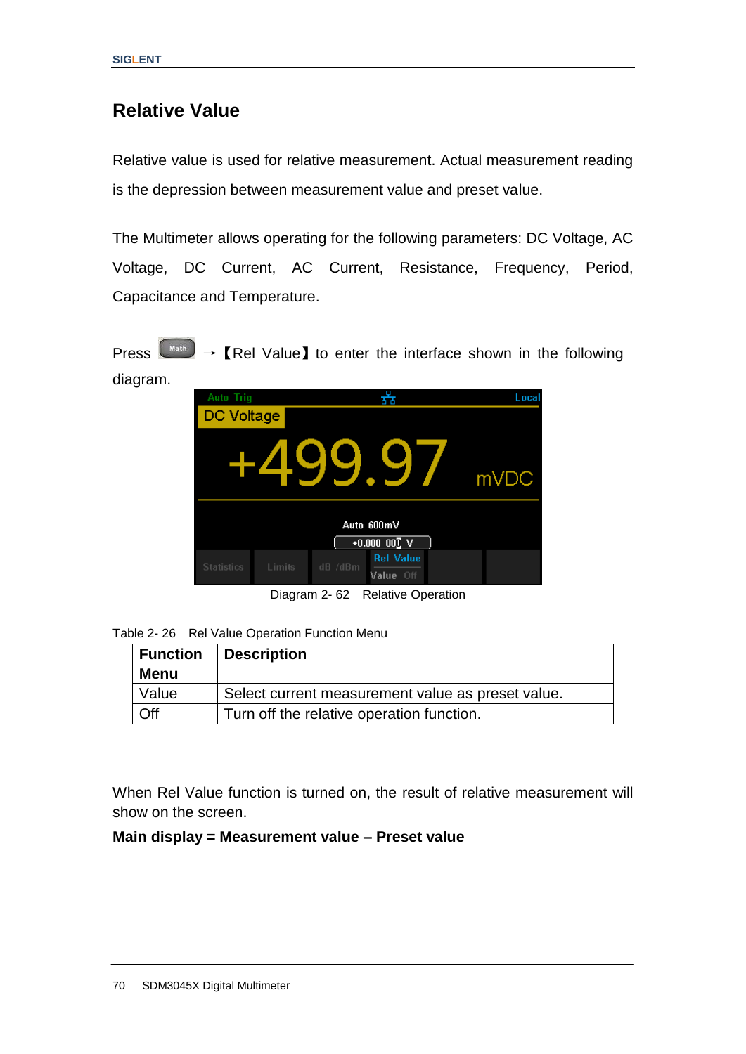## Relative Value

Relative value is used for relative measurement. Actual measurement reading is the depression between measurement value and preset value.

The Multimeter allows operating for the following parameters: DC Voltage, AC Voltage, DC Current, AC Current, Resistance, Frequency, Period, Capacitance and Temperature.

Press [Math] → 【Rel Value】 to enter the interface shown in the following diagram.

Diagram 2- 62 Relative Operation

Table 2- 26 Rel Value Operation Function Menu

| Function Menu | Description |
|---|---|
| Value | Select current measurement value as preset value. |
| Off | Turn off the relative operation function. |

When Rel Value function is turned on, the result of relative measurement will show on the screen.

**Main display = Measurement value – Preset value**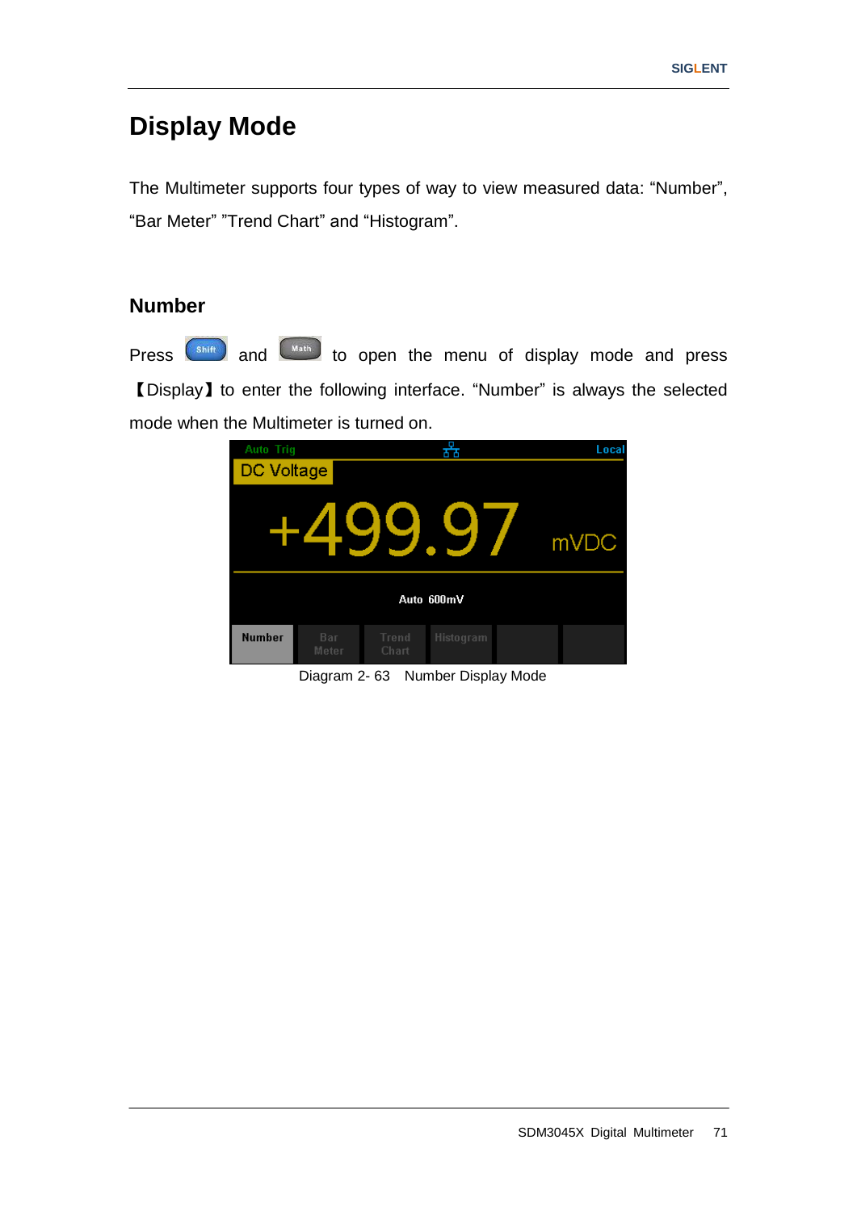# Display Mode

The Multimeter supports four types of way to view measured data: “Number”, “Bar Meter” ”Trend Chart” and “Histogram”.

## Number

Press Shift and Math to open the menu of display mode and press 【Display】 to enter the following interface. “Number” is always the selected mode when the Multimeter is turned on.

Diagram 2- 63 Number Display Mode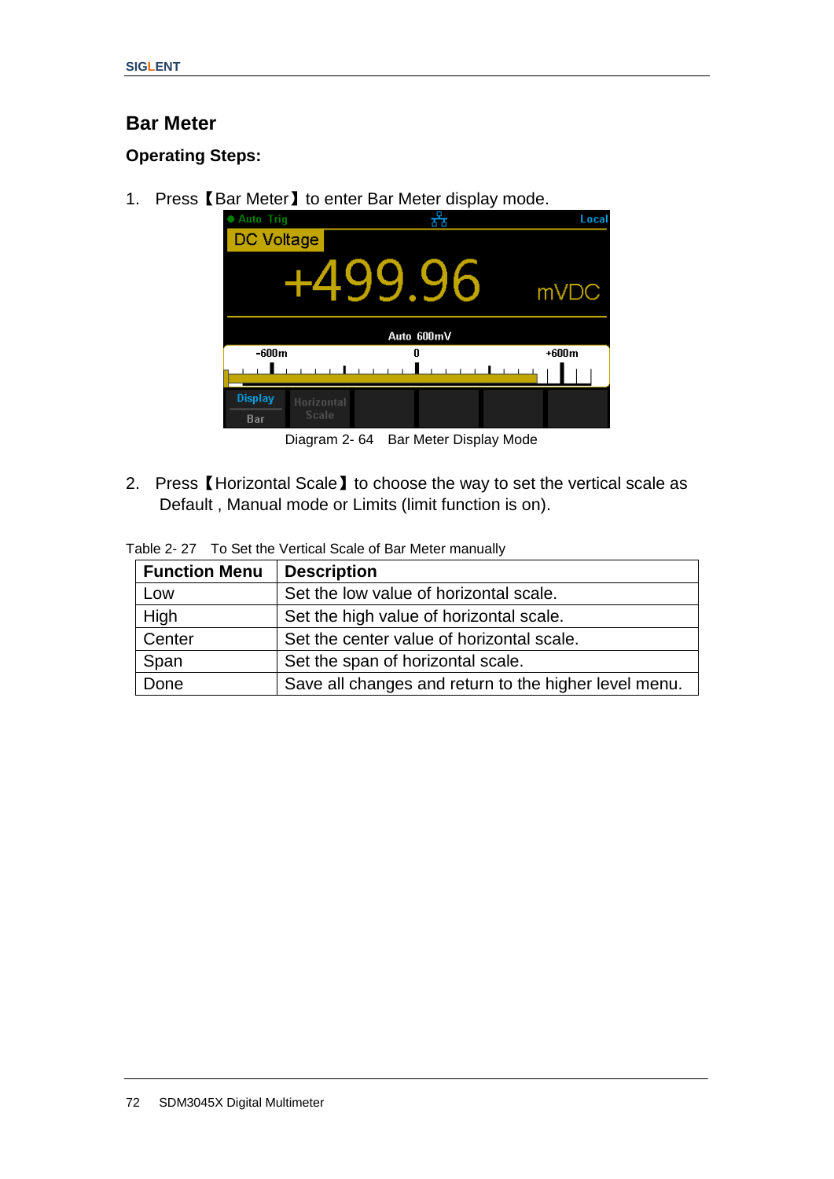## Bar Meter

### Operating Steps:

1. Press【Bar Meter】to enter Bar Meter display mode.

Diagram 2- 64 Bar Meter Display Mode

2. Press【Horizontal Scale】to choose the way to set the vertical scale as Default , Manual mode or Limits (limit function is on).

Table 2- 27 To Set the Vertical Scale of Bar Meter manually

| Function Menu | Description |
|---|---|
| Low | Set the low value of horizontal scale. |
| High | Set the high value of horizontal scale. |
| Center | Set the center value of horizontal scale. |
| Span | Set the span of horizontal scale. |
| Done | Save all changes and return to the higher level menu. |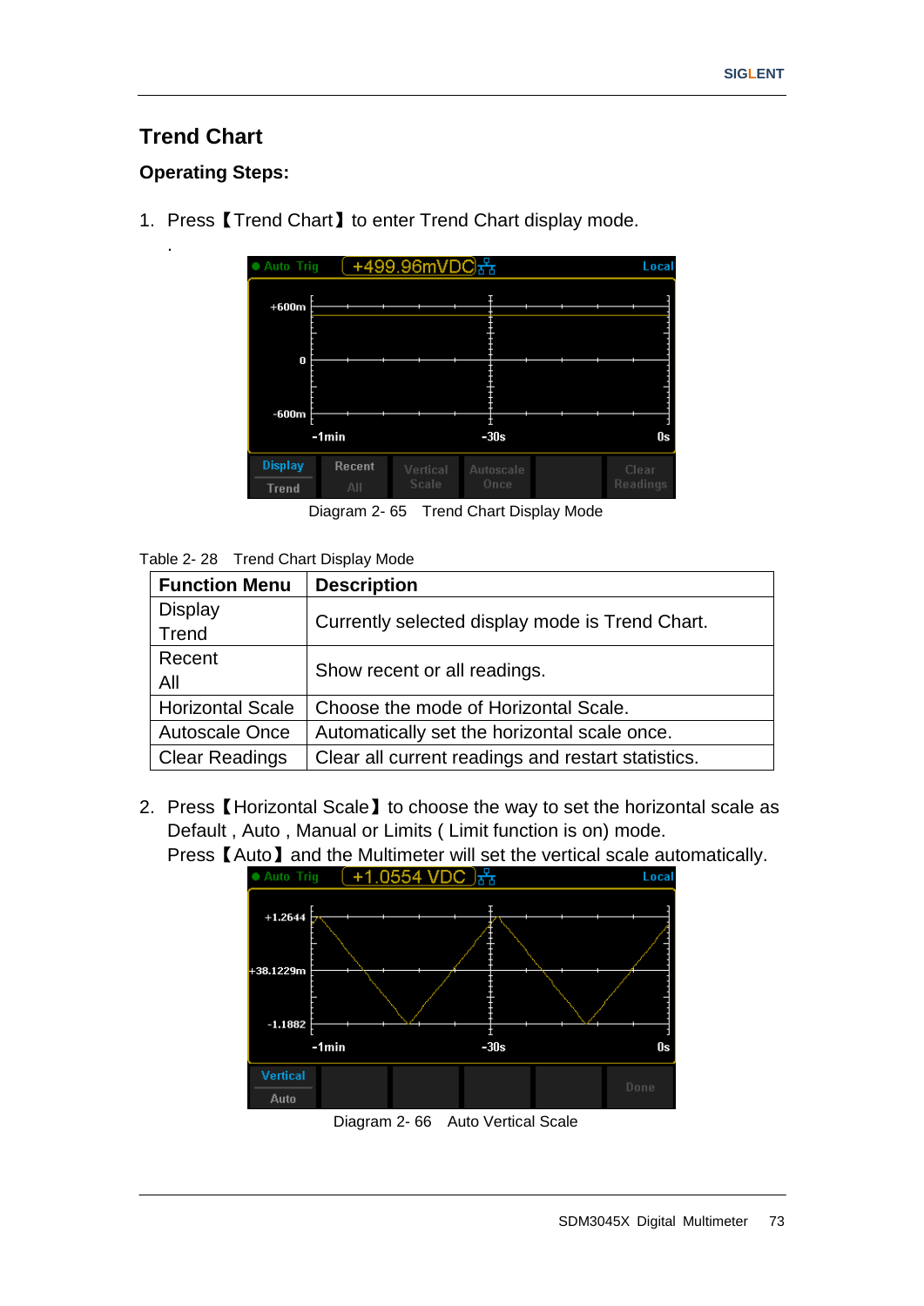## Trend Chart

### Operating Steps:

1. Press【Trend Chart】to enter Trend Chart display mode.

   .

Diagram 2- 65 Trend Chart Display Mode

Table 2- 28 Trend Chart Display Mode

| Function Menu | Description |
|---|---|
| Display Trend | Currently selected display mode is Trend Chart. |
| Recent All | Show recent or all readings. |
| Horizontal Scale | Choose the mode of Horizontal Scale. |
| Autoscale Once | Automatically set the horizontal scale once. |
| Clear Readings | Clear all current readings and restart statistics. |

2. Press【Horizontal Scale】to choose the way to set the horizontal scale as Default , Auto , Manual or Limits ( Limit function is on) mode.
   Press【Auto】and the Multimeter will set the vertical scale automatically.

Diagram 2- 66 Auto Vertical Scale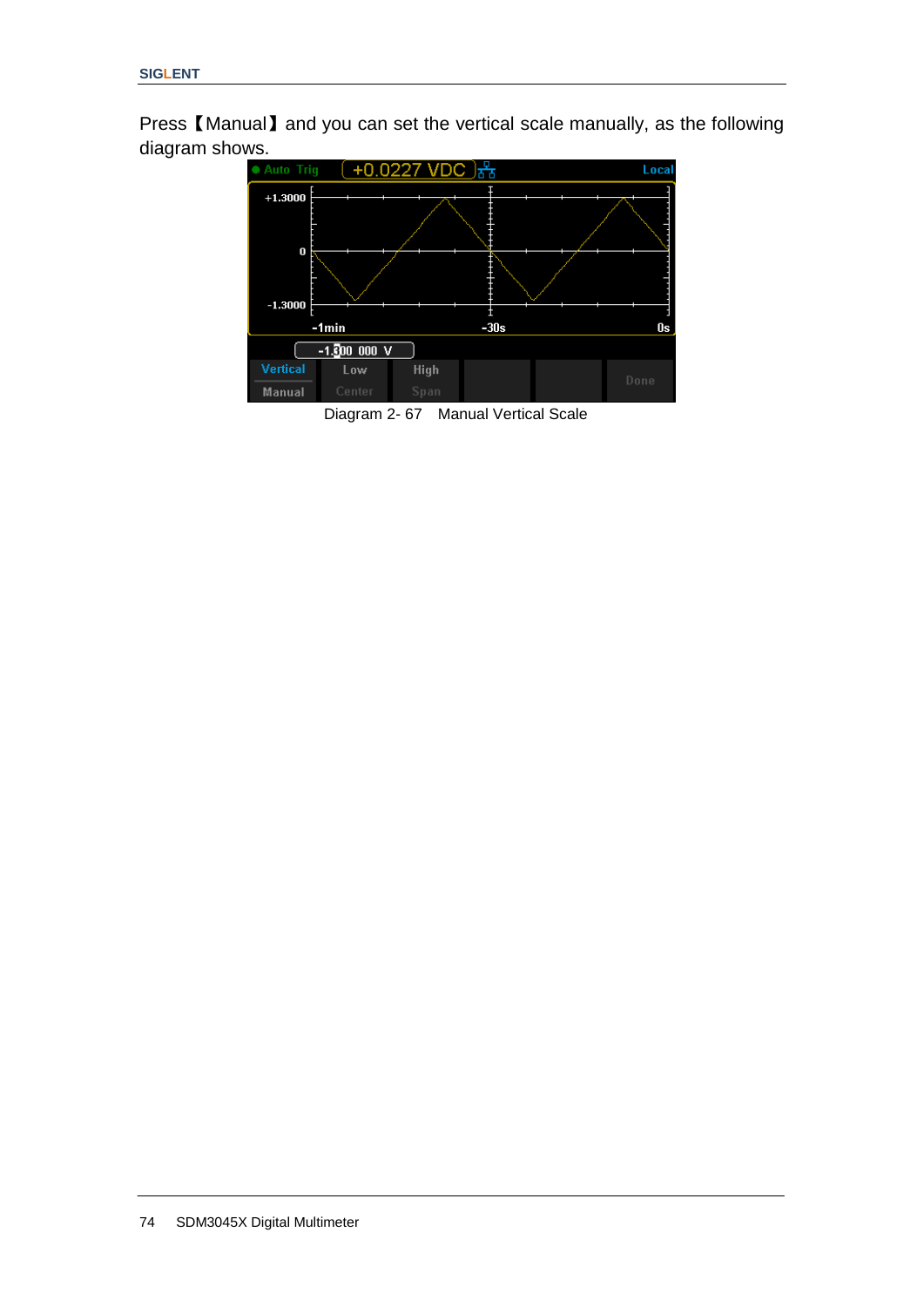Press【Manual】and you can set the vertical scale manually, as the following diagram shows.

Diagram 2- 67 Manual Vertical Scale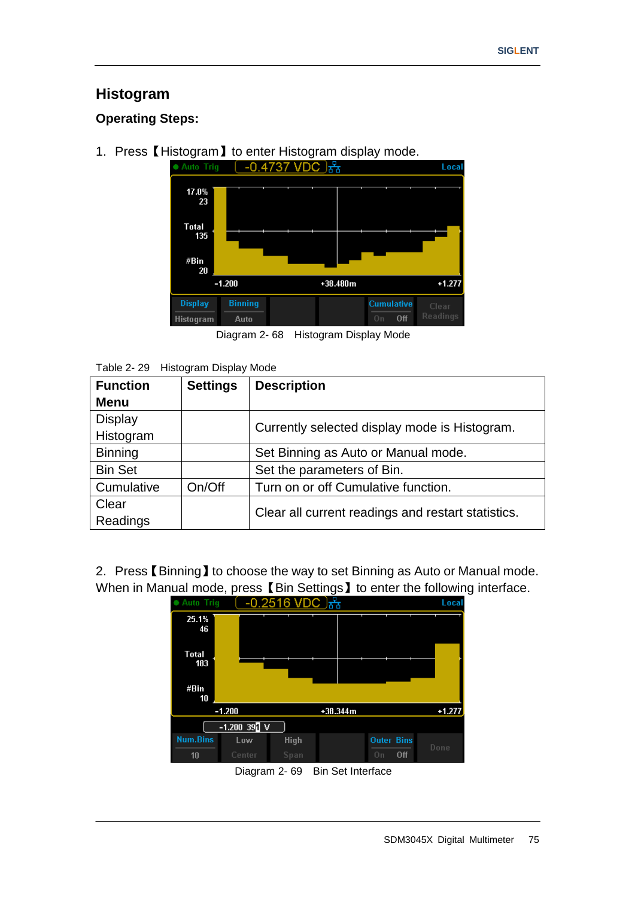## Histogram

### Operating Steps:

1. Press【Histogram】to enter Histogram display mode.

Diagram 2- 68 Histogram Display Mode

Table 2- 29 Histogram Display Mode

| Function Menu | Settings | Description |
|---|---|---|
| Display Histogram | | Currently selected display mode is Histogram. |
| Binning | | Set Binning as Auto or Manual mode. |
| Bin Set | | Set the parameters of Bin. |
| Cumulative | On/Off | Turn on or off Cumulative function. |
| Clear Readings | | Clear all current readings and restart statistics. |

2. Press【Binning】to choose the way to set Binning as Auto or Manual mode. When in Manual mode, press【Bin Settings】to enter the following interface.

Diagram 2- 69 Bin Set Interface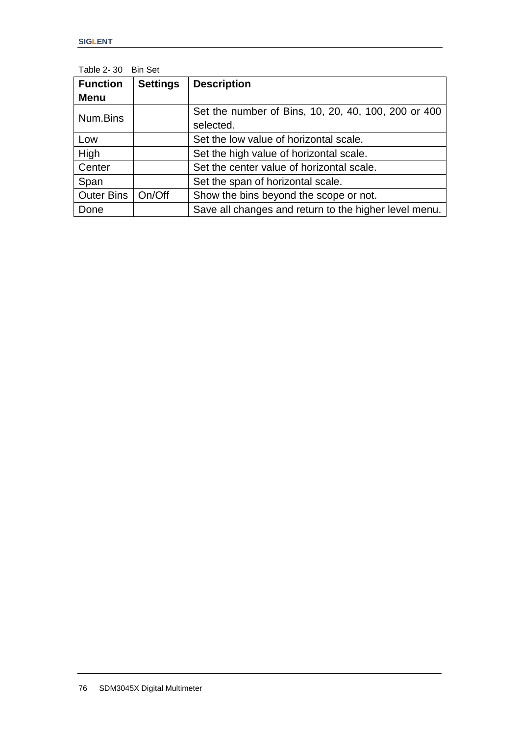Table 2- 30 Bin Set

| Function Menu | Settings | Description |
| --- | --- | --- |
| Num.Bins | | Set the number of Bins, 10, 20, 40, 100, 200 or 400 selected. |
| Low | | Set the low value of horizontal scale. |
| High | | Set the high value of horizontal scale. |
| Center | | Set the center value of horizontal scale. |
| Span | | Set the span of horizontal scale. |
| Outer Bins | On/Off | Show the bins beyond the scope or not. |
| Done | | Save all changes and return to the higher level menu. |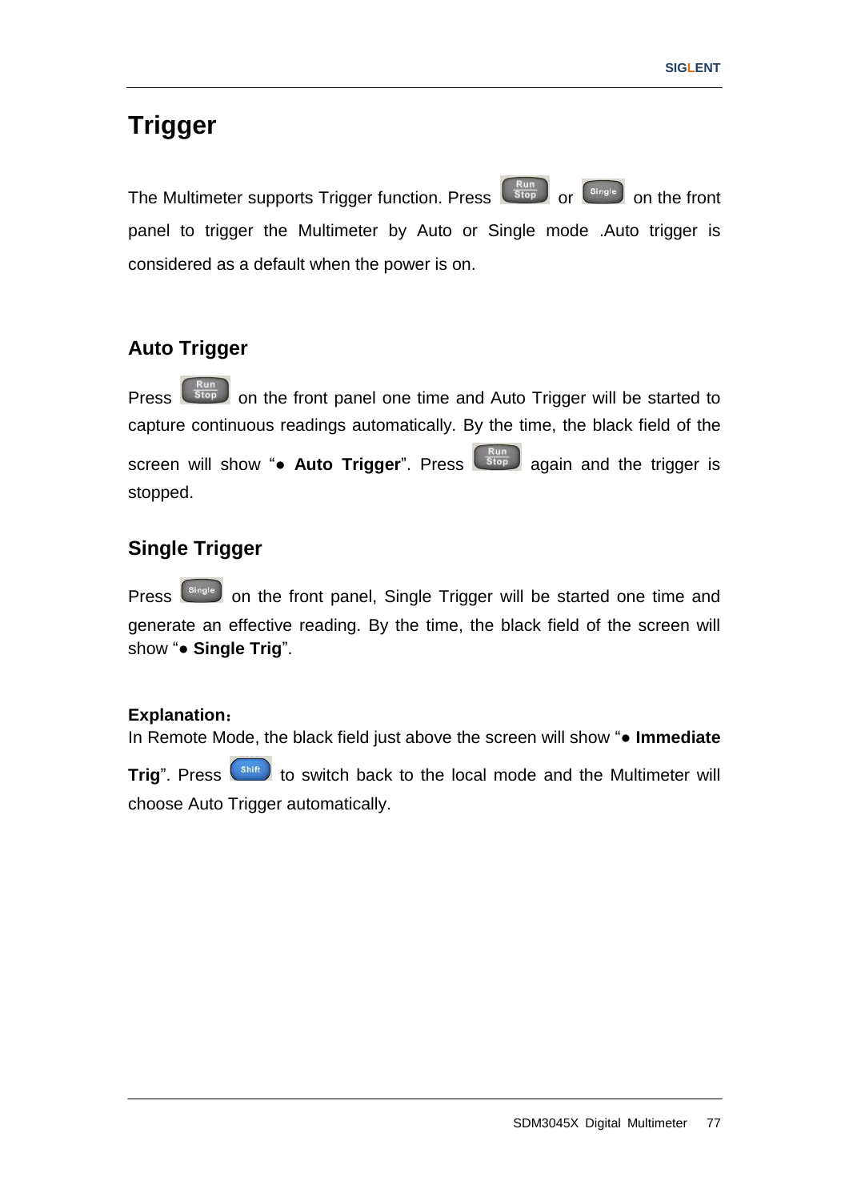# Trigger

The Multimeter supports Trigger function. Press Run/Stop or Single on the front panel to trigger the Multimeter by Auto or Single mode .Auto trigger is considered as a default when the power is on.

## Auto Trigger

Press Run/Stop on the front panel one time and Auto Trigger will be started to capture continuous readings automatically. By the time, the black field of the screen will show "● **Auto Trigger**". Press Run/Stop again and the trigger is stopped.

## Single Trigger

Press Single on the front panel, Single Trigger will be started one time and generate an effective reading. By the time, the black field of the screen will show "● **Single Trig**".

**Explanation：**
In Remote Mode, the black field just above the screen will show "● **Immediate Trig**". Press Shift to switch back to the local mode and the Multimeter will choose Auto Trigger automatically.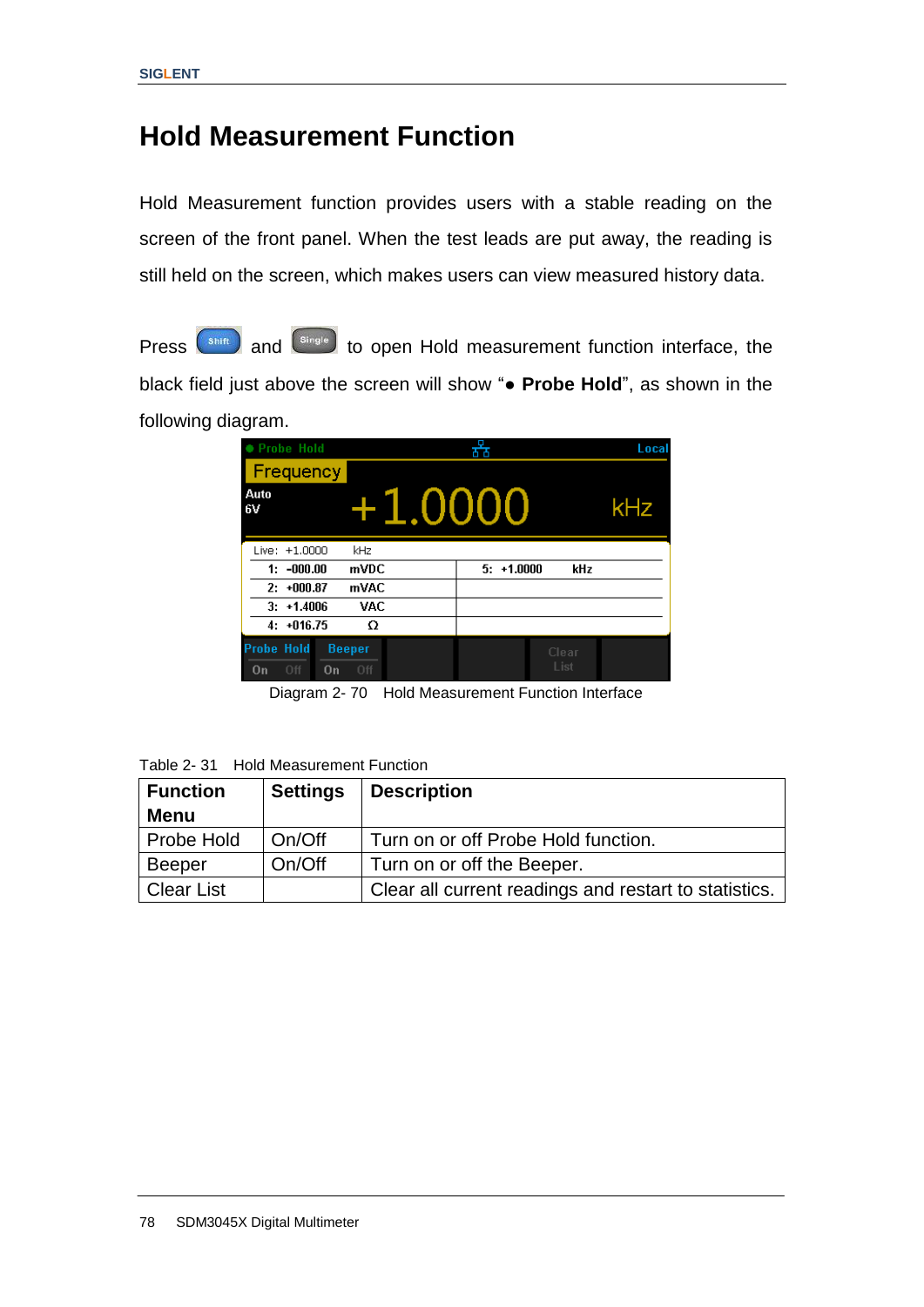# Hold Measurement Function

Hold Measurement function provides users with a stable reading on the screen of the front panel. When the test leads are put away, the reading is still held on the screen, which makes users can view measured history data.

Press Shift and Single to open Hold measurement function interface, the black field just above the screen will show "● **Probe Hold**", as shown in the following diagram.

Diagram 2- 70 Hold Measurement Function Interface

Table 2- 31 Hold Measurement Function

| Function Menu | Settings | Description |
|---|---|---|
| Probe Hold | On/Off | Turn on or off Probe Hold function. |
| Beeper | On/Off | Turn on or off the Beeper. |
| Clear List | | Clear all current readings and restart to statistics. |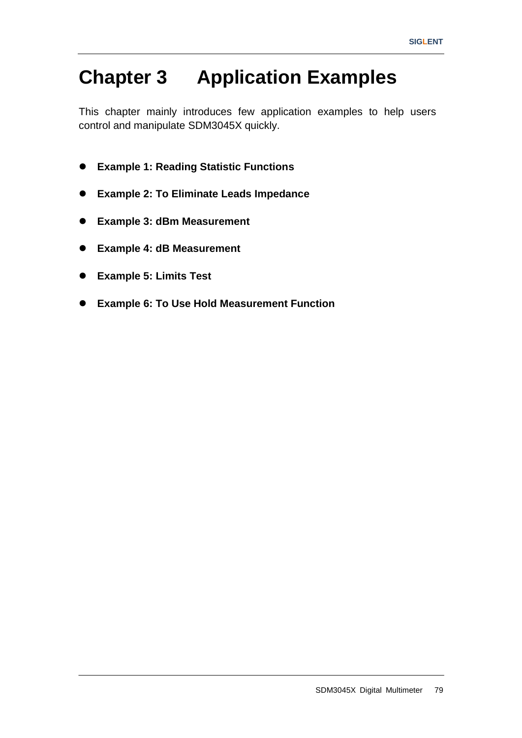# Chapter 3 Application Examples

This chapter mainly introduces few application examples to help users control and manipulate SDM3045X quickly.

- **Example 1: Reading Statistic Functions**
- **Example 2: To Eliminate Leads Impedance**
- **Example 3: dBm Measurement**
- **Example 4: dB Measurement**
- **Example 5: Limits Test**
- **Example 6: To Use Hold Measurement Function**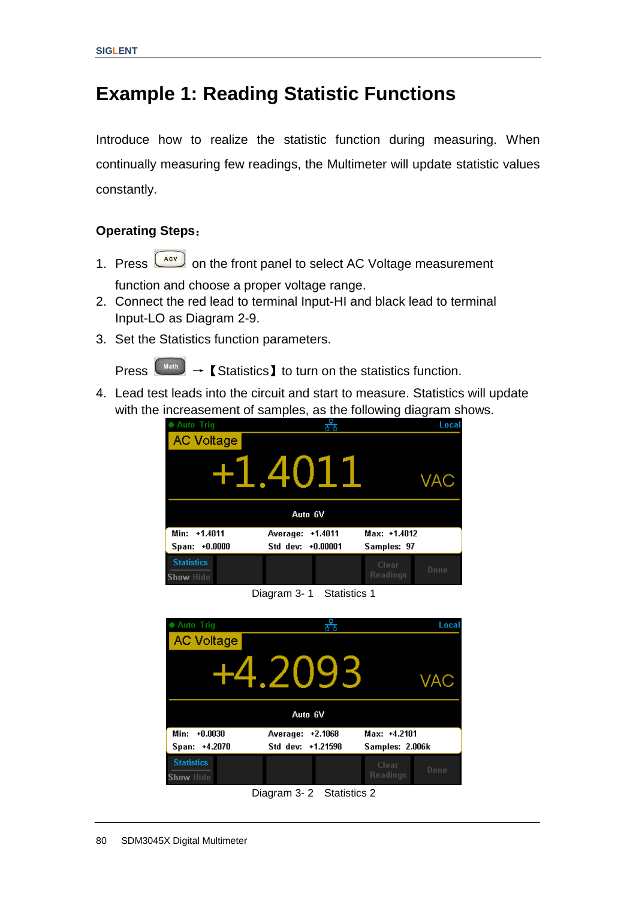# Example 1: Reading Statistic Functions

Introduce how to realize the statistic function during measuring. When continually measuring few readings, the Multimeter will update statistic values constantly.

**Operating Steps:**

1. Press ACV on the front panel to select AC Voltage measurement function and choose a proper voltage range.
2. Connect the red lead to terminal Input-HI and black lead to terminal Input-LO as Diagram 2-9.
3. Set the Statistics function parameters.

   Press Math → 【Statistics】 to turn on the statistics function.

4. Lead test leads into the circuit and start to measure. Statistics will update with the increasement of samples, as the following diagram shows.

Diagram 3- 1 Statistics 1

Diagram 3- 2 Statistics 2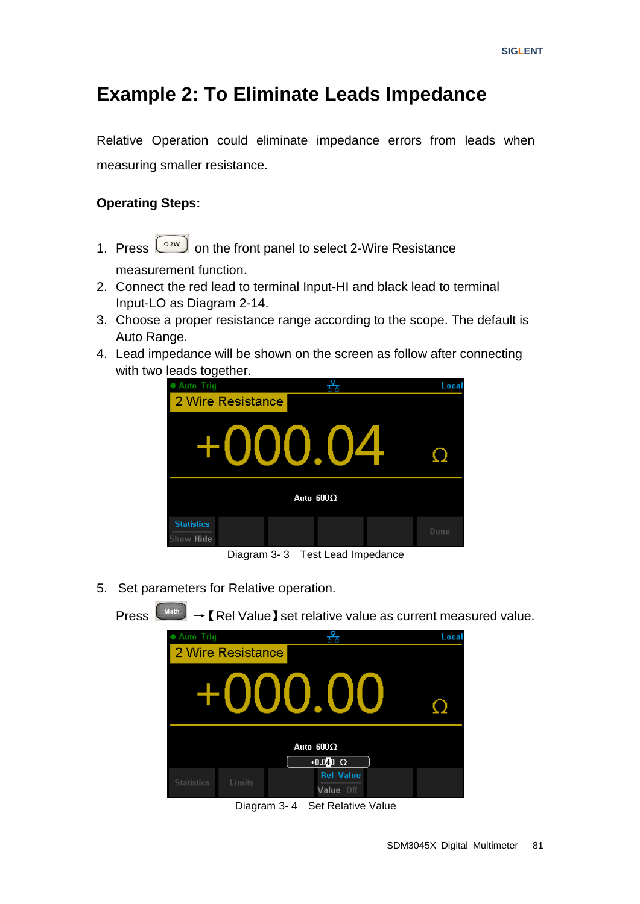# Example 2: To Eliminate Leads Impedance

Relative Operation could eliminate impedance errors from leads when measuring smaller resistance.

**Operating Steps:**

1. Press Ω2W on the front panel to select 2-Wire Resistance measurement function.
2. Connect the red lead to terminal Input-HI and black lead to terminal Input-LO as Diagram 2-14.
3. Choose a proper resistance range according to the scope. The default is Auto Range.
4. Lead impedance will be shown on the screen as follow after connecting with two leads together.

Diagram 3- 3 Test Lead Impedance

5. Set parameters for Relative operation.

   Press Math →【Rel Value】set relative value as current measured value.

Diagram 3- 4 Set Relative Value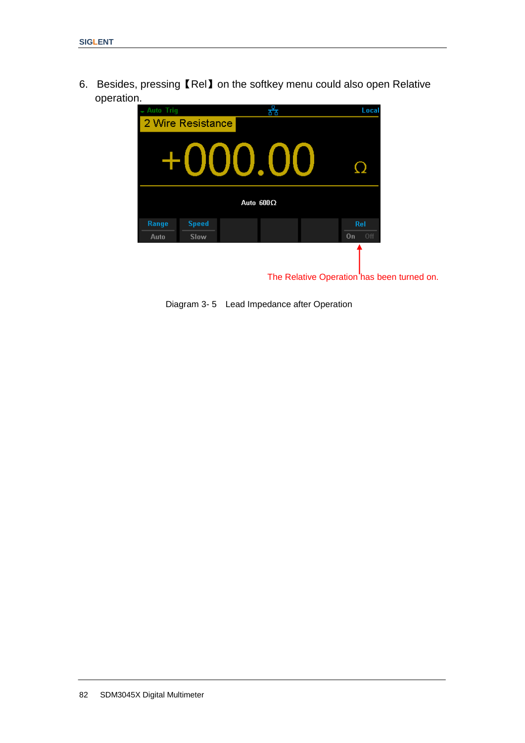6. Besides, pressing【Rel】on the softkey menu could also open Relative operation.

The Relative Operation has been turned on.

Diagram 3- 5 Lead Impedance after Operation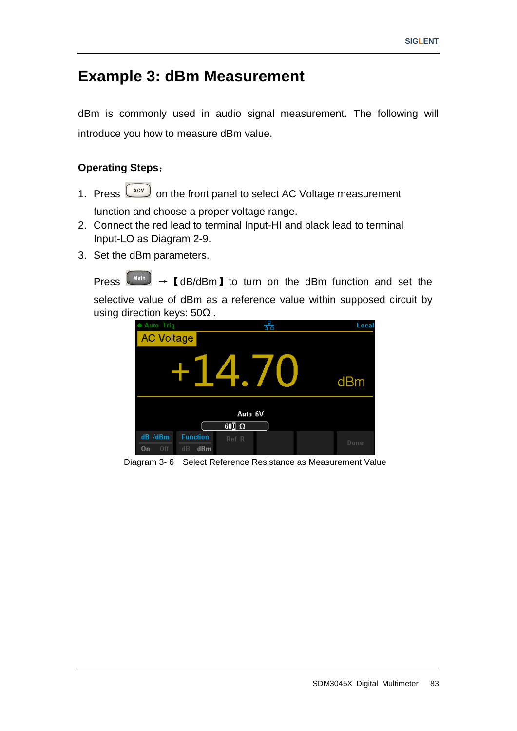# Example 3: dBm Measurement

dBm is commonly used in audio signal measurement. The following will introduce you how to measure dBm value.

**Operating Steps**：

1. Press ACV on the front panel to select AC Voltage measurement function and choose a proper voltage range.
2. Connect the red lead to terminal Input-HI and black lead to terminal Input-LO as Diagram 2-9.
3. Set the dBm parameters.

   Press Math → 【dB/dBm】 to turn on the dBm function and set the selective value of dBm as a reference value within supposed circuit by using direction keys: 50Ω .

Diagram 3- 6　Select Reference Resistance as Measurement Value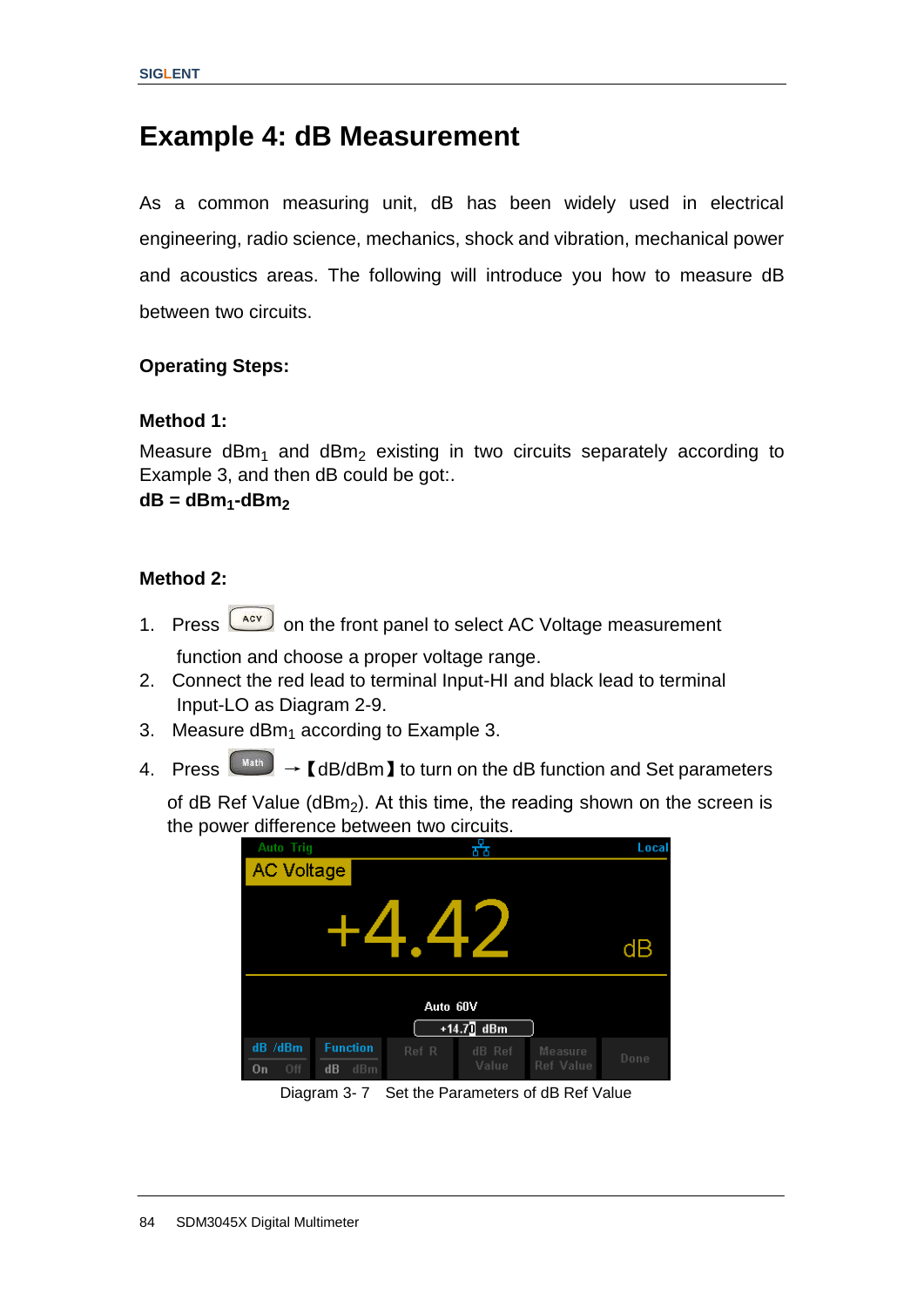## Example 4: dB Measurement

As a common measuring unit, dB has been widely used in electrical engineering, radio science, mechanics, shock and vibration, mechanical power and acoustics areas. The following will introduce you how to measure dB between two circuits.

**Operating Steps:**

**Method 1:**

Measure $dBm_1$ and $dBm_2$ existing in two circuits separately according to Example 3, and then dB could be got:.

**dB = $dBm_1$-$dBm_2$**

**Method 2:**

1. Press ACV on the front panel to select AC Voltage measurement function and choose a proper voltage range.
2. Connect the red lead to terminal Input-HI and black lead to terminal Input-LO as Diagram 2-9.
3. Measure $dBm_1$ according to Example 3.
4. Press Math →【dB/dBm】to turn on the dB function and Set parameters of dB Ref Value ($dBm_2$). At this time, the reading shown on the screen is the power difference between two circuits.

Diagram 3- 7 Set the Parameters of dB Ref Value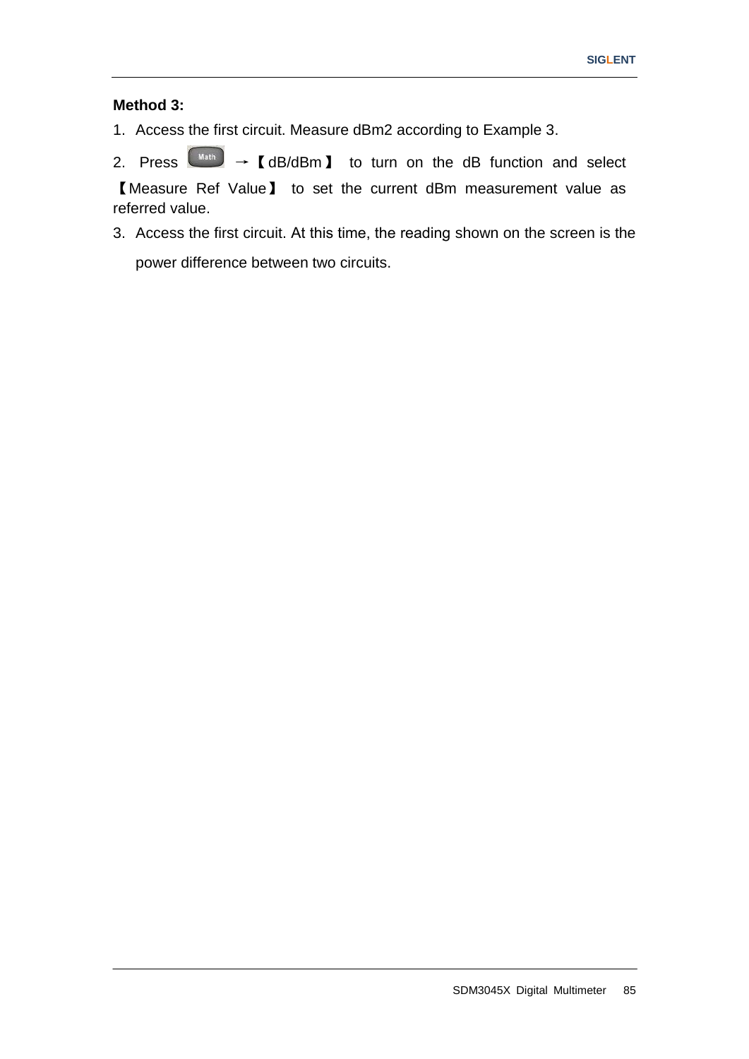**Method 3:**

1. Access the first circuit. Measure dBm2 according to Example 3.
2. Press Math →【dB/dBm】 to turn on the dB function and select【Measure Ref Value】 to set the current dBm measurement value as referred value.
3. Access the first circuit. At this time, the reading shown on the screen is the power difference between two circuits.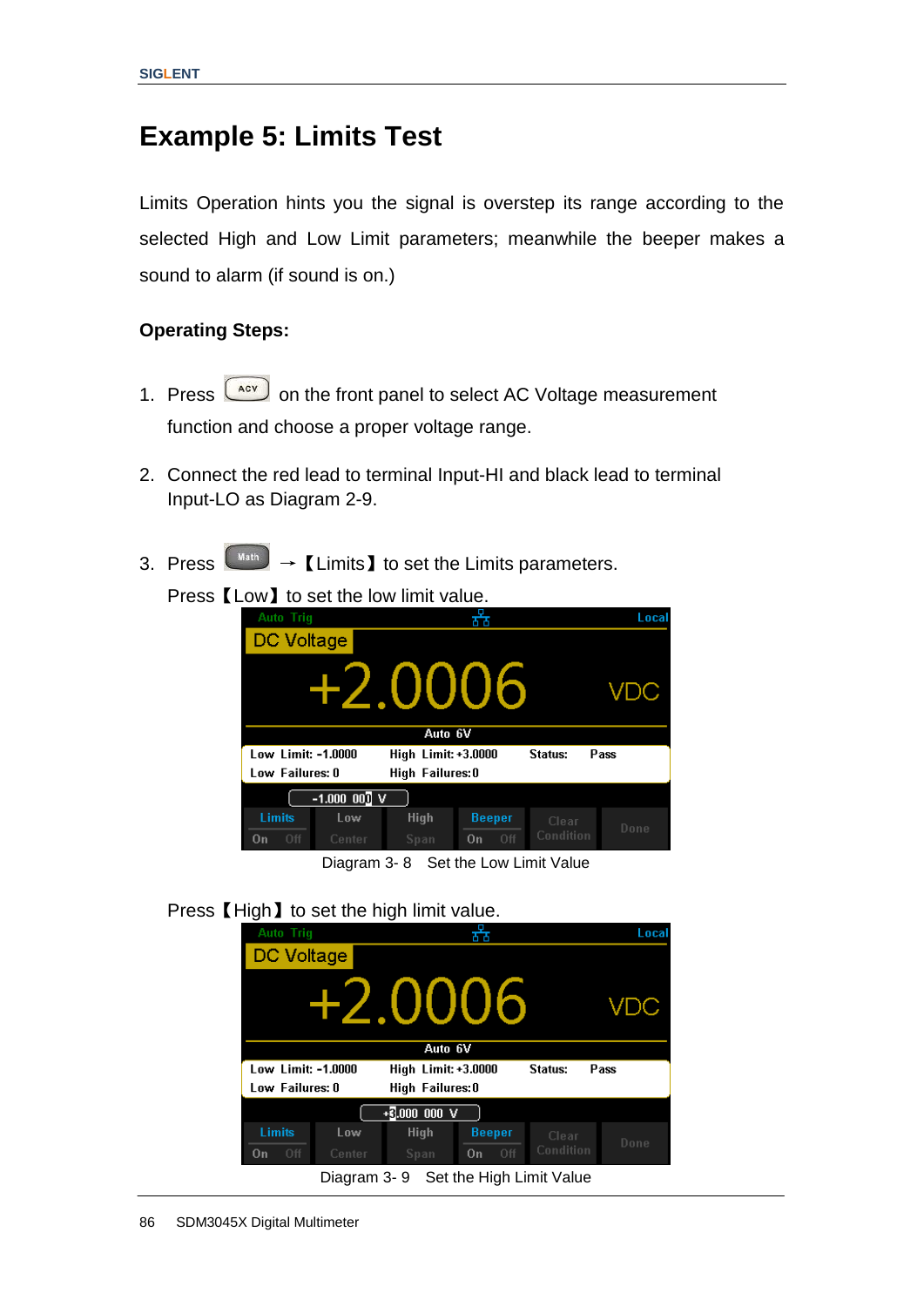# Example 5: Limits Test

Limits Operation hints you the signal is overstep its range according to the selected High and Low Limit parameters; meanwhile the beeper makes a sound to alarm (if sound is on.)

**Operating Steps:**

1. Press ACV on the front panel to select AC Voltage measurement function and choose a proper voltage range.
2. Connect the red lead to terminal Input-HI and black lead to terminal Input-LO as Diagram 2-9.
3. Press Math → 【Limits】 to set the Limits parameters.

   Press【Low】 to set the low limit value.

   Diagram 3- 8 Set the Low Limit Value

   Press【High】 to set the high limit value.

   Diagram 3- 9 Set the High Limit Value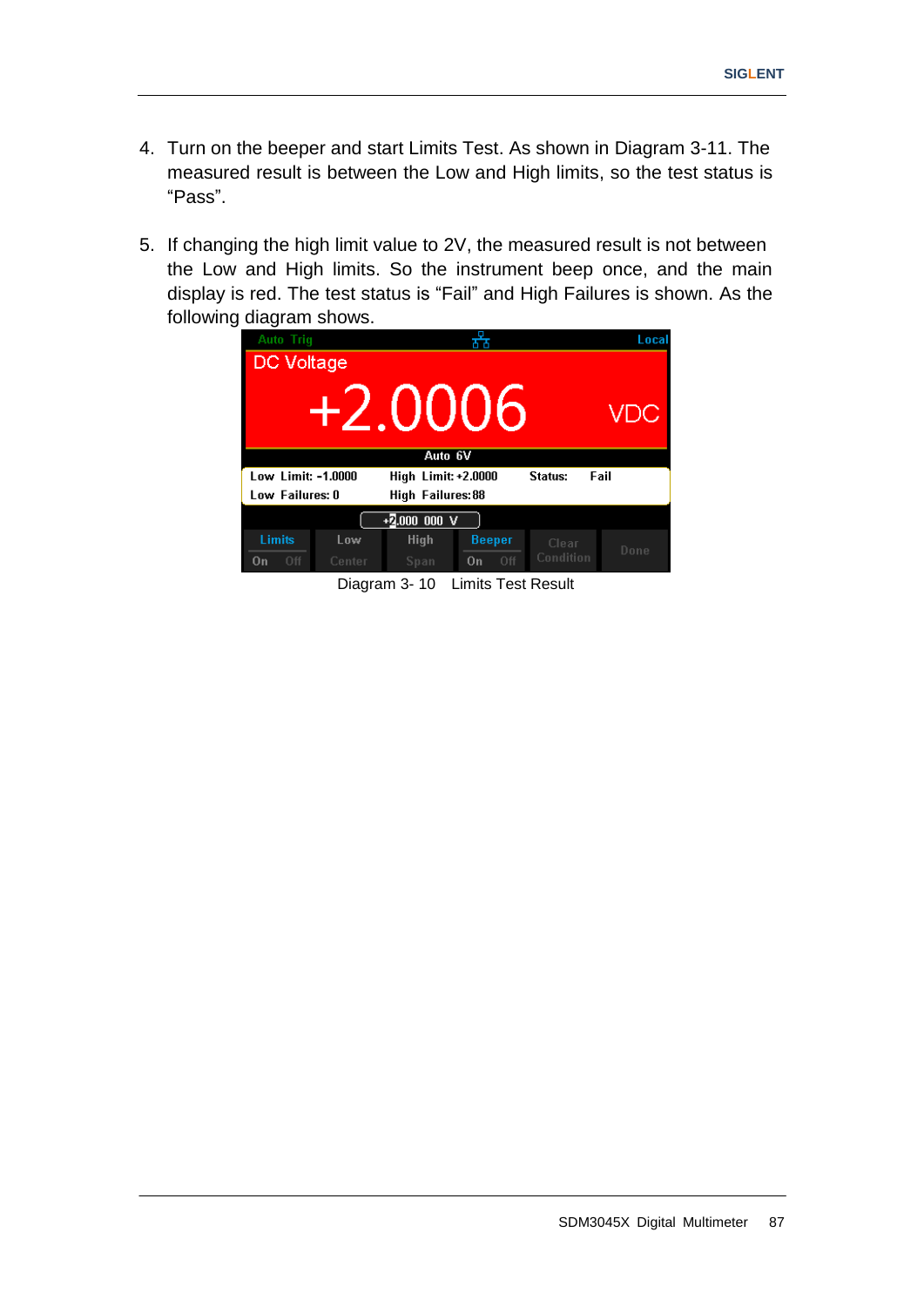4. Turn on the beeper and start Limits Test. As shown in Diagram 3-11. The measured result is between the Low and High limits, so the test status is “Pass”.

5. If changing the high limit value to 2V, the measured result is not between the Low and High limits. So the instrument beep once, and the main display is red. The test status is “Fail” and High Failures is shown. As the following diagram shows.

Diagram 3- 10　Limits Test Result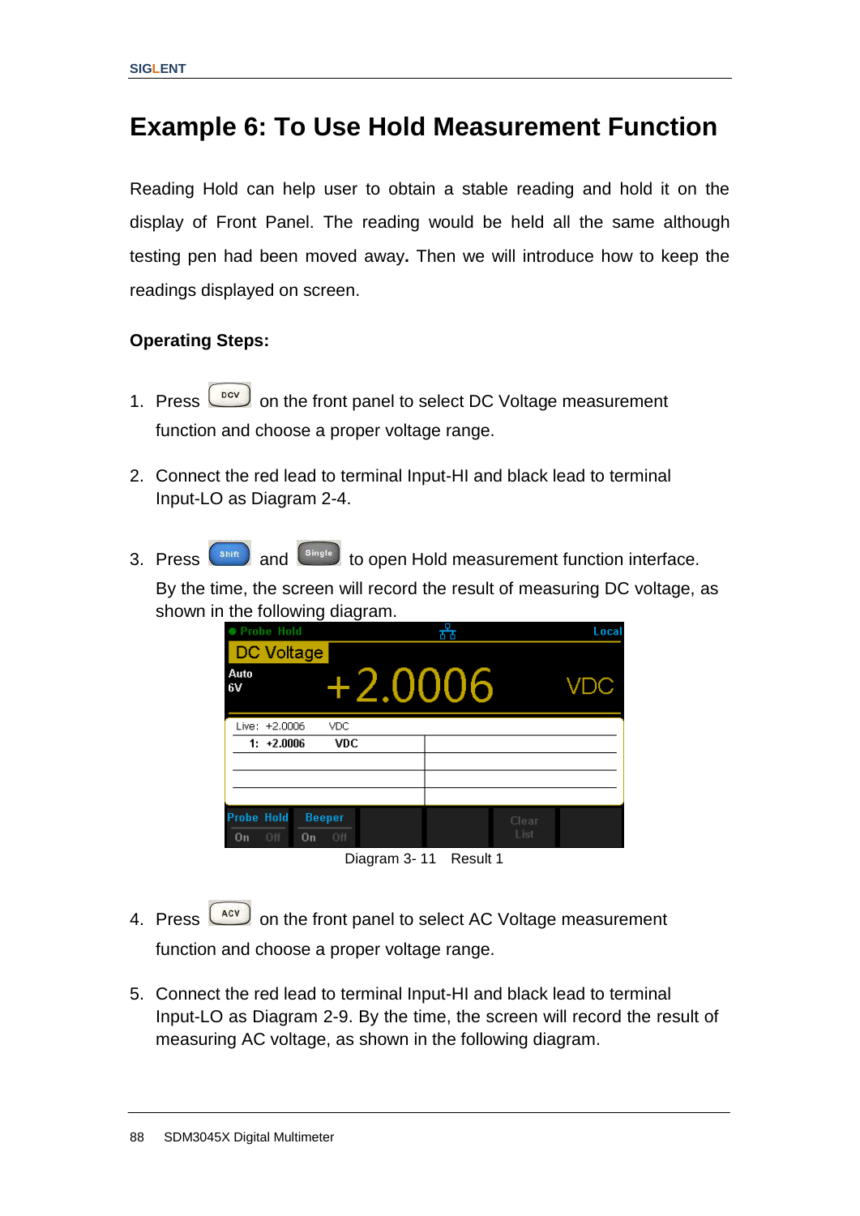# Example 6: To Use Hold Measurement Function

Reading Hold can help user to obtain a stable reading and hold it on the display of Front Panel. The reading would be held all the same although testing pen had been moved away. Then we will introduce how to keep the readings displayed on screen.

**Operating Steps:**

1. Press DCV on the front panel to select DC Voltage measurement function and choose a proper voltage range.

2. Connect the red lead to terminal Input-HI and black lead to terminal Input-LO as Diagram 2-4.

3. Press Shift and Single to open Hold measurement function interface. By the time, the screen will record the result of measuring DC voltage, as shown in the following diagram.

Diagram 3- 11 Result 1

4. Press ACV on the front panel to select AC Voltage measurement function and choose a proper voltage range.

5. Connect the red lead to terminal Input-HI and black lead to terminal Input-LO as Diagram 2-9. By the time, the screen will record the result of measuring AC voltage, as shown in the following diagram.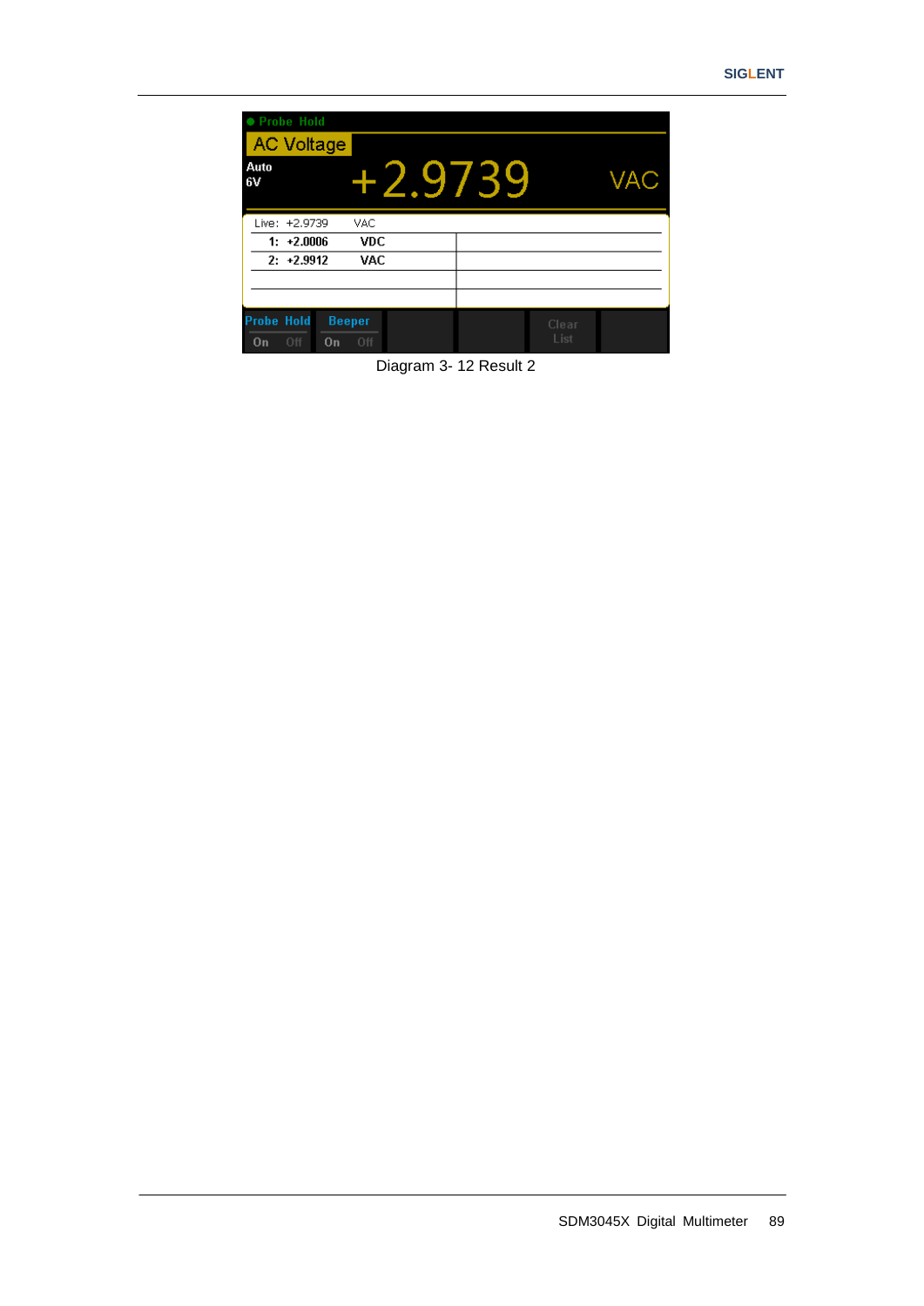Diagram 3- 12 Result 2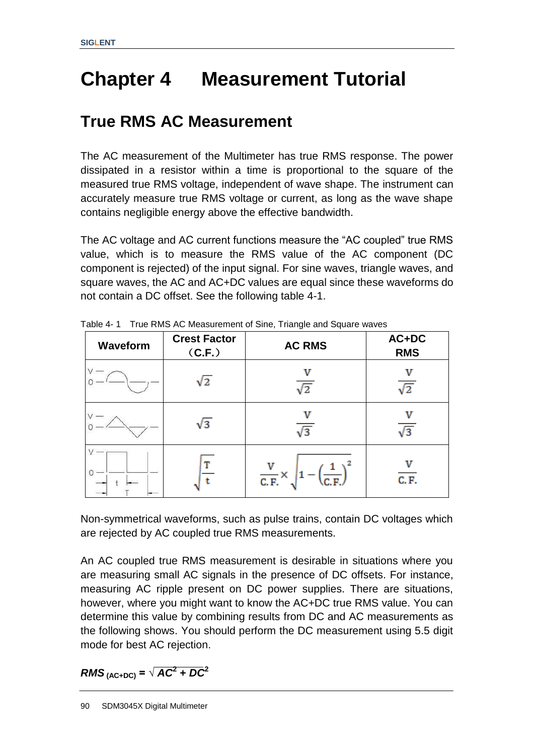# Chapter 4 Measurement Tutorial

## True RMS AC Measurement

The AC measurement of the Multimeter has true RMS response. The power dissipated in a resistor within a time is proportional to the square of the measured true RMS voltage, independent of wave shape. The instrument can accurately measure true RMS voltage or current, as long as the wave shape contains negligible energy above the effective bandwidth.

The AC voltage and AC current functions measure the "AC coupled" true RMS value, which is to measure the RMS value of the AC component (DC component is rejected) of the input signal. For sine waves, triangle waves, and square waves, the AC and AC+DC values are equal since these waveforms do not contain a DC offset. See the following table 4-1.

Table 4- 1 True RMS AC Measurement of Sine, Triangle and Square waves

| Waveform | Crest Factor （C.F.） | AC RMS | AC+DC RMS |
|---|---|---|---|
| Sine | $\sqrt{2}$ | $\frac{V}{\sqrt{2}}$ | $\frac{V}{\sqrt{2}}$ |
| Triangle | $\sqrt{3}$ | $\frac{V}{\sqrt{3}}$ | $\frac{V}{\sqrt{3}}$ |
| Square (pulse width t, period T) | $\sqrt{\frac{T}{t}}$ | $\frac{V}{C.F.} \times \sqrt{1-\left(\frac{1}{C.F.}\right)^2}$ | $\frac{V}{C.F.}$ |

Non-symmetrical waveforms, such as pulse trains, contain DC voltages which are rejected by AC coupled true RMS measurements.

An AC coupled true RMS measurement is desirable in situations where you are measuring small AC signals in the presence of DC offsets. For instance, measuring AC ripple present on DC power supplies. There are situations, however, where you might want to know the AC+DC true RMS value. You can determine this value by combining results from DC and AC measurements as the following shows. You should perform the DC measurement using 5.5 digit mode for best AC rejection.

$$RMS_{(AC+DC)} = \sqrt{AC^2 + DC^2}$$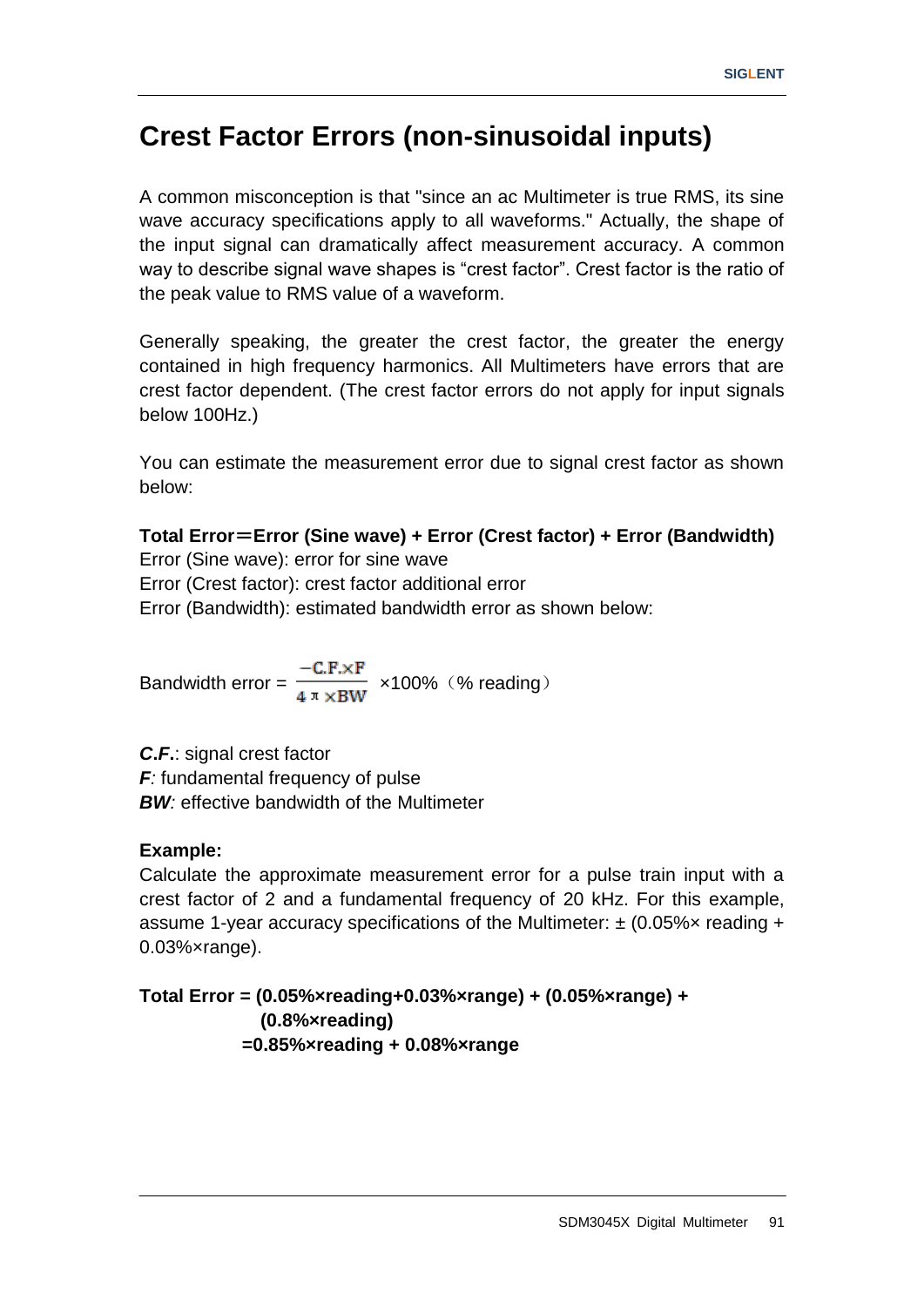# Crest Factor Errors (non-sinusoidal inputs)

A common misconception is that "since an ac Multimeter is true RMS, its sine wave accuracy specifications apply to all waveforms." Actually, the shape of the input signal can dramatically affect measurement accuracy. A common way to describe signal wave shapes is “crest factor”. Crest factor is the ratio of the peak value to RMS value of a waveform.

Generally speaking, the greater the crest factor, the greater the energy contained in high frequency harmonics. All Multimeters have errors that are crest factor dependent. (The crest factor errors do not apply for input signals below 100Hz.)

You can estimate the measurement error due to signal crest factor as shown below:

**Total Error＝Error (Sine wave) + Error (Crest factor) + Error (Bandwidth)**
Error (Sine wave): error for sine wave
Error (Crest factor): crest factor additional error
Error (Bandwidth): estimated bandwidth error as shown below:

Bandwidth error = $\frac{-C.F.\times F}{4\pi \times BW}$ ×100%（% reading）

***C.F.***: signal crest factor
***F***: fundamental frequency of pulse
***BW***: effective bandwidth of the Multimeter

**Example:**
Calculate the approximate measurement error for a pulse train input with a crest factor of 2 and a fundamental frequency of 20 kHz. For this example, assume 1-year accuracy specifications of the Multimeter: ± (0.05%× reading + 0.03%×range).

**Total Error = (0.05%×reading+0.03%×range) + (0.05%×range) + (0.8%×reading)**
**=0.85%×reading + 0.08%×range**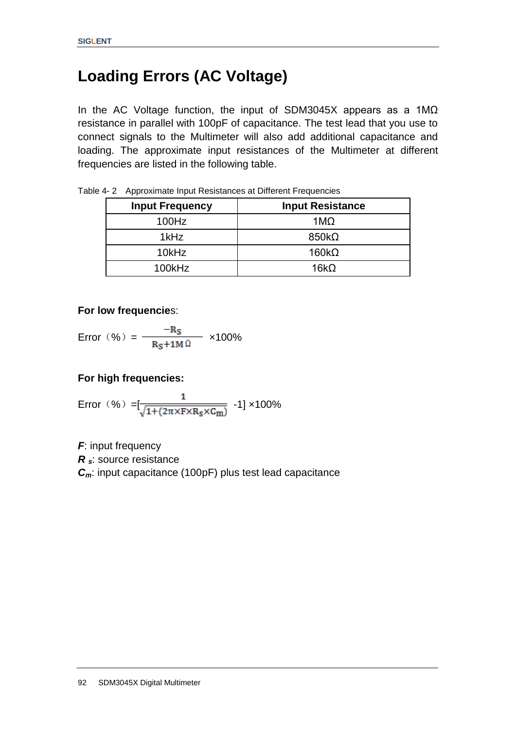# Loading Errors (AC Voltage)

In the AC Voltage function, the input of SDM3045X appears as a 1MΩ resistance in parallel with 100pF of capacitance. The test lead that you use to connect signals to the Multimeter will also add additional capacitance and loading. The approximate input resistances of the Multimeter at different frequencies are listed in the following table.

Table 4- 2 Approximate Input Resistances at Different Frequencies

| Input Frequency | Input Resistance |
|---|---|
| 100Hz | 1MΩ |
| 1kHz | 850kΩ |
| 10kHz | 160kΩ |
| 100kHz | 16kΩ |

**For low frequencie**s:

Error（%）= $\frac{-R_S}{R_S+1M\Omega}$ ×100%

**For high frequencies:**

Error（%）=[$\frac{1}{\sqrt{1+(2\pi \times F \times R_S \times C_m)}}$ -1] ×100%

***F***: input frequency

***R ₛ***: source resistance

***C_m***: input capacitance (100pF) plus test lead capacitance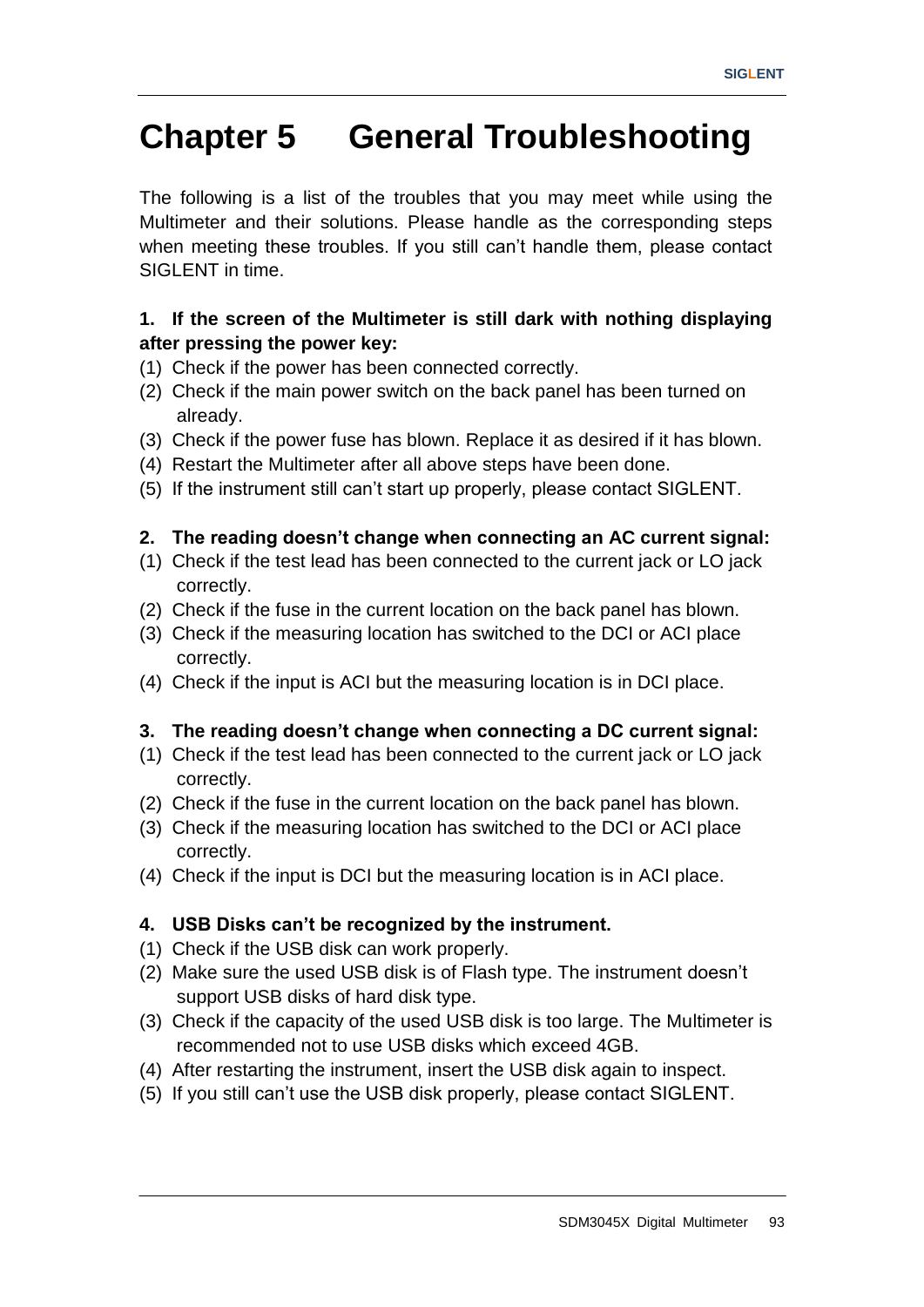# Chapter 5 General Troubleshooting

The following is a list of the troubles that you may meet while using the Multimeter and their solutions. Please handle as the corresponding steps when meeting these troubles. If you still can't handle them, please contact SIGLENT in time.

**1. If the screen of the Multimeter is still dark with nothing displaying after pressing the power key:**

(1) Check if the power has been connected correctly.
(2) Check if the main power switch on the back panel has been turned on already.
(3) Check if the power fuse has blown. Replace it as desired if it has blown.
(4) Restart the Multimeter after all above steps have been done.
(5) If the instrument still can't start up properly, please contact SIGLENT.

**2. The reading doesn't change when connecting an AC current signal:**

(1) Check if the test lead has been connected to the current jack or LO jack correctly.
(2) Check if the fuse in the current location on the back panel has blown.
(3) Check if the measuring location has switched to the DCI or ACI place correctly.
(4) Check if the input is ACI but the measuring location is in DCI place.

**3. The reading doesn't change when connecting a DC current signal:**

(1) Check if the test lead has been connected to the current jack or LO jack correctly.
(2) Check if the fuse in the current location on the back panel has blown.
(3) Check if the measuring location has switched to the DCI or ACI place correctly.
(4) Check if the input is DCI but the measuring location is in ACI place.

**4. USB Disks can't be recognized by the instrument.**

(1) Check if the USB disk can work properly.
(2) Make sure the used USB disk is of Flash type. The instrument doesn't support USB disks of hard disk type.
(3) Check if the capacity of the used USB disk is too large. The Multimeter is recommended not to use USB disks which exceed 4GB.
(4) After restarting the instrument, insert the USB disk again to inspect.
(5) If you still can't use the USB disk properly, please contact SIGLENT.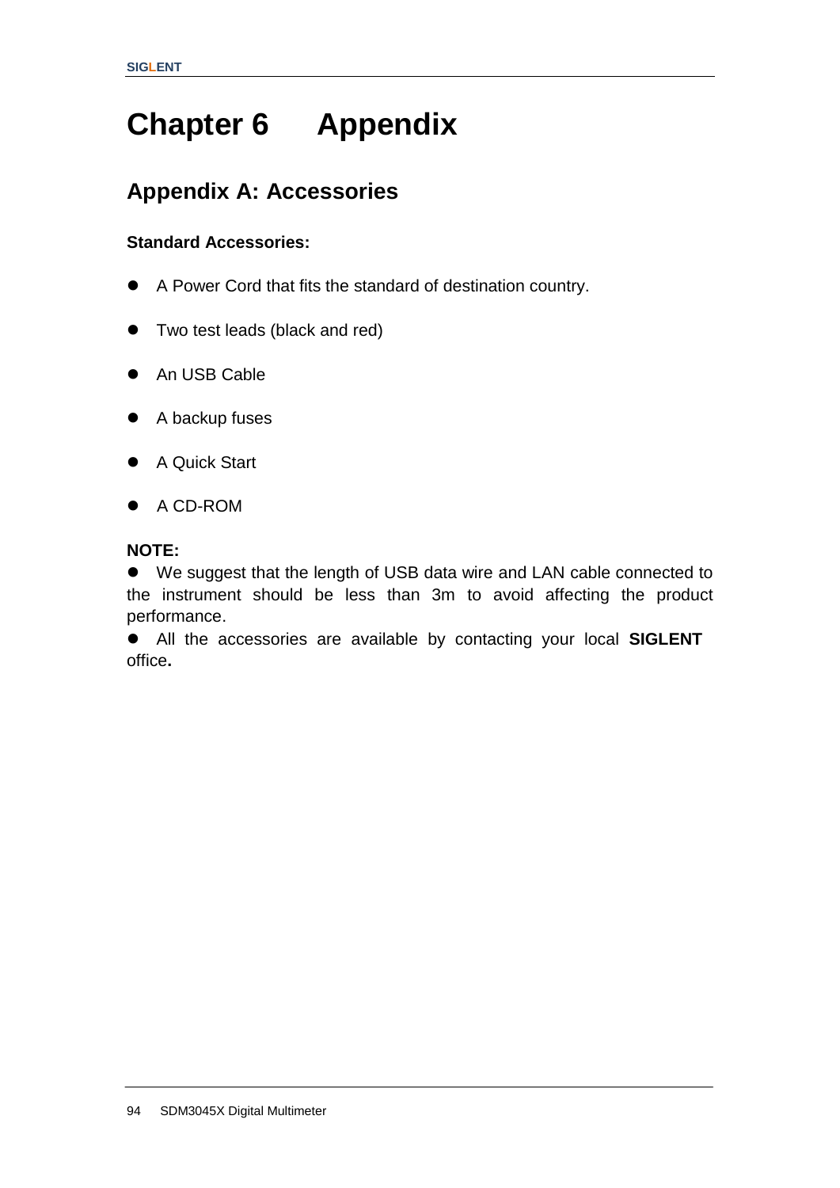# Chapter 6 Appendix

## Appendix A: Accessories

**Standard Accessories:**

- A Power Cord that fits the standard of destination country.
- Two test leads (black and red)
- An USB Cable
- A backup fuses
- A Quick Start
- A CD-ROM

**NOTE:**

- We suggest that the length of USB data wire and LAN cable connected to the instrument should be less than 3m to avoid affecting the product performance.
- All the accessories are available by contacting your local **SIGLENT** office**.**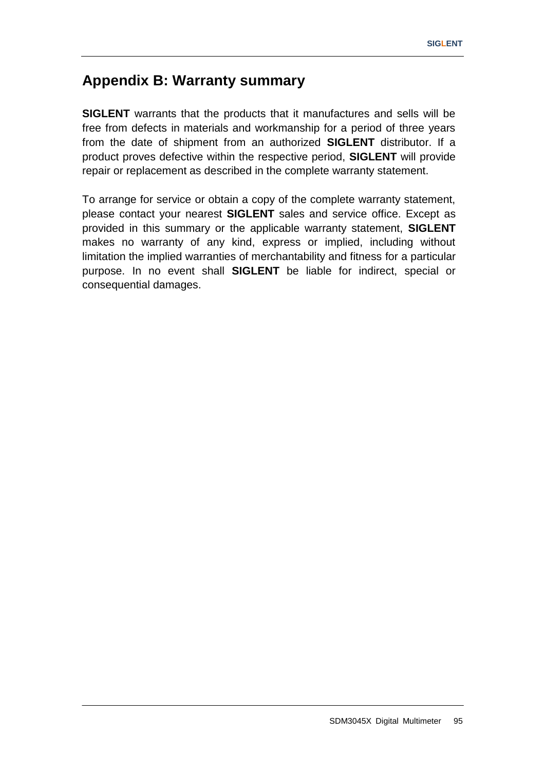# Appendix B: Warranty summary

**SIGLENT** warrants that the products that it manufactures and sells will be free from defects in materials and workmanship for a period of three years from the date of shipment from an authorized **SIGLENT** distributor. If a product proves defective within the respective period, **SIGLENT** will provide repair or replacement as described in the complete warranty statement.

To arrange for service or obtain a copy of the complete warranty statement, please contact your nearest **SIGLENT** sales and service office. Except as provided in this summary or the applicable warranty statement, **SIGLENT** makes no warranty of any kind, express or implied, including without limitation the implied warranties of merchantability and fitness for a particular purpose. In no event shall **SIGLENT** be liable for indirect, special or consequential damages.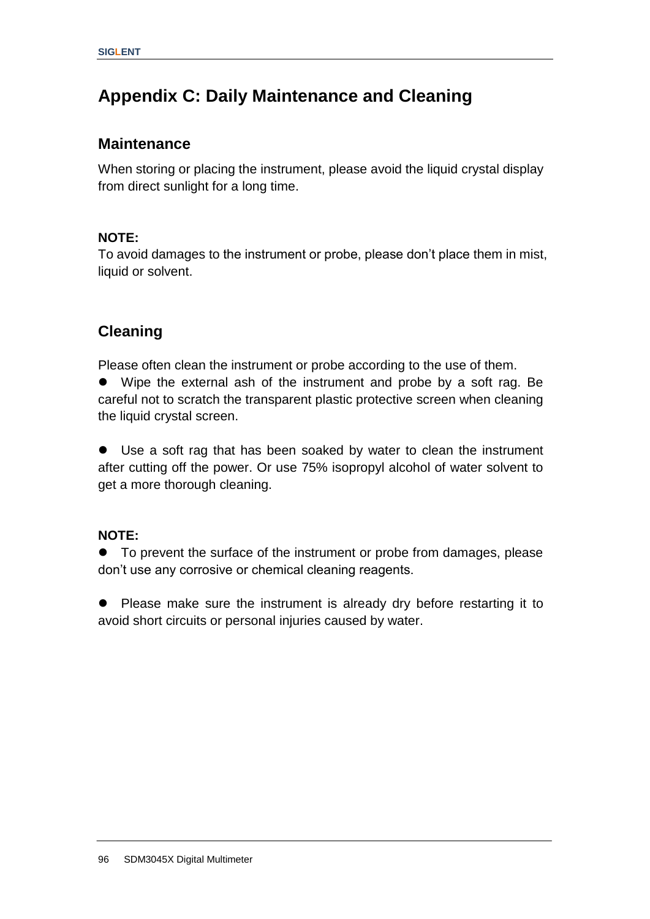# Appendix C: Daily Maintenance and Cleaning

## Maintenance

When storing or placing the instrument, please avoid the liquid crystal display from direct sunlight for a long time.

**NOTE:**
To avoid damages to the instrument or probe, please don't place them in mist, liquid or solvent.

## Cleaning

Please often clean the instrument or probe according to the use of them.

- Wipe the external ash of the instrument and probe by a soft rag. Be careful not to scratch the transparent plastic protective screen when cleaning the liquid crystal screen.

- Use a soft rag that has been soaked by water to clean the instrument after cutting off the power. Or use 75% isopropyl alcohol of water solvent to get a more thorough cleaning.

**NOTE:**

- To prevent the surface of the instrument or probe from damages, please don't use any corrosive or chemical cleaning reagents.

- Please make sure the instrument is already dry before restarting it to avoid short circuits or personal injuries caused by water.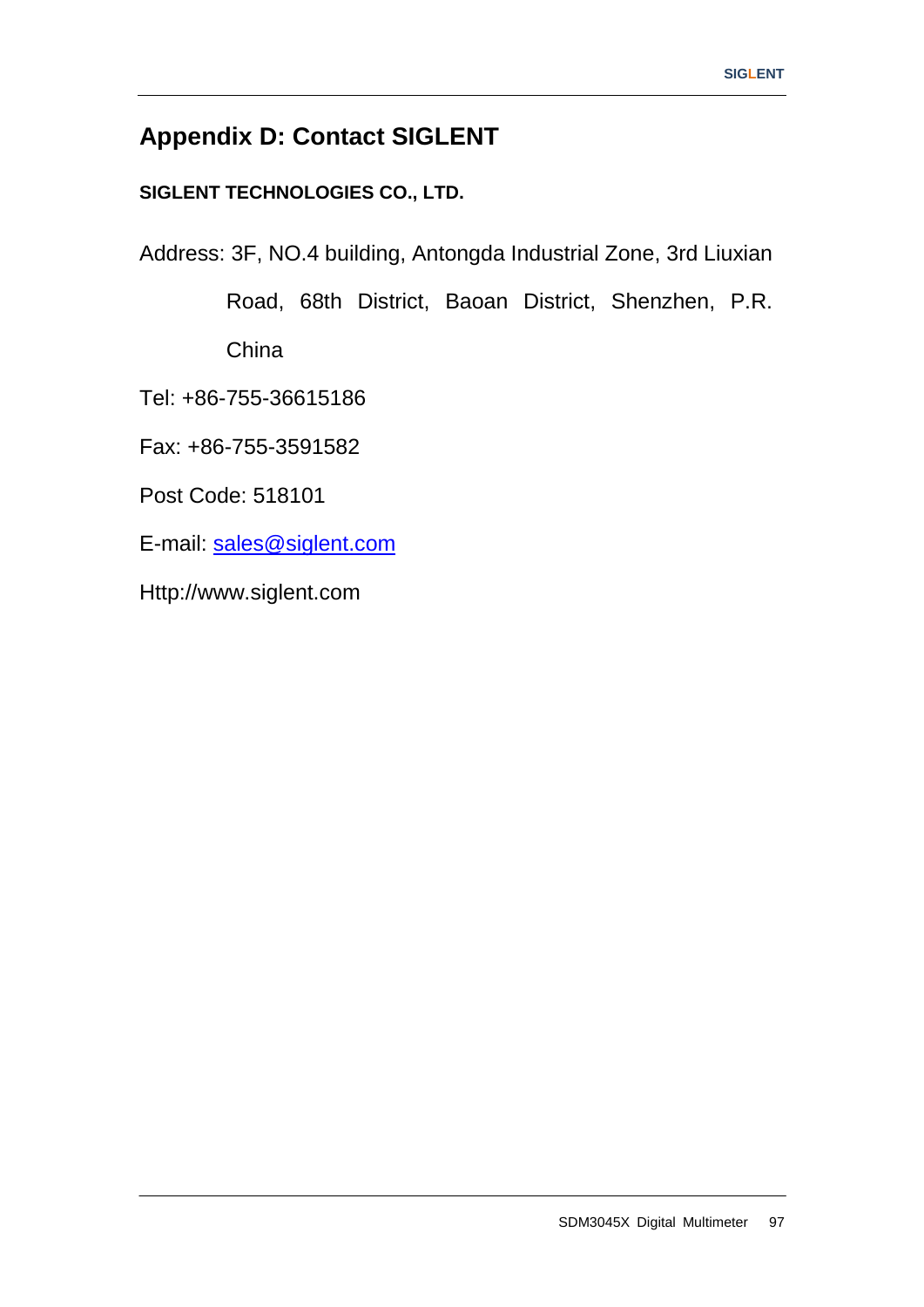# Appendix D: Contact SIGLENT

**SIGLENT TECHNOLOGIES CO., LTD.**

Address: 3F, NO.4 building, Antongda Industrial Zone, 3rd Liuxian Road, 68th District, Baoan District, Shenzhen, P.R. China

Tel: +86-755-36615186

Fax: +86-755-3591582

Post Code: 518101

E-mail: sales@siglent.com

Http://www.siglent.com